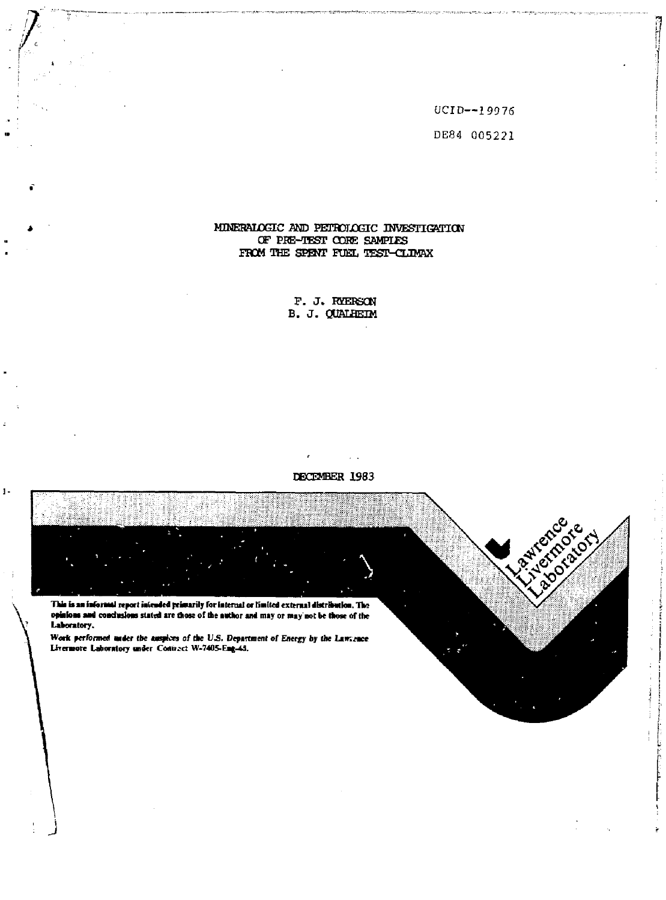UCID--19976

DE84 005221

# MINERALOGIC AND PETROLOGIC INVESTIGATION OF PRE-TEST CORE SAMPLES FROM THE SPENT FUEL TEST-CLIMAX

F. J. RYERSON

B. J. QUALHEIM

DECEMBER 1983

Lawrence Livermore Laboratory

**This is an informal report intended primarily for internal or limited external distribution. The opinions and conclusions stated are those of the author and may or may not be those of the Laboratory.**

*Work performed under the auspices of the U.S. Department of Energy by the Lawrence Livermore Laboratory under Contract W-7405-Eng-48.*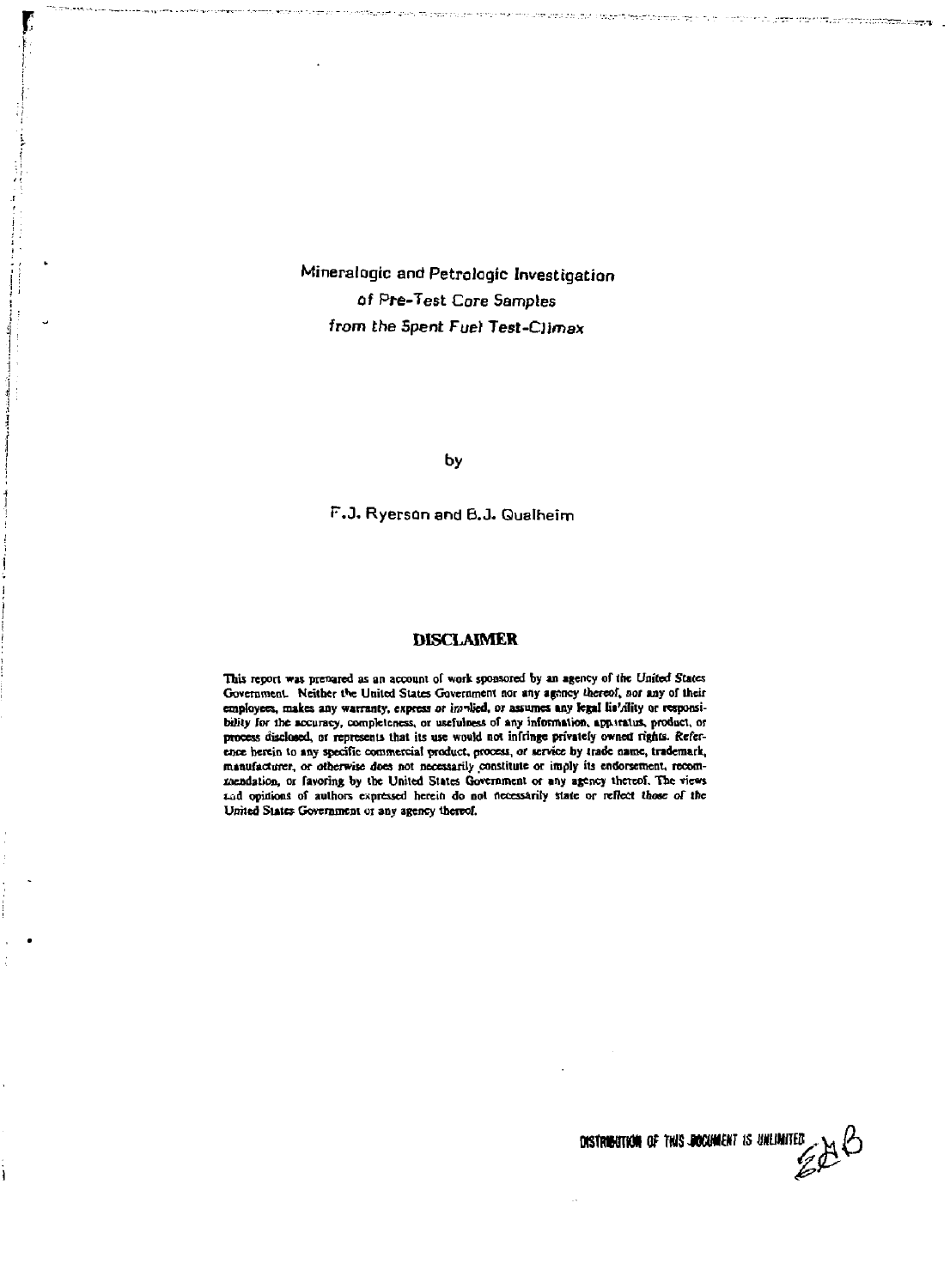# Mineralogic and Petrologic Investigation of Pre-Test Core Samples from the Spent Fuel Test-Climax

by

F.J. Ryerson and B.J. Qualheim

## DISCLAIMER

This report was prepared as an account of work sponsored by an agency of the United States Government. Neither the United States Government nor any agency thereof, nor any of their employees, makes any warranty, express or implied, or assumes any legal liability or responsibility for the accuracy, completeness, or usefulness of any information, apparatus, product, or process disclosed, or represents that its use would not infringe privately owned rights. Reference herein to any specific commercial product, process, or service by trade name, trademark, manufacturer, or otherwise does not necessarily constitute or imply its endorsement, recommendation, or favoring by the United States Government or any agency thereof. The views and opinions of authors expressed herein do not necessarily state or reflect those of the United States Government or any agency thereof.

DISTRIBUTION OF THIS DOCUMENT IS UNLIMITED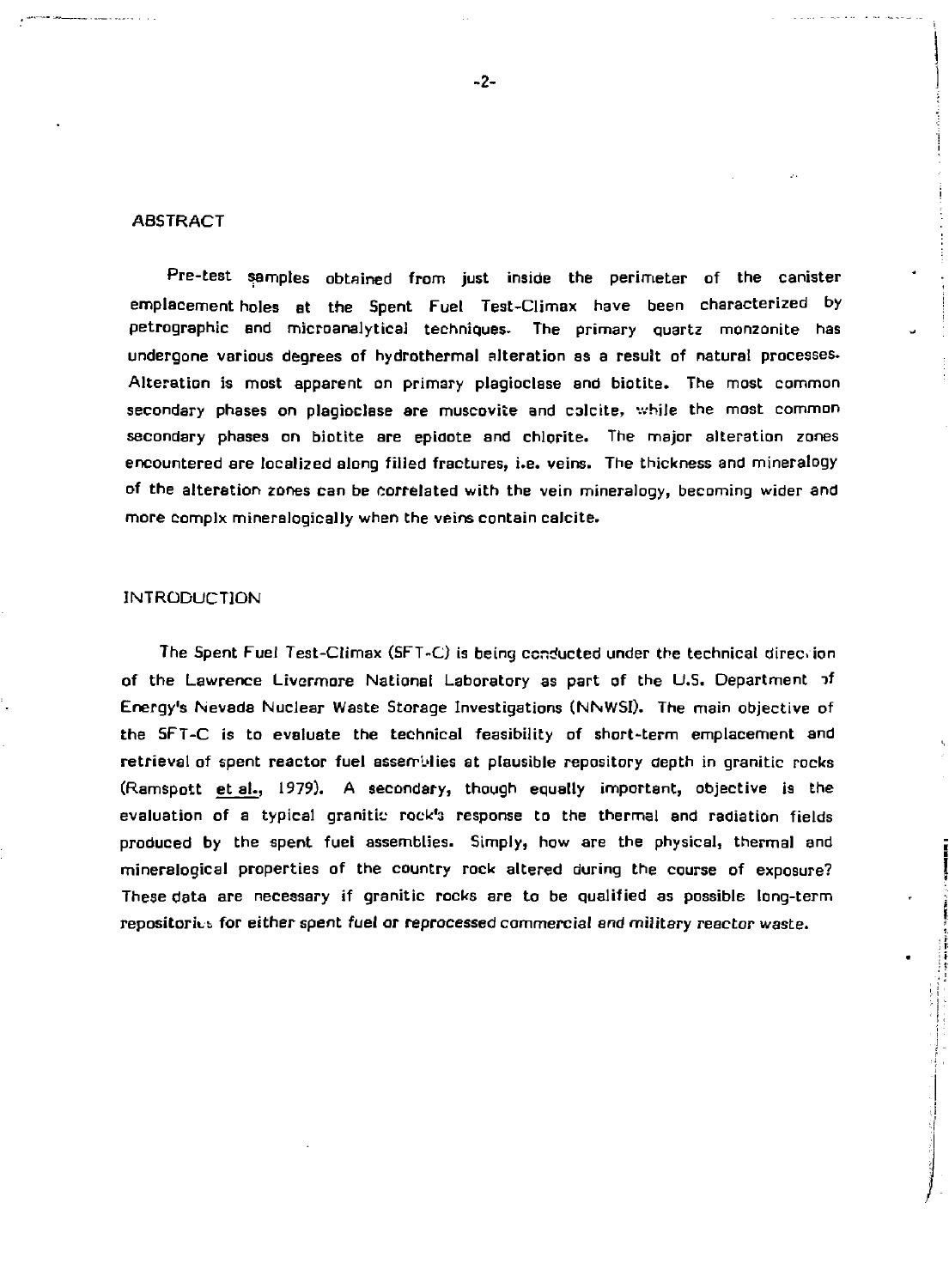## ABSTRACT

Pre-test samples obtained from just inside the perimeter of the canister emplacement holes at the Spent Fuel Test-Climax have been characterized by petrographic and microanalytical techniques. The primary quartz monzonite has undergone various degrees of hydrothermal alteration as a result of natural processes. Alteration is most apparent on primary plagioclase and biotite. The most common secondary phases on plagioclase are muscovite and calcite, while the most common secondary phases on biotite are epidote and chlorite. The major alteration zones encountered are localized along filled fractures, i.e. veins. The thickness and mineralogy of the alteration zones can be correlated with the vein mineralogy, becoming wider and more complx mineralogically when the veins contain calcite.

## INTRODUCTION

The Spent Fuel Test-Climax (SFT-C) is being conducted under the technical direction of the Lawrence Livermore National Laboratory as part of the U.S. Department of Energy's Nevada Nuclear Waste Storage Investigations (NNWSI). The main objective of the SFT-C is to evaluate the technical feasibility of short-term emplacement and retrieval of spent reactor fuel assemblies at plausible repository depth in granitic rocks (Ramspott et al., 1979). A secondary, though equally important, objective is the evaluation of a typical granitic rock's response to the thermal and radiation fields produced by the spent fuel assemblies. Simply, how are the physical, thermal and mineralogical properties of the country rock altered during the course of exposure? These data are necessary if granitic rocks are to be qualified as possible long-term repositories for either spent fuel or reprocessed commercial and military reactor waste.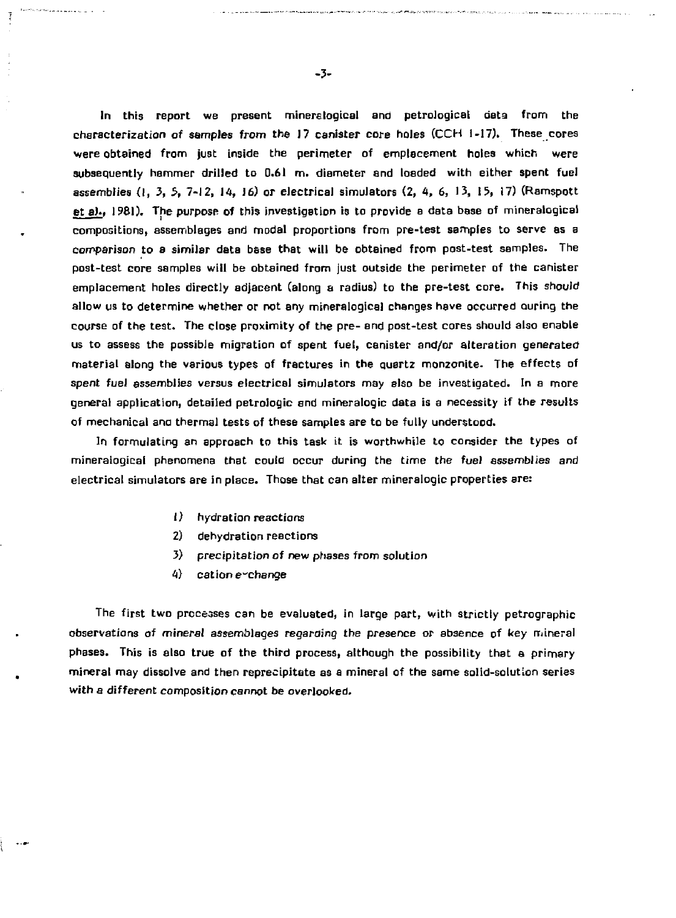In this report we present mineralogical and petrological data from the characterization of samples from the 17 canister core holes (CCH 1-17). These cores were obtained from just inside the perimeter of emplacement holes which were subsequently hammer drilled to 0.61 m. diameter and loaded with either spent fuel assemblies (1, 3, 5, 7-12, 14, 16) or electrical simulators (2, 4, 6, 13, 15, 17) (Ramspott et al., 1981). The purpose of this investigation is to provide a data base of mineralogical compositions, assemblages and modal proportions from pre-test samples to serve as a comparison to a similar data base that will be obtained from post-test samples. The post-test core samples will be obtained from just outside the perimeter of the canister emplacement holes directly adjacent (along a radius) to the pre-test core. This should allow us to determine whether or not any mineralogical changes have occurred during the course of the test. The close proximity of the pre- and post-test cores should also enable us to assess the possible migration of spent fuel, canister and/or alteration generated material along the various types of fractures in the quartz monzonite. The effects of spent fuel assemblies versus electrical simulators may also be investigated. In a more general application, detailed petrologic and mineralogic data is a necessity if the results of mechanical and thermal tests of these samples are to be fully understood.

In formulating an approach to this task it is worthwhile to consider the types of mineralogical phenomena that could occur during the time the fuel assemblies and electrical simulators are in place. Those that can alter mineralogic properties are:

1) hydration reactions
2) dehydration reactions
3) precipitation of new phases from solution
4) cation exchange

The first two processes can be evaluated, in large part, with strictly petrographic observations of mineral assemblages regarding the presence or absence of key mineral phases. This is also true of the third process, although the possibility that a primary mineral may dissolve and then reprecipitate as a mineral of the same solid-solution series with a different composition cannot be overlooked.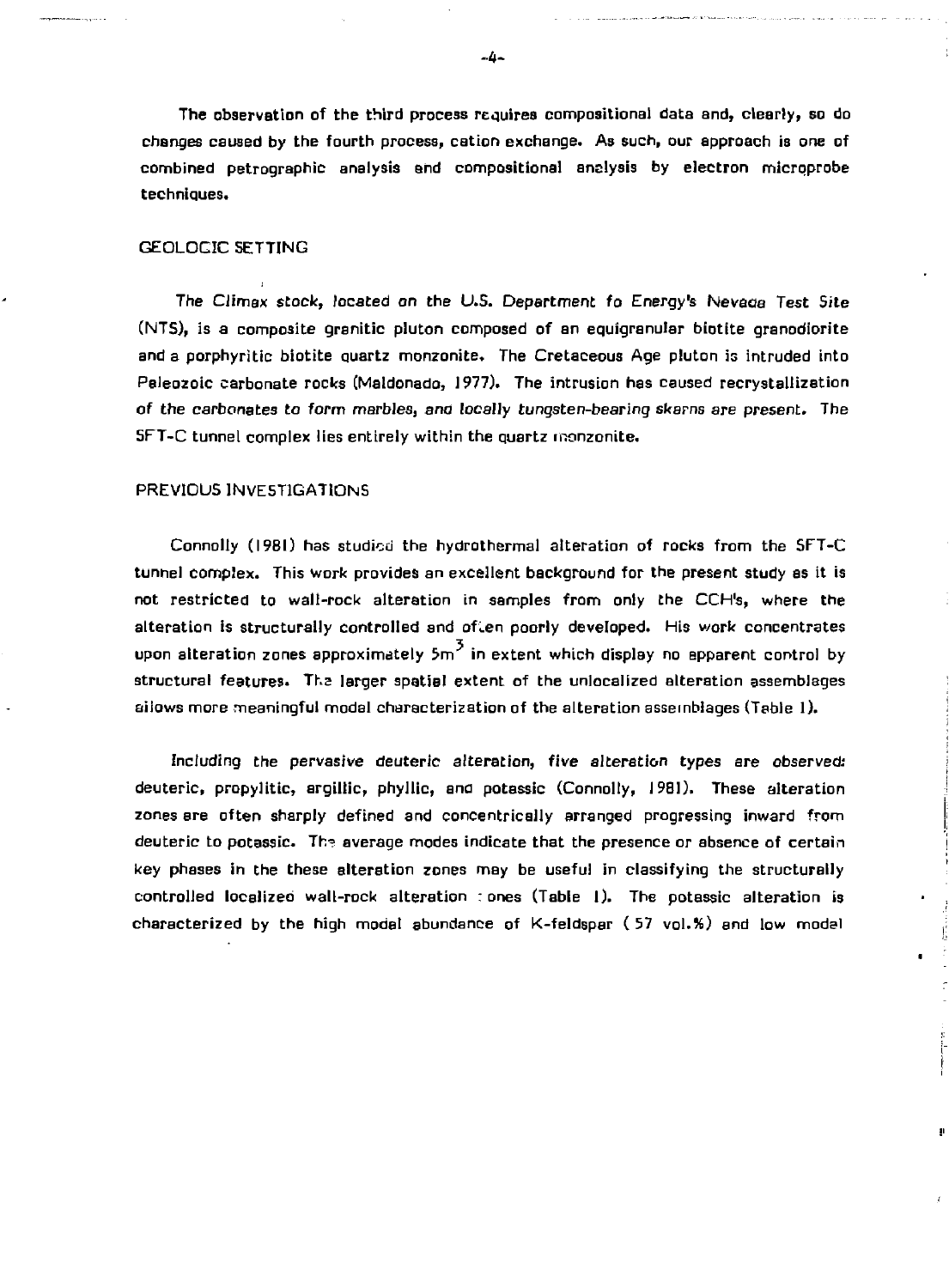The observation of the third process requires compositional data and, clearly, so do changes caused by the fourth process, cation exchange. As such, our approach is one of combined petrographic analysis and compositional analysis by electron microprobe techniques.

## GEOLOGIC SETTING

The Climax stock, located on the U.S. Department fo Energy's Nevada Test Site (NTS), is a composite granitic pluton composed of an equigranular biotite granodiorite and a porphyritic biotite quartz monzonite. The Cretaceous Age pluton is intruded into Paleozoic carbonate rocks (Maldonado, 1977). The intrusion has caused recrystallization of the carbonates to form marbles, and locally tungsten-bearing skarns are present. The SFT-C tunnel complex lies entirely within the quartz monzonite.

## PREVIOUS INVESTIGATIONS

Connolly (1981) has studied the hydrothermal alteration of rocks from the SFT-C tunnel complex. This work provides an excellent background for the present study as it is not restricted to wall-rock alteration in samples from only the CCH's, where the alteration is structurally controlled and often poorly developed. His work concentrates upon alteration zones approximately $5m^3$ in extent which display no apparent control by structural features. The larger spatial extent of the unlocalized alteration assemblages allows more meaningful model characterization of the alteration assemblages (Table 1).

Including the pervasive deuteric alteration, five alteration types are observed: deuteric, propylitic, argillic, phyllic, and potassic (Connolly, 1981). These alteration zones are often sharply defined and concentrically arranged progressing inward from deuteric to potassic. The average modes indicate that the presence or absence of certain key phases in the these alteration zones may be useful in classifying the structurally controlled localized wall-rock alteration zones (Table 1). The potassic alteration is characterized by the high model abundance of K-feldspar (57 vol.%) and low model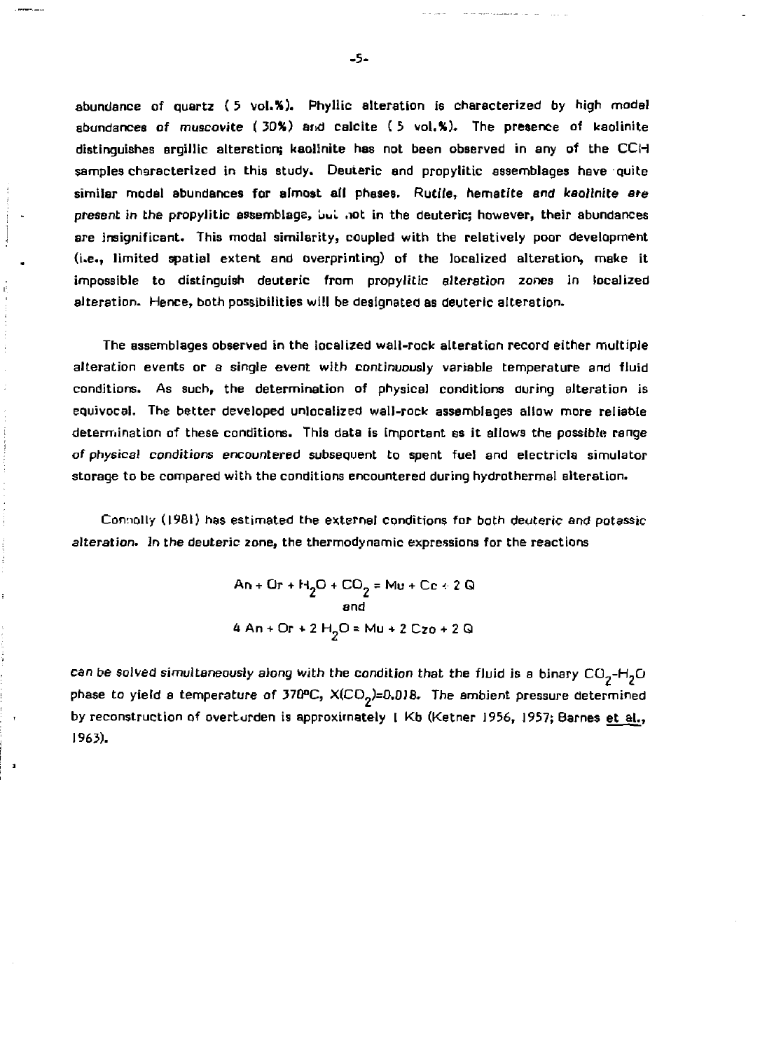abundance of quartz (5 vol.%). Phyllic alteration is characterized by high modal abundances of muscovite (30%) and calcite (5 vol.%). The presence of kaolinite distinguishes argillic alteration; kaolinite has not been observed in any of the CCH samples characterized in this study. Deuteric and propylitic assemblages have quite similar modal abundances for almost all phases. Rutile, hematite and kaolinite are present in the propylitic assemblage, but not in the deuteric; however, their abundances are insignificant. This modal similarity, coupled with the relatively poor development (i.e., limited spatial extent and overprinting) of the localized alteration, make it impossible to distinguish deuteric from propylitic alteration zones in localized alteration. Hence, both possibilities will be designated as deuteric alteration.

The assemblages observed in the localized wall-rock alteration record either multiple alteration events or a single event with continuously variable temperature and fluid conditions. As such, the determination of physical conditions during alteration is equivocal. The better developed unlocalized wall-rock assemblages allow more reliable determination of these conditions. This data is important as it allows the possible range of physical conditions encountered subsequent to spent fuel and electricla simulator storage to be compared with the conditions encountered during hydrothermal alteration.

Connolly (1981) has estimated the external conditions for both deuteric and potassic alteration. In the deuteric zone, the thermodynamic expressions for the reactions

$$An + Or + H_2O + CO_2 = Mu + Cc + 2\ Q$$

and

$$4\ An + Or + 2\ H_2O = Mu + 2\ Czo + 2\ Q$$

can be solved simultaneously along with the condition that the fluid is a binary $CO_2$-$H_2O$ phase to yield a temperature of 370°C, $X(CO_2)=0.018$. The ambient pressure determined by reconstruction of overburden is approximately 1 Kb (Ketner 1956, 1957; Barnes et al., 1963).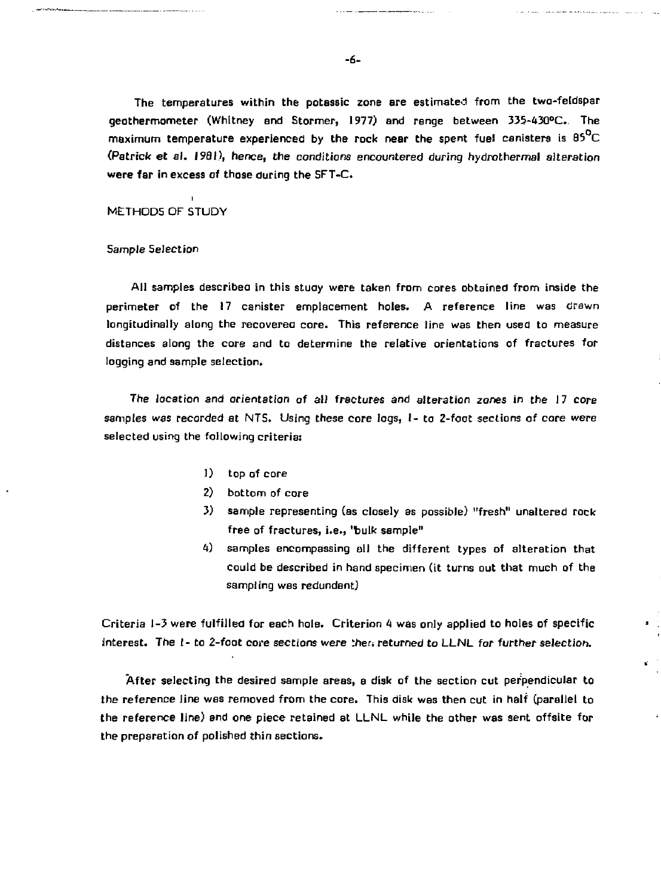The temperatures within the potassic zone are estimated from the two-feldspar geothermometer (Whitney and Stormer, 1977) and range between 335-430°C. The maximum temperature experienced by the rock near the spent fuel canisters is 85°C (Patrick et al. 1981), hence, the conditions encountered during hydrothermal alteration were far in excess of those during the SFT-C.

## METHODS OF STUDY

### Sample Selection

All samples described in this study were taken from cores obtained from inside the perimeter of the 17 canister emplacement holes. A reference line was drawn longitudinally along the recovered core. This reference line was then used to measure distances along the core and to determine the relative orientations of fractures for logging and sample selection.

The location and orientation of all fractures and alteration zones in the 17 core samples was recorded at NTS. Using these core logs, 1- to 2-foot sections of core were selected using the following criteria:

1) top of core
2) bottom of core
3) sample representing (as closely as possible) "fresh" unaltered rock free of fractures, i.e., "bulk sample"
4) samples encompassing all the different types of alteration that could be described in hand specimen (it turns out that much of the sampling was redundant)

Criteria 1-3 were fulfilled for each hole. Criterion 4 was only applied to holes of specific interest. The 1- to 2-foot core sections were then returned to LLNL for further selection.

After selecting the desired sample areas, a disk of the section cut perpendicular to the reference line was removed from the core. This disk was then cut in half (parallel to the reference line) and one piece retained at LLNL while the other was sent offsite for the preparation of polished thin sections.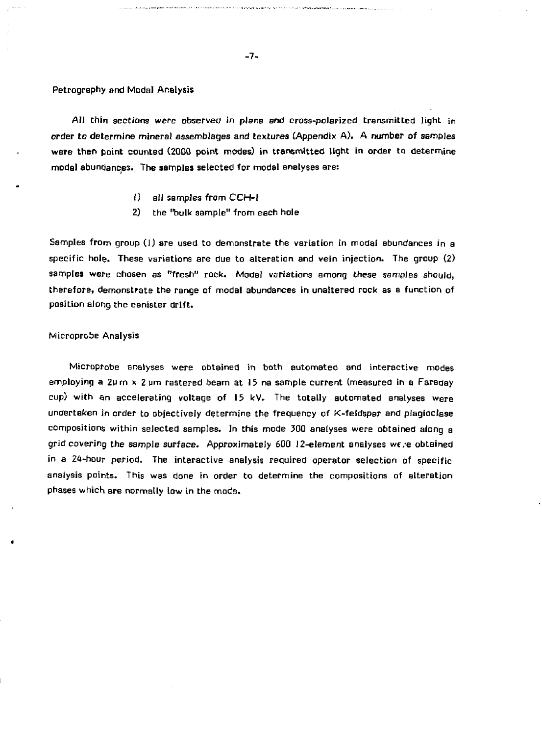## Petrography and Modal Analysis

All thin sections were observed in plane and cross-polarized transmitted light in order to determine mineral assemblages and textures (Appendix A). A number of samples were then point counted (2000 point modes) in transmitted light in order to determine modal abundances. The samples selected for modal analyses are:

1) all samples from CCH-I
2) the "bulk sample" from each hole

Samples from group (1) are used to demonstrate the variation in modal abundances in a specific hole. These variations are due to alteration and vein injection. The group (2) samples were chosen as "fresh" rock. Modal variations among these samples should, therefore, demonstrate the range of modal abundances in unaltered rock as a function of position along the canister drift.

## Microprobe Analysis

Microprobe analyses were obtained in both automated and interactive modes employing a 2 μm x 2 μm rastered beam at 15 na sample current (measured in a Faraday cup) with an accelerating voltage of 15 kV. The totally automated analyses were undertaken in order to objectively determine the frequency of K-feldspar and plagioclase compositions within selected samples. In this mode 300 analyses were obtained along a grid covering the sample surface. Approximately 600 12-element analyses were obtained in a 24-hour period. The interactive analysis required operator selection of specific analysis points. This was done in order to determine the compositions of alteration phases which are normally low in the mode.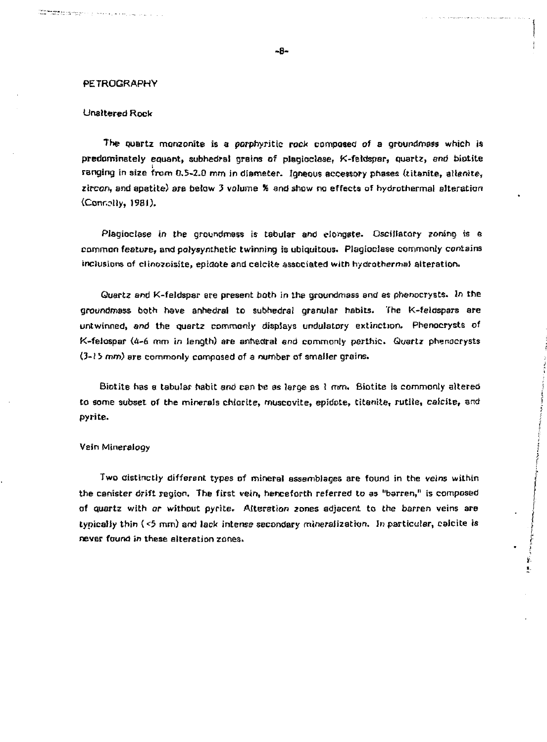## PETROGRAPHY

### Unaltered Rock

The quartz monzonite is a porphyritic rock composed of a groundmass which is predominately equant, subhedral grains of plagioclase, K-feldspar, quartz, and biotite ranging in size from 0.5-2.0 mm in diameter. Igneous accessory phases (titanite, allanite, zircon, and apatite) are below 3 volume % and show no effects of hydrothermal alteration (Connolly, 1981).

Plagioclase in the groundmass is tabular and elongate. Oscillatory zoning is a common feature, and polysynthetic twinning is ubiquitous. Plagioclase commonly contains inclusions of clinozoisite, epidote and calcite associated with hydrothermal alteration.

Quartz and K-feldspar are present both in the groundmass and as phenocrysts. In the groundmass both have anhedral to subhedral granular habits. The K-feldspars are untwinned, and the quartz commonly displays undulatory extinction. Phenocrysts of K-feldspar (4-6 mm in length) are anhedral and commonly perthic. Quartz phenocrysts (3-15 mm) are commonly composed of a number of smaller grains.

Biotite has a tabular habit and can be as large as 1 mm. Biotite is commonly altered to some subset of the minerals chlorite, muscovite, epidote, titanite, rutile, calcite, and pyrite.

### Vein Mineralogy

Two distinctly different types of mineral assemblages are found in the veins within the canister drift region. The first vein, henceforth referred to as "barren," is composed of quartz with or without pyrite. Alteration zones adjacent to the barren veins are typically thin (<5 mm) and lack intense secondary mineralization. In particular, calcite is never found in these alteration zones.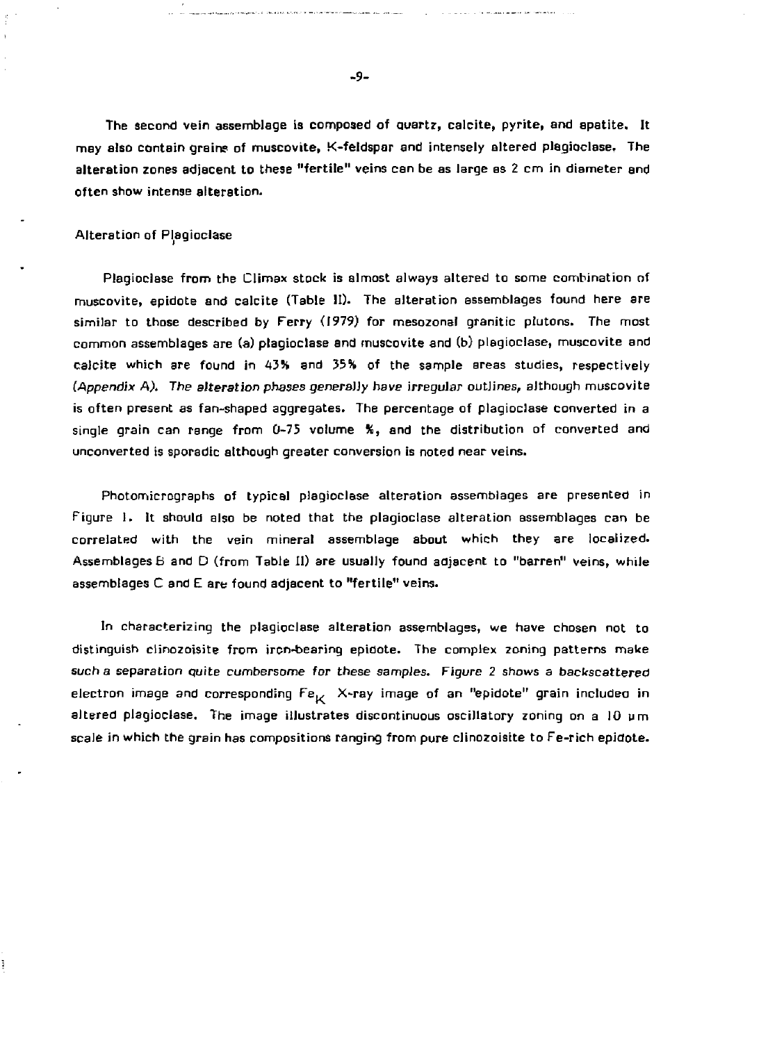The second vein assemblage is composed of quartz, calcite, pyrite, and apatite. It may also contain grains of muscovite, K-feldspar and intensely altered plagioclase. The alteration zones adjacent to these "fertile" veins can be as large as 2 cm in diameter and often show intense alteration.

## Alteration of Plagioclase

Plagioclase from the Climax stock is almost always altered to some combination of muscovite, epidote and calcite (Table II). The alteration assemblages found here are similar to those described by Ferry (1979) for mesozonal granitic plutons. The most common assemblages are (a) plagioclase and muscovite and (b) plagioclase, muscovite and calcite which are found in 43% and 35% of the sample areas studies, respectively (Appendix A). The alteration phases generally have irregular outlines, although muscovite is often present as fan-shaped aggregates. The percentage of plagioclase converted in a single grain can range from 0-75 volume %, and the distribution of converted and unconverted is sporadic although greater conversion is noted near veins.

Photomicrographs of typical plagioclase alteration assemblages are presented in Figure 1. It should also be noted that the plagioclase alteration assemblages can be correlated with the vein mineral assemblage about which they are localized. Assemblages B and D (from Table II) are usually found adjacent to "barren" veins, while assemblages C and E are found adjacent to "fertile" veins.

In characterizing the plagioclase alteration assemblages, we have chosen not to distinguish clinozoisite from iron-bearing epidote. The complex zoning patterns make such a separation quite cumbersome for these samples. Figure 2 shows a backscattered electron image and corresponding $Fe_K$ X-ray image of an "epidote" grain included in altered plagioclase. The image illustrates discontinuous oscillatory zoning on a 10 μm scale in which the grain has compositions ranging from pure clinozoisite to Fe-rich epidote.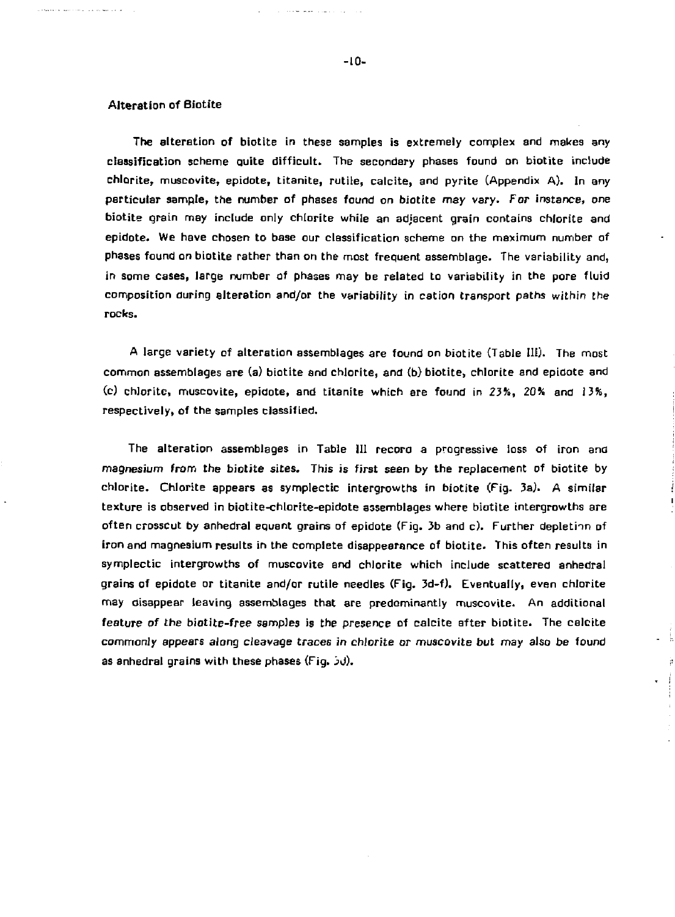## Alteration of Biotite

The alteration of biotite in these samples is extremely complex and makes any classification scheme quite difficult. The secondary phases found on biotite include chlorite, muscovite, epidote, titanite, rutile, calcite, and pyrite (Appendix A). In any particular sample, the number of phases found on biotite may vary. For instance, one biotite grain may include only chlorite while an adjacent grain contains chlorite and epidote. We have chosen to base our classification scheme on the maximum number of phases found on biotite rather than on the most frequent assemblage. The variability and, in some cases, large number of phases may be related to variability in the pore fluid composition during alteration and/or the variability in cation transport paths within the rocks.

A large variety of alteration assemblages are found on biotite (Table III). The most common assemblages are (a) biotite and chlorite, and (b) biotite, chlorite and epidote and (c) chlorite, muscovite, epidote, and titanite which are found in 23%, 20% and 13%, respectively, of the samples classified.

The alteration assemblages in Table III record a progressive loss of iron and magnesium from the biotite sites. This is first seen by the replacement of biotite by chlorite. Chlorite appears as symplectic intergrowths in biotite (Fig. 3a). A similar texture is observed in biotite-chlorite-epidote assemblages where biotite intergrowths are often crosscut by anhedral equant grains of epidote (Fig. 3b and c). Further depletion of iron and magnesium results in the complete disappearance of biotite. This often results in symplectic intergrowths of muscovite and chlorite which include scattered anhedral grains of epidote or titanite and/or rutile needles (Fig. 3d-f). Eventually, even chlorite may disappear leaving assemblages that are predominantly muscovite. An additional feature of the biotite-free samples is the presence of calcite after biotite. The calcite commonly appears along cleavage traces in chlorite or muscovite but may also be found as anhedral grains with these phases (Fig. 3d).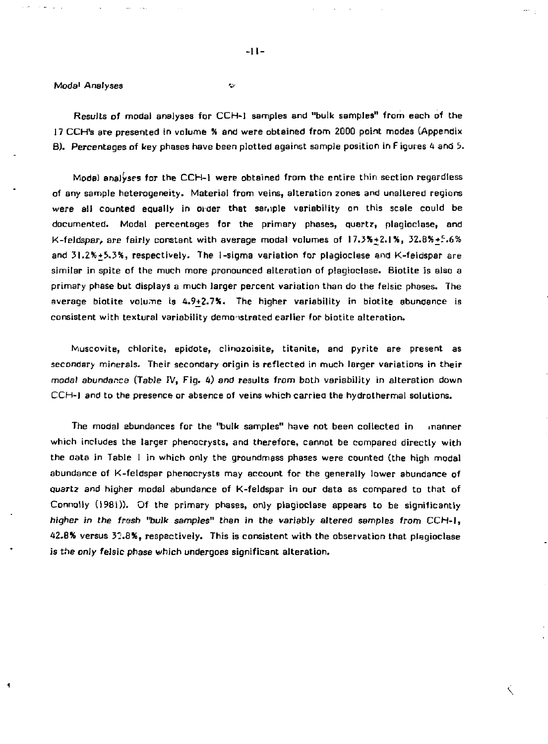### Modal Analyses

Results of modal analyses for CCH-1 samples and "bulk samples" from each of the 17 CCH's are presented in volume % and were obtained from 2000 point modes (Appendix B). Percentages of key phases have been plotted against sample position in Figures 4 and 5.

Modal analyses for the CCH-1 were obtained from the entire thin section regardless of any sample heterogeneity. Material from veins, alteration zones and unaltered regions were all counted equally in order that sample variability on this scale could be documented. Modal percentages for the primary phases, quartz, plagioclase, and K-feldspar, are fairly constant with average modal volumes of 17.3%±2.1%, 32.8%±5.6% and 31.2%±5.3%, respectively. The 1-sigma variation for plagioclase and K-feldspar are similar in spite of the much more pronounced alteration of plagioclase. Biotite is also a primary phase but displays a much larger percent variation than do the felsic phases. The average biotite volume is 4.9±2.7%. The higher variability in biotite abundance is consistent with textural variability demonstrated earlier for biotite alteration.

Muscovite, chlorite, epidote, clinozoisite, titanite, and pyrite are present as secondary minerals. Their secondary origin is reflected in much larger variations in their modal abundance (Table IV, Fig. 4) and results from both variability in alteration down CCH-1 and to the presence or absence of veins which carried the hydrothermal solutions.

The modal abundances for the "bulk samples" have not been collected in manner which includes the larger phenocrysts, and therefore, cannot be compared directly with the data in Table 1 in which only the groundmass phases were counted (the high modal abundance of K-feldspar phenocrysts may account for the generally lower abundance of quartz and higher modal abundance of K-feldspar in our data as compared to that of Connolly (1981)). Of the primary phases, only plagioclase appears to be significantly higher in the fresh "bulk samples" than in the variably altered samples from CCH-1, 42.8% versus 32.8%, respectively. This is consistent with the observation that plagioclase is the only felsic phase which undergoes significant alteration.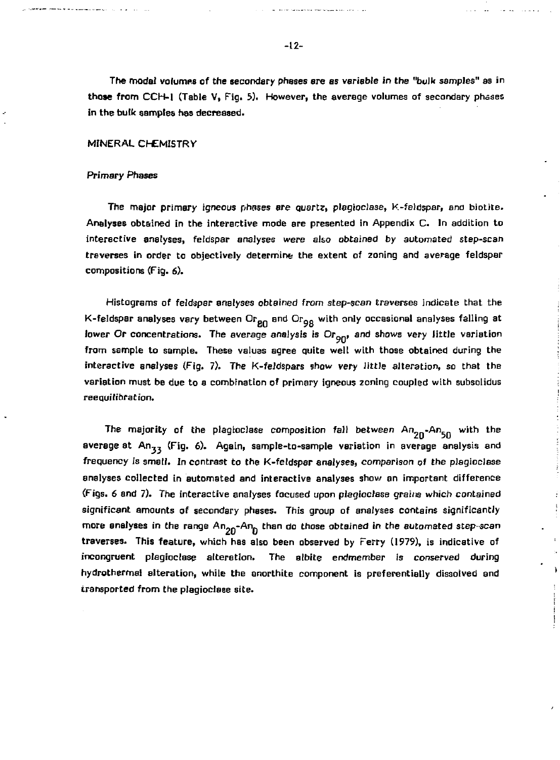The modal volumes of the secondary phases are as variable in the "bulk samples" as in those from CCH-1 (Table V, Fig. 5). However, the average volumes of secondary phases in the bulk samples has decreased.

## MINERAL CHEMISTRY

### *Primary Phases*

The major primary igneous phases are quartz, plagioclase, K-feldspar, and biotite. Analyses obtained in the interactive mode are presented in Appendix C. In addition to interactive analyses, feldspar analyses were also obtained by automated step-scan traverses in order to objectively determine the extent of zoning and average feldspar compositions (Fig. 6).

Histograms of feldspar analyses obtained from step-scan traverses indicate that the K-feldspar analyses vary between $Or_{80}$ and $Or_{98}$ with only occasional analyses falling at lower Or concentrations. The average analysis is $Or_{90}$, and shows very little variation from sample to sample. These values agree quite well with those obtained during the interactive analyses (Fig. 7). The K-feldspars show very little alteration, so that the variation must be due to a combination of primary igneous zoning coupled with subsolidus reequilibration.

The majority of the plagioclase composition fall between $An_{20}$-$An_{50}$ with the average at $An_{33}$ (Fig. 6). Again, sample-to-sample variation in average analysis and frequency is small. In contrast to the K-feldspar analyses, comparison of the plagioclase analyses collected in automated and interactive analyses show an important difference (Figs. 6 and 7). The interactive analyses focused upon plagioclase grains which contained significant amounts of secondary phases. This group of analyses contains significantly more analyses in the range $An_{20}$-$An_{0}$ than do those obtained in the automated step-scan traverses. This feature, which has also been observed by Ferry (1979), is indicative of incongruent plagioclase alteration. The albite endmember is conserved during hydrothermal alteration, while the anorthite component is preferentially dissolved and transported from the plagioclase site.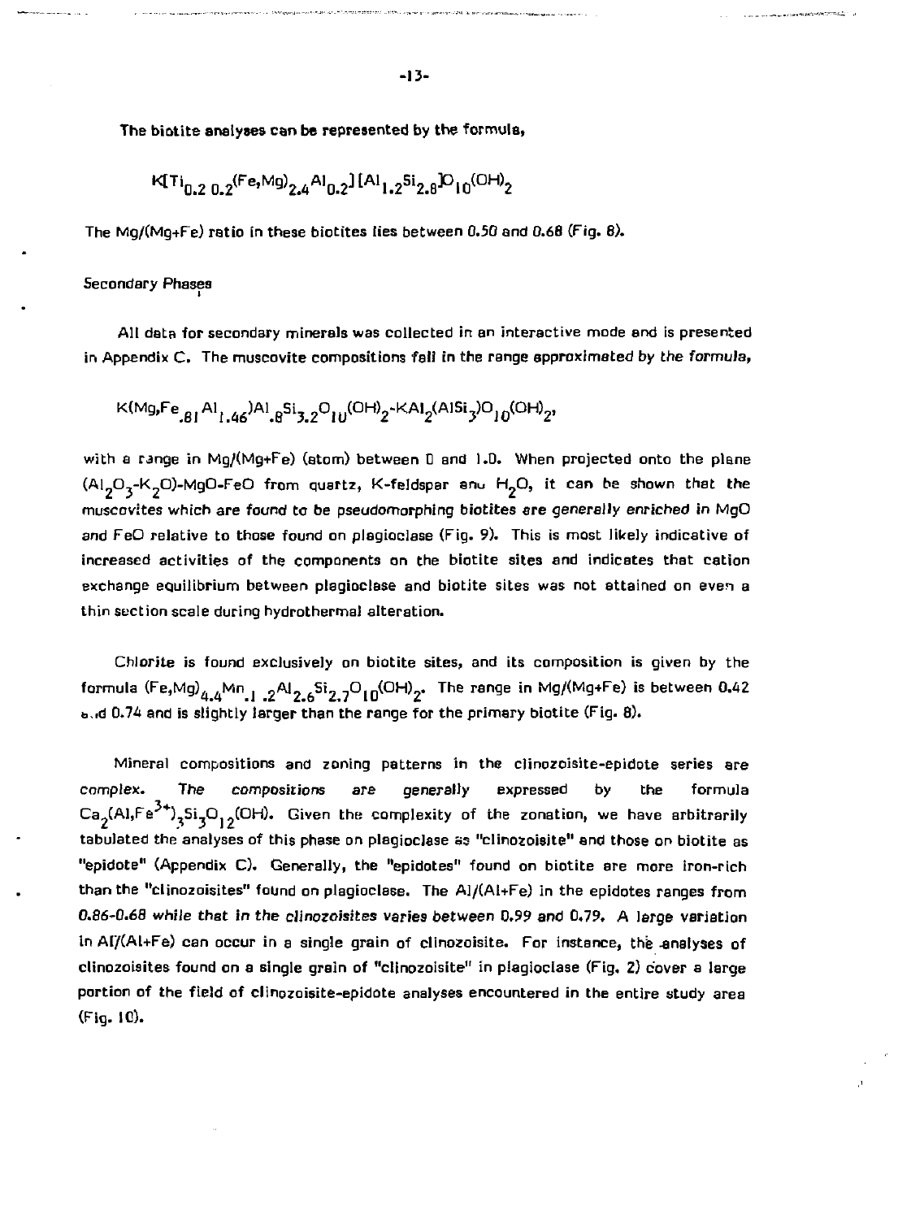The biotite analyses can be represented by the formula,

$$K[Ti_{0.2}\,{}_{0.2}(Fe,Mg)_{2.4}Al_{0.2}][Al_{1.2}Si_{2.8}]O_{10}(OH)_2$$

The Mg/(Mg+Fe) ratio in these biotites lies between 0.50 and 0.68 (Fig. 8).

Secondary Phases

All data for secondary minerals was collected in an interactive mode and is presented in Appendix C. The muscovite compositions fall in the range approximated by the formula,

$$K(Mg,Fe_{.81}Al_{1.46})Al_{.8}Si_{3.2}O_{10}(OH)_2\text{-}KAl_2(AlSi_3)O_{10}(OH)_2,$$

with a range in Mg/(Mg+Fe) (atom) between 0 and 1.0. When projected onto the plane ($Al_2O_3$-$K_2O$)-MgO-FeO from quartz, K-feldspar and $H_2O$, it can be shown that the muscovites which are found to be pseudomorphing biotites are generally enriched in MgO and FeO relative to those found on plagioclase (Fig. 9). This is most likely indicative of increased activities of the components on the biotite sites and indicates that cation exchange equilibrium between plagioclase and biotite sites was not attained on even a thin section scale during hydrothermal alteration.

Chlorite is found exclusively on biotite sites, and its composition is given by the formula $(Fe,Mg)_{4.4}Mn_{.1}\,{}_{.2}Al_{2.6}Si_{2.7}O_{10}(OH)_2$. The range in Mg/(Mg+Fe) is between 0.42 and 0.74 and is slightly larger than the range for the primary biotite (Fig. 8).

Mineral compositions and zoning patterns in the clinozoisite-epidote series are complex. The compositions are generally expressed by the formula $Ca_2(Al,Fe^{3+})_3Si_3O_{12}(OH)$. Given the complexity of the zonation, we have arbitrarily tabulated the analyses of this phase on plagioclase as "clinozoisite" and those on biotite as "epidote" (Appendix C). Generally, the "epidotes" found on biotite are more iron-rich than the "clinozoisites" found on plagioclase. The Al/(Al+Fe) in the epidotes ranges from 0.86-0.68 while that in the clinozoisites varies between 0.99 and 0.79. A large variation in Al/(Al+Fe) can occur in a single grain of clinozoisite. For instance, the analyses of clinozoisites found on a single grain of "clinozoisite" in plagioclase (Fig. 2) cover a large portion of the field of clinozoisite-epidote analyses encountered in the entire study area (Fig. 10).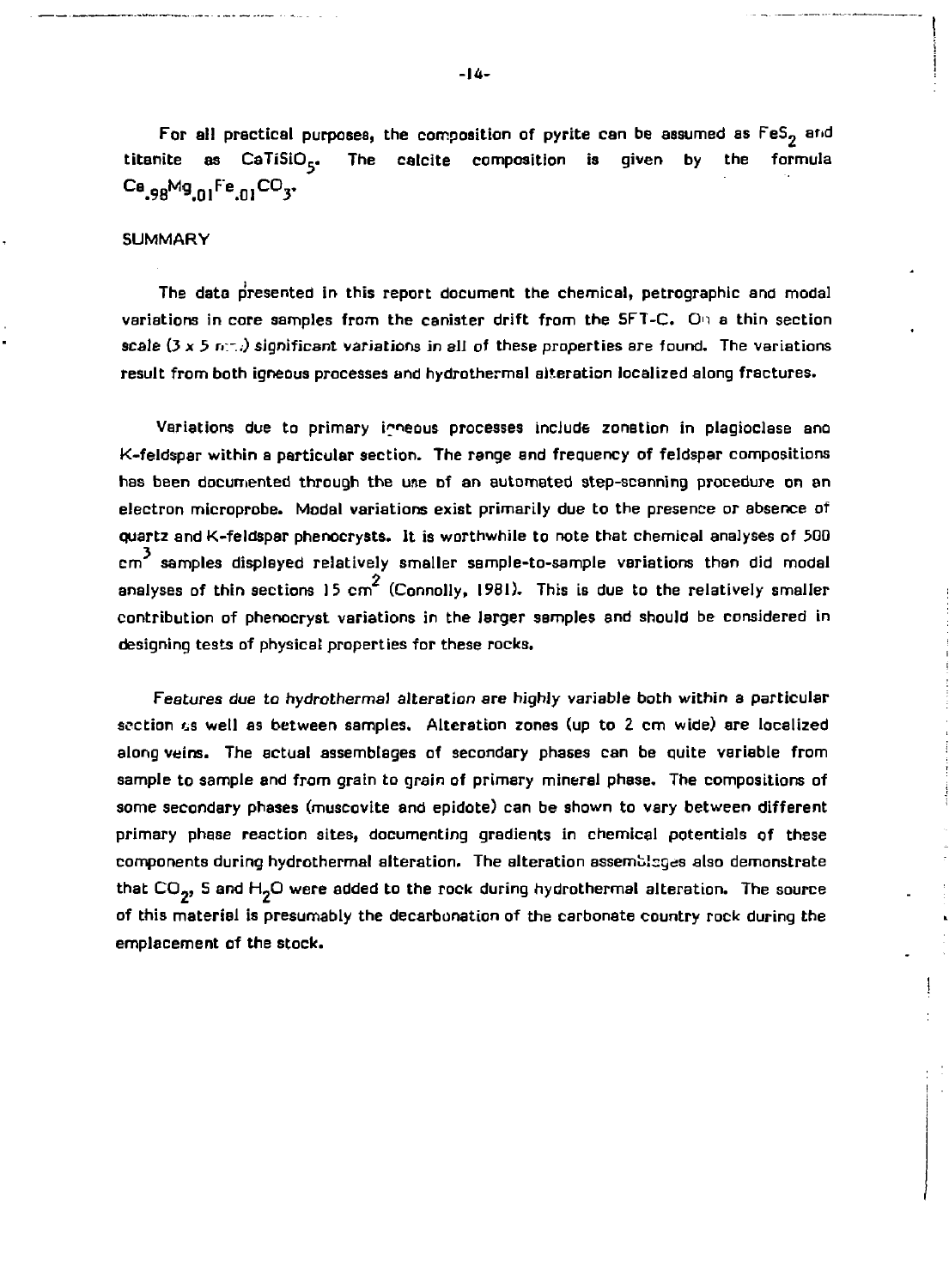For all practical purposes, the composition of pyrite can be assumed as $FeS_2$ and titanite as $CaTiSiO_5$. The calcite composition is given by the formula $Ca_{.98}Mg_{.01}Fe_{.01}CO_3$.

## SUMMARY

The data presented in this report document the chemical, petrographic and modal variations in core samples from the canister drift from the SFT-C. On a thin section scale (3 x 5 mm) significant variations in all of these properties are found. The variations result from both igneous processes and hydrothermal alteration localized along fractures.

Variations due to primary igneous processes include zonation in plagioclase and K-feldspar within a particular section. The range and frequency of feldspar compositions has been documented through the use of an automated step-scanning procedure on an electron microprobe. Modal variations exist primarily due to the presence or absence of quartz and K-feldspar phenocrysts. It is worthwhile to note that chemical analyses of 500 $cm^3$ samples displayed relatively smaller sample-to-sample variations than did modal analyses of thin sections 15 $cm^2$ (Connolly, 1981). This is due to the relatively smaller contribution of phenocryst variations in the larger samples and should be considered in designing tests of physical properties for these rocks.

Features due to hydrothermal alteration are highly variable both within a particular section as well as between samples. Alteration zones (up to 2 cm wide) are localized along veins. The actual assemblages of secondary phases can be quite variable from sample to sample and from grain to grain of primary mineral phase. The compositions of some secondary phases (muscovite and epidote) can be shown to vary between different primary phase reaction sites, documenting gradients in chemical potentials of these components during hydrothermal alteration. The alteration assemblages also demonstrate that $CO_2$, S and $H_2O$ were added to the rock during hydrothermal alteration. The source of this material is presumably the decarbonation of the carbonate country rock during the emplacement of the stock.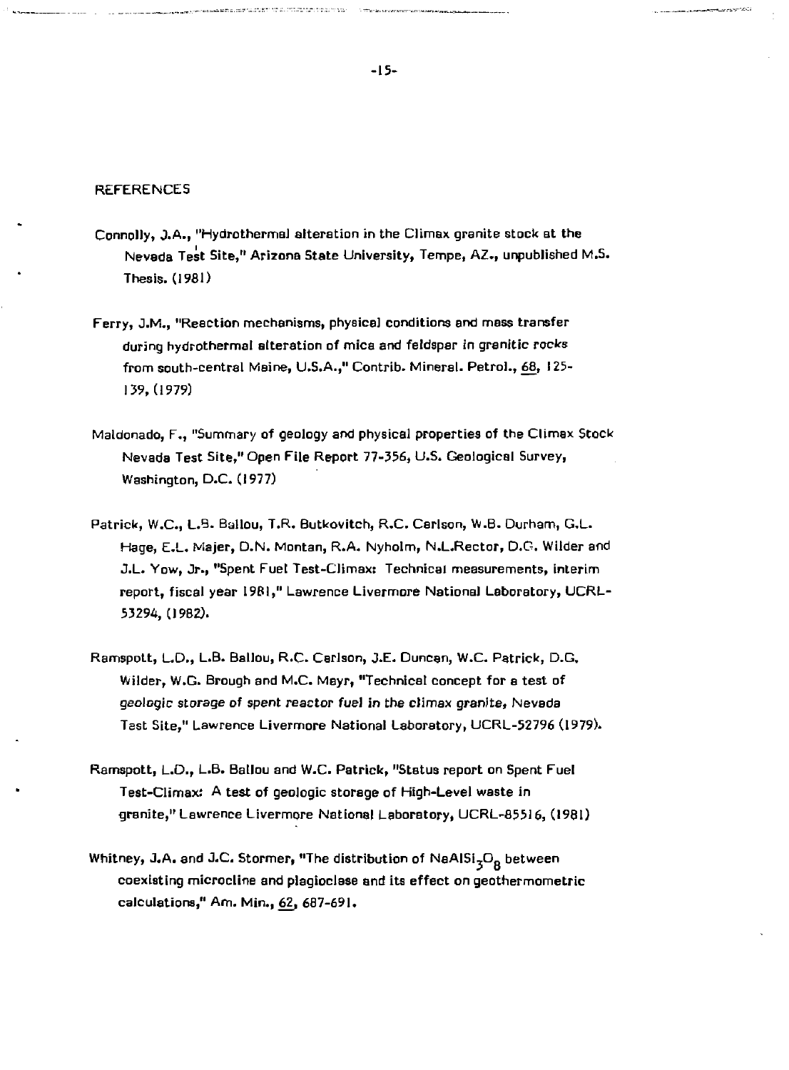## REFERENCES

Connolly, J.A., "Hydrothermal alteration in the Climax granite stock at the Nevada Test Site," Arizona State University, Tempe, AZ., unpublished M.S. Thesis. (1981)

Ferry, J.M., "Reaction mechanisms, physical conditions and mass transfer during hydrothermal alteration of mica and feldspar in granitic rocks from south-central Maine, U.S.A.," Contrib. Mineral. Petrol., 68, 125-139, (1979)

Maldonado, F., "Summary of geology and physical properties of the Climax Stock Nevada Test Site," Open File Report 77-356, U.S. Geological Survey, Washington, D.C. (1977)

Patrick, W.C., L.B. Ballou, T.R. Butkovitch, R.C. Carlson, W.B. Durham, G.L. Hage, E.L. Majer, D.N. Montan, R.A. Nyholm, N.L.Rector, D.G. Wilder and J.L. Yow, Jr., "Spent Fuel Test-Climax: Technical measurements, interim report, fiscal year 1981," Lawrence Livermore National Laboratory, UCRL-53294, (1982).

Ramspott, L.D., L.B. Ballou, R.C. Carlson, J.E. Duncan, W.C. Patrick, D.G. Wilder, W.G. Brough and M.C. Mayr, "Technical concept for a test of geologic storage of spent reactor fuel in the climax granite, Nevada Test Site," Lawrence Livermore National Laboratory, UCRL-52796 (1979).

Ramspott, L.D., L.B. Ballou and W.C. Patrick, "Status report on Spent Fuel Test-Climax: A test of geologic storage of High-Level waste in granite," Lawrence Livermore National Laboratory, UCRL-85516, (1981)

Whitney, J.A. and J.C. Stormer, "The distribution of $NaAlSi_3O_8$ between coexisting microcline and plagioclase and its effect on geothermometric calculations," Am. Min., 62, 687-691.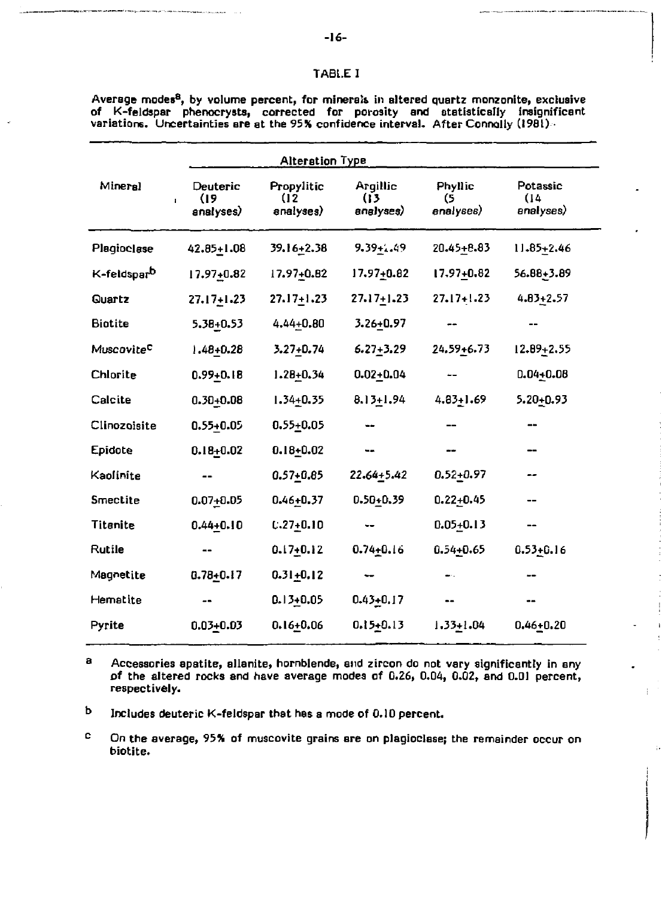# TABLE I

Average modes[a], by volume percent, for minerals in altered quartz monzonite, exclusive of K-feldspar phenocrysts, corrected for porosity and statistically insignificant variations. Uncertainties are at the 95% confidence interval. After Connolly (1981).

| Mineral | Alteration Type | | | | |
|---|---|---|---|---|---|
| | Deuteric (19 analyses) | Propylitic (12 analyses) | Argillic (13 analyses) | Phyllic (5 analyses) | Potassic (14 analyses) |
| Plagioclase | 42.85±1.08 | 39.16±2.38 | 9.39±1.49 | 20.45±8.83 | 11.85±2.46 |
| K-feldspar[b] | 17.97±0.82 | 17.97±0.82 | 17.97±0.82 | 17.97±0.82 | 56.88±3.89 |
| Quartz | 27.17±1.23 | 27.17±1.23 | 27.17±1.23 | 27.17±1.23 | 4.83±2.57 |
| Biotite | 5.38±0.53 | 4.44±0.80 | 3.26±0.97 | -- | -- |
| Muscovite[c] | 1.48±0.28 | 3.27±0.74 | 6.27±3.29 | 24.59±6.73 | 12.89±2.55 |
| Chlorite | 0.99±0.18 | 1.28±0.34 | 0.02±0.04 | -- | 0.04±0.08 |
| Calcite | 0.30±0.08 | 1.34±0.35 | 8.13±1.94 | 4.83±1.69 | 5.20±0.93 |
| Clinozoisite | 0.55±0.05 | 0.55±0.05 | -- | -- | -- |
| Epidote | 0.18±0.02 | 0.18±0.02 | -- | -- | -- |
| Kaolinite | -- | 0.57±0.85 | 22.64±5.42 | 0.52±0.97 | -- |
| Smectite | 0.07±0.05 | 0.46±0.37 | 0.50±0.39 | 0.22±0.45 | -- |
| Titanite | 0.44±0.10 | 0.27±0.10 | -- | 0.05±0.13 | -- |
| Rutile | -- | 0.17±0.12 | 0.74±0.16 | 0.54±0.65 | 0.53±0.16 |
| Magnetite | 0.78±0.17 | 0.31±0.12 | -- | -- | -- |
| Hematite | -- | 0.13±0.05 | 0.43±0.17 | -- | -- |
| Pyrite | 0.03±0.03 | 0.16±0.06 | 0.15±0.13 | 1.33±1.04 | 0.46±0.20 |

[a] Accessories apatite, allanite, hornblende, and zircon do not vary significantly in any of the altered rocks and have average modes of 0.26, 0.04, 0.02, and 0.01 percent, respectively.

[b] Includes deuteric K-feldspar that has a mode of 0.10 percent.

[c] On the average, 95% of muscovite grains are on plagioclase; the remainder occur on biotite.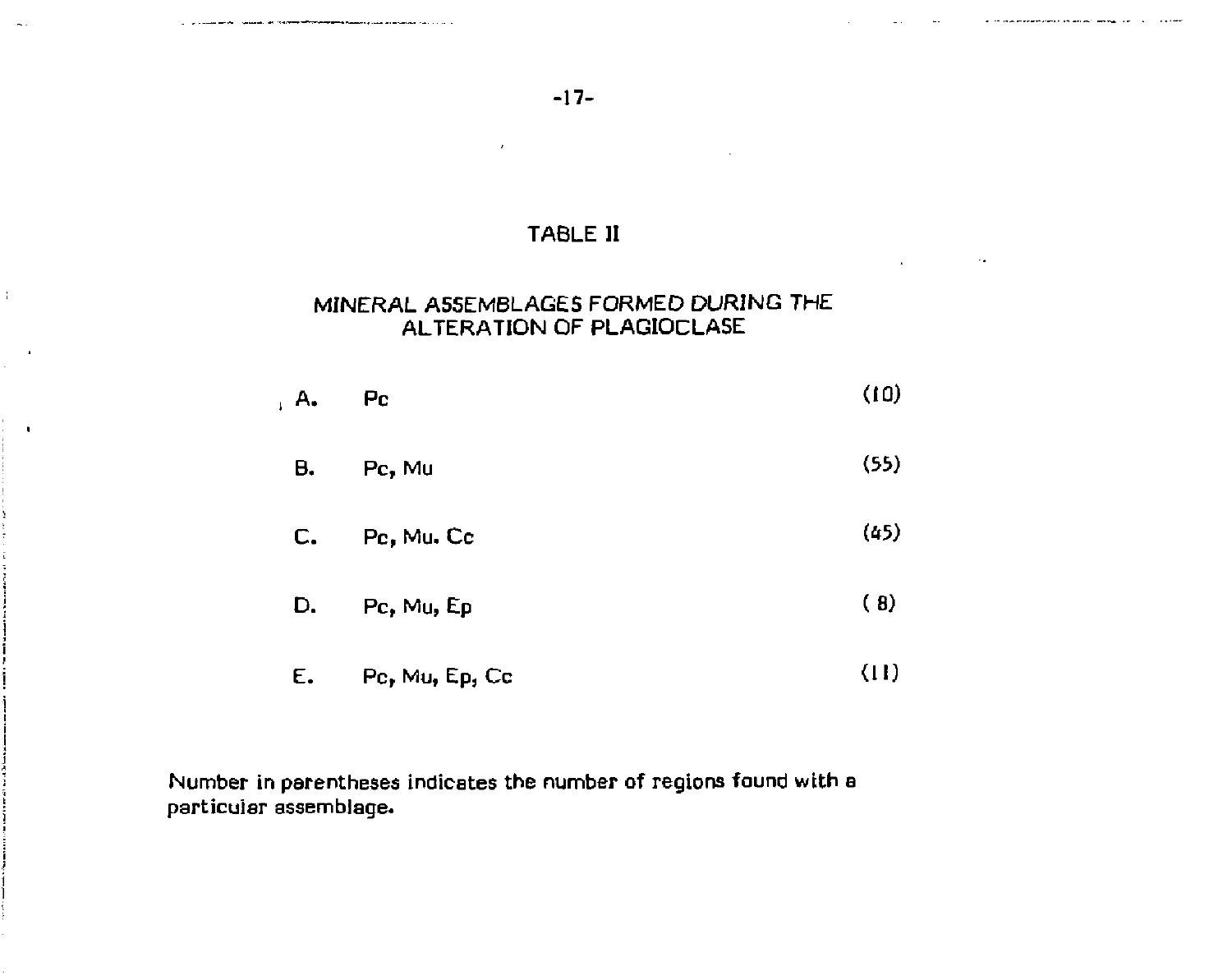## TABLE II

### MINERAL ASSEMBLAGES FORMED DURING THE ALTERATION OF PLAGIOCLASE

| | | |
|---|---|---|
| A. | Pc | (10) |
| B. | Pc, Mu | (55) |
| C. | Pc, Mu. Cc | (45) |
| D. | Pc, Mu, Ep | ( 8) |
| E. | Pc, Mu, Ep, Cc | (11) |

Number in parentheses indicates the number of regions found with a particular assemblage.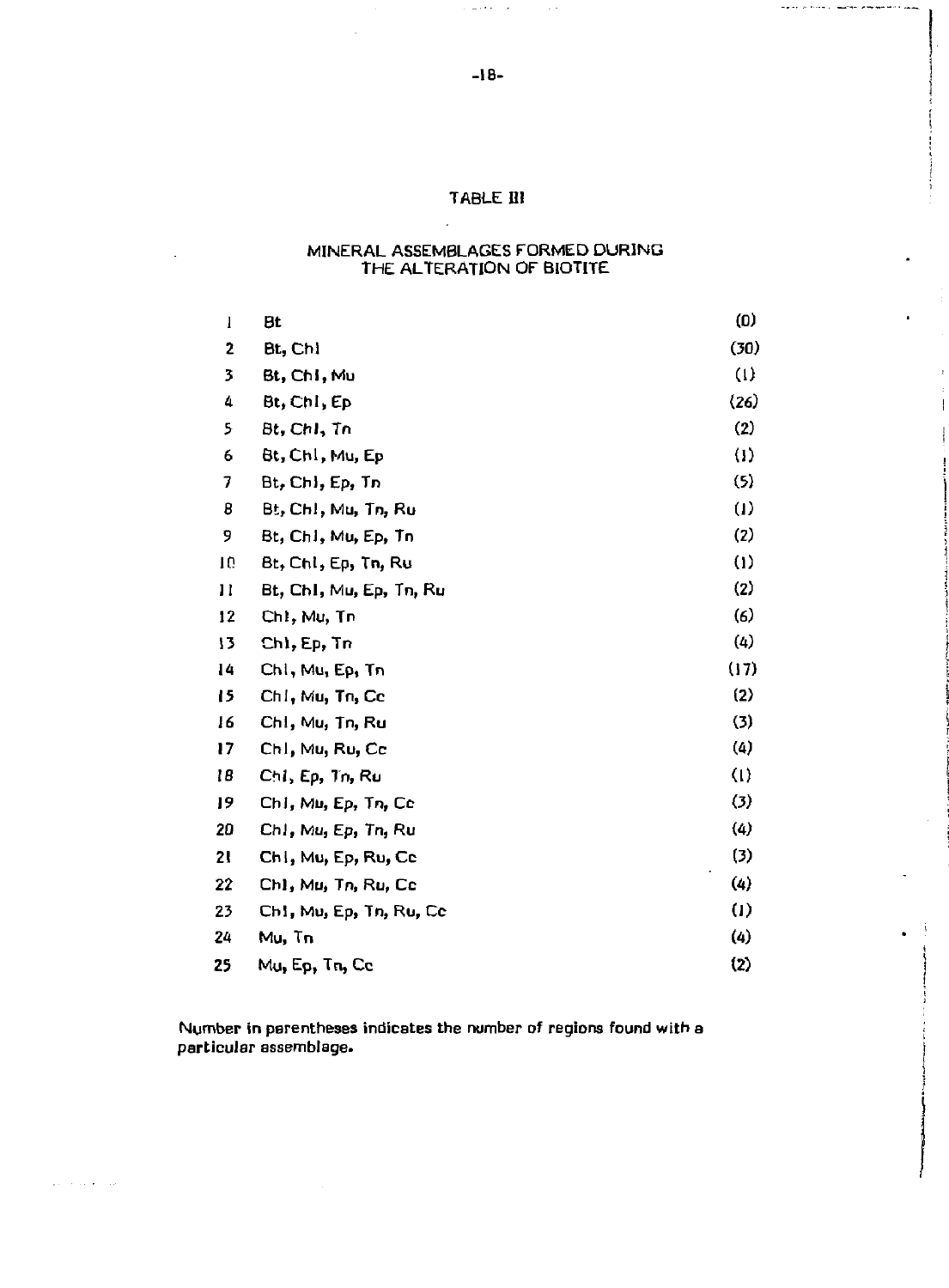# TABLE III

## MINERAL ASSEMBLAGES FORMED DURING THE ALTERATION OF BIOTITE

| | | |
|---|---|---|
| 1 | Bt | (0) |
| 2 | Bt, Chl | (30) |
| 3 | Bt, Chl, Mu | (1) |
| 4 | Bt, Chl, Ep | (26) |
| 5 | Bt, Chl, Tn | (2) |
| 6 | Bt, Chl, Mu, Ep | (1) |
| 7 | Bt, Chl, Ep, Tn | (5) |
| 8 | Bt, Chl, Mu, Tn, Ru | (1) |
| 9 | Bt, Chl, Mu, Ep, Tn | (2) |
| 10 | Bt, Chl, Ep, Tn, Ru | (1) |
| 11 | Bt, Chl, Mu, Ep, Tn, Ru | (2) |
| 12 | Chl, Mu, Tn | (6) |
| 13 | Chl, Ep, Tn | (4) |
| 14 | Chl, Mu, Ep, Tn | (17) |
| 15 | Chl, Mu, Tn, Cc | (2) |
| 16 | Chl, Mu, Tn, Ru | (3) |
| 17 | Chl, Mu, Ru, Cc | (4) |
| 18 | Chl, Ep, Tn, Ru | (1) |
| 19 | Chl, Mu, Ep, Tn, Cc | (3) |
| 20 | Chl, Mu, Ep, Tn, Ru | (4) |
| 21 | Chl, Mu, Ep, Ru, Cc | (3) |
| 22 | Chl, Mu, Tn, Ru, Cc | (4) |
| 23 | Chl, Mu, Ep, Tn, Ru, Cc | (1) |
| 24 | Mu, Tn | (4) |
| 25 | Mu, Ep, Tn, Cc | (2) |

Number in parentheses indicates the number of regions found with a particular assemblage.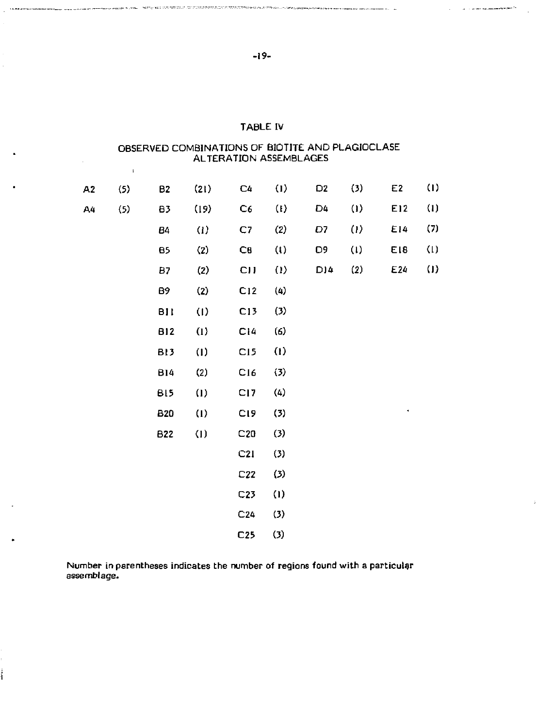## TABLE IV

### OBSERVED COMBINATIONS OF BIOTITE AND PLAGIOCLASE ALTERATION ASSEMBLAGES

| | | | | | | | | | |
|---|---|---|---|---|---|---|---|---|---|
| A2 | (5) | B2 | (21) | C4 | (1) | D2 | (3) | E2 | (1) |
| A4 | (5) | B3 | (19) | C6 | (1) | D4 | (1) | E12 | (1) |
| | | B4 | (1) | C7 | (2) | D7 | (1) | E14 | (7) |
| | | B5 | (2) | C8 | (1) | D9 | (1) | E18 | (1) |
| | | B7 | (2) | C11 | (1) | D14 | (2) | E24 | (1) |
| | | B9 | (2) | C12 | (4) | | | | |
| | | B11 | (1) | C13 | (3) | | | | |
| | | B12 | (1) | C14 | (6) | | | | |
| | | B13 | (1) | C15 | (1) | | | | |
| | | B14 | (2) | C16 | (3) | | | | |
| | | B15 | (1) | C17 | (4) | | | | |
| | | B20 | (1) | C19 | (3) | | | | |
| | | B22 | (1) | C20 | (3) | | | | |
| | | | | C21 | (3) | | | | |
| | | | | C22 | (3) | | | | |
| | | | | C23 | (1) | | | | |
| | | | | C24 | (3) | | | | |
| | | | | C25 | (3) | | | | |

Number in parentheses indicates the number of regions found with a particular assemblage.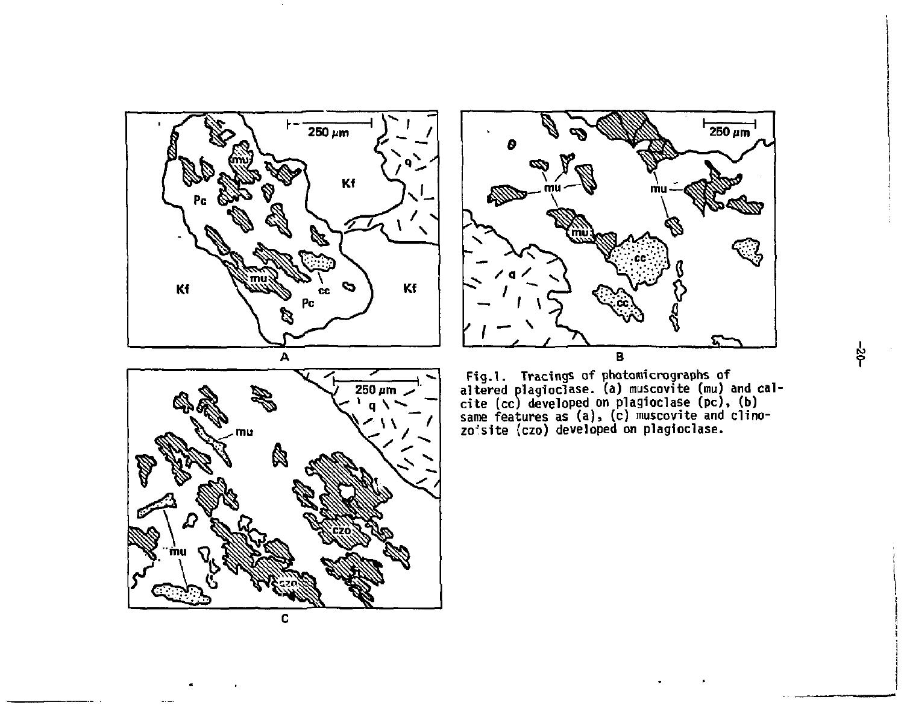Fig. 1. Tracings of photomicrographs of altered plagioclase. (a) muscovite (mu) and calcite (cc) developed on plagioclase (pc), (b) same features as (a), (c) muscovite and clinozoisite (czo) developed on plagioclase.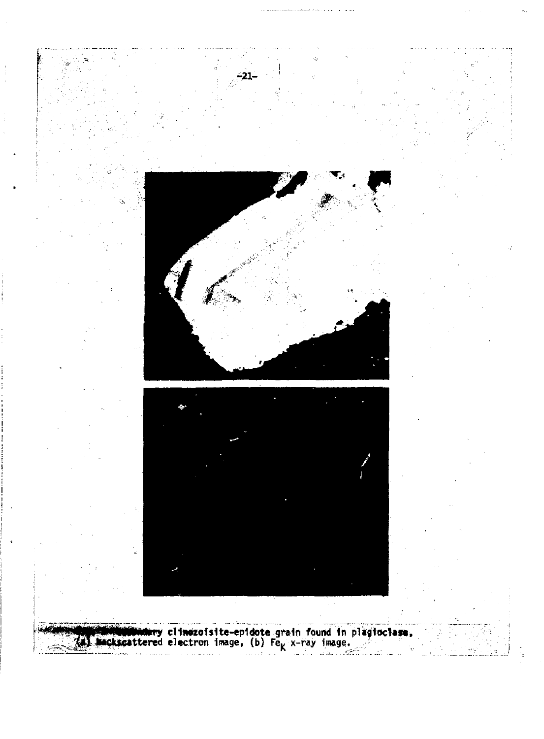...ry clinozoisite-epidote grain found in plagioclase, (a) backscattered electron image, (b) $Fe_K$ x-ray image.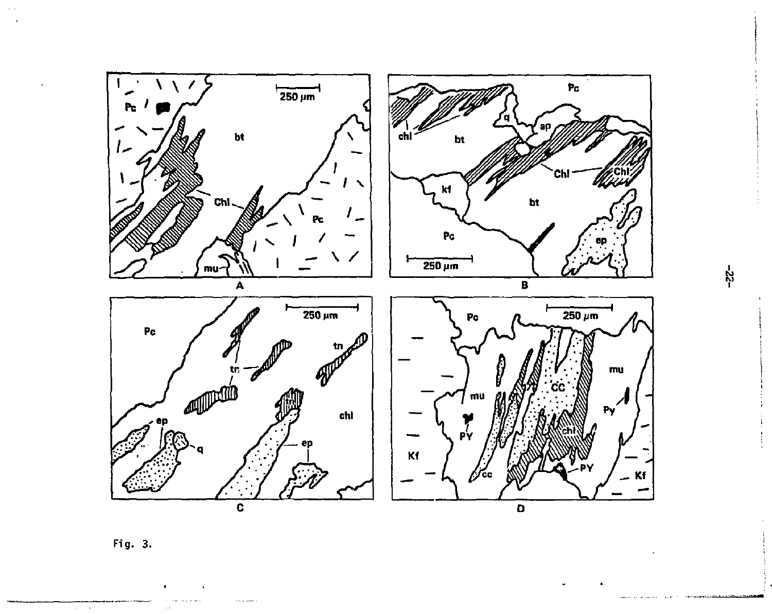Fig. 3.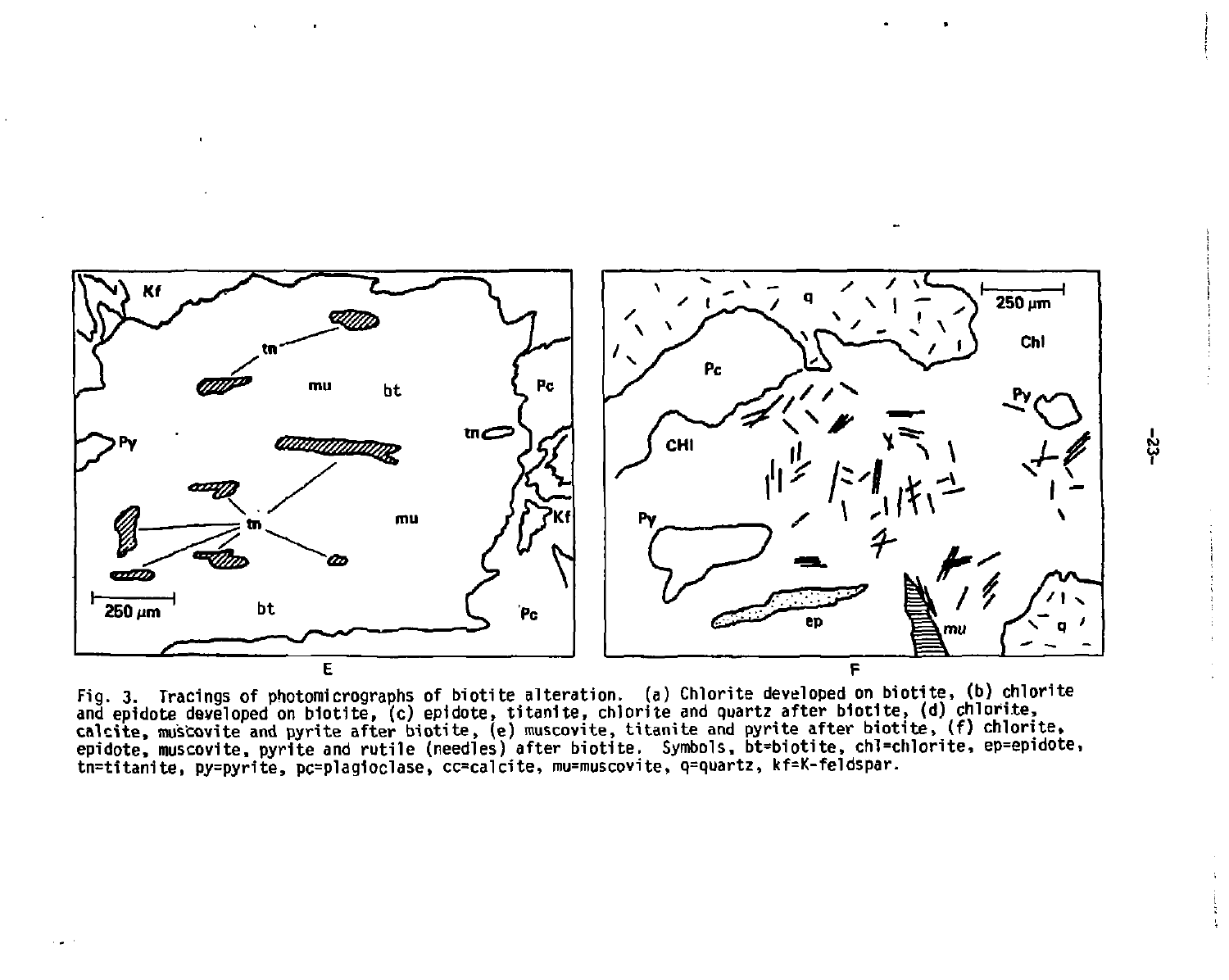Fig. 3. Tracings of photomicrographs of biotite alteration. (a) Chlorite developed on biotite, (b) chlorite and epidote developed on biotite, (c) epidote, titanite, chlorite and quartz after biotite, (d) chlorite, calcite, muscovite and pyrite after biotite, (e) muscovite, titanite and pyrite after biotite, (f) chlorite, epidote, muscovite, pyrite and rutile (needles) after biotite. Symbols, bt=biotite, chl=chlorite, ep=epidote, tn=titanite, py=pyrite, pc=plagioclase, cc=calcite, mu=muscovite, q=quartz, kf=K-feldspar.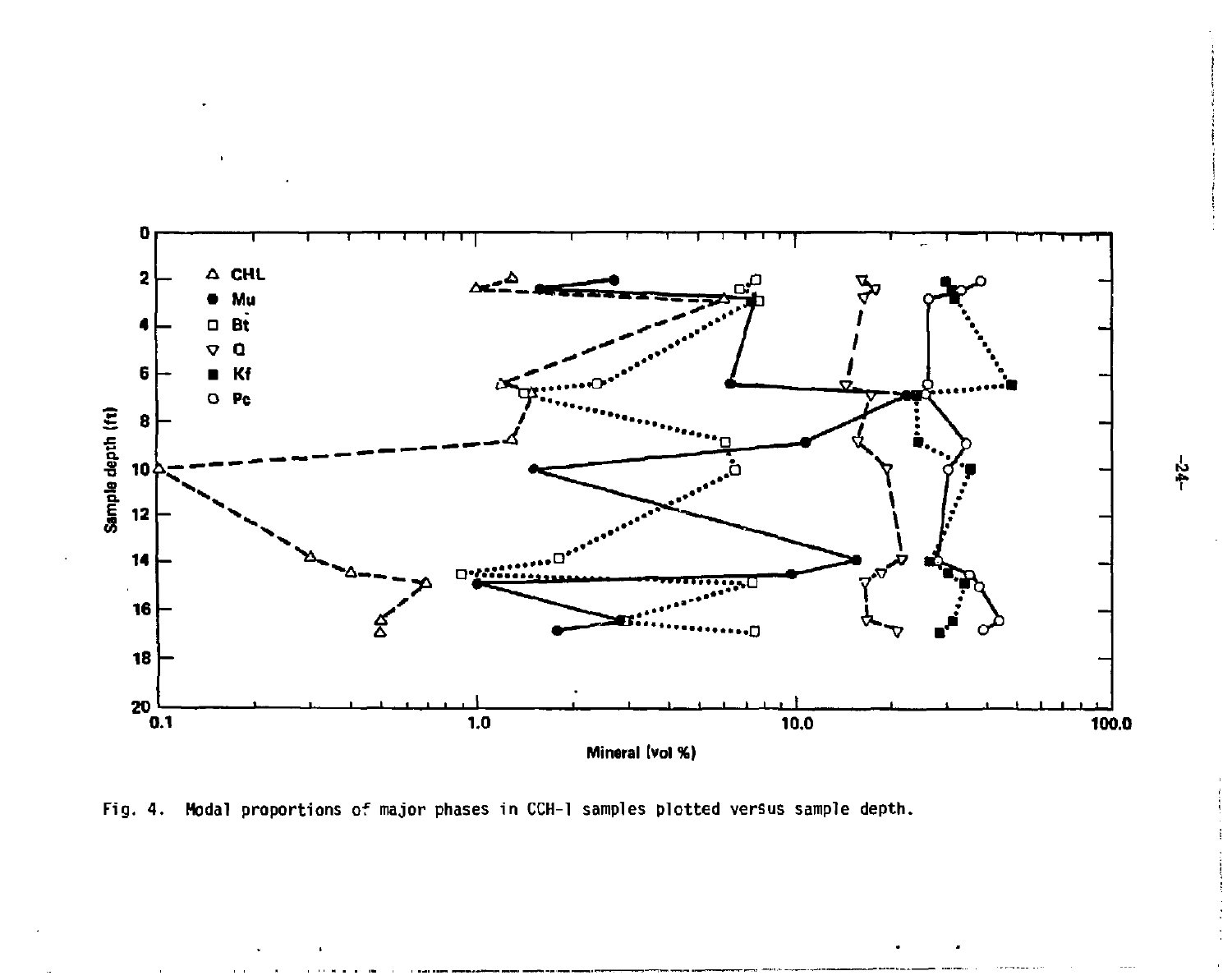Fig. 4. Modal proportions of major phases in CCH-1 samples plotted versus sample depth.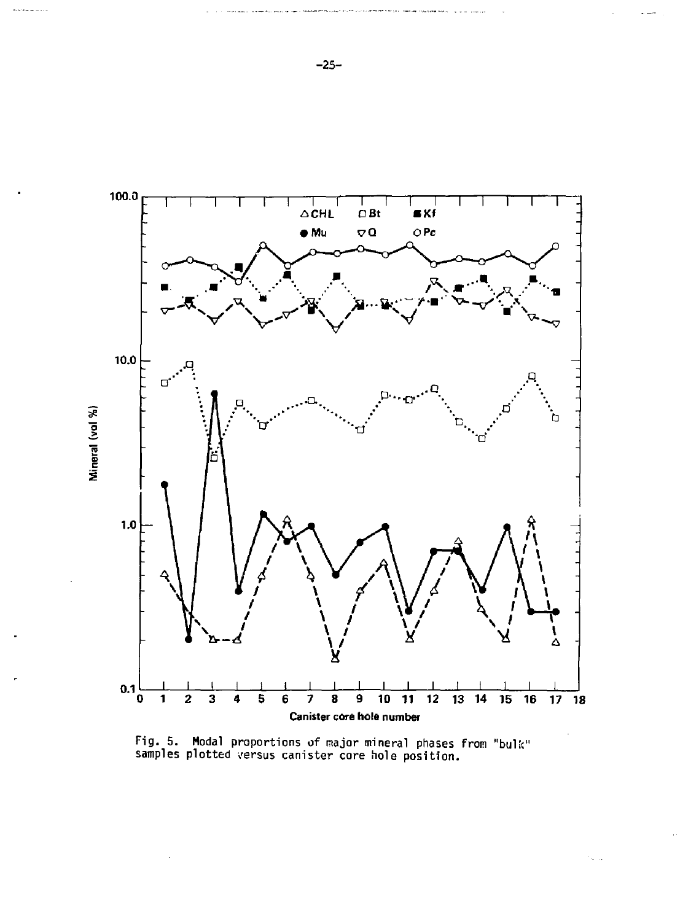Fig. 5. Modal proportions of major mineral phases from "bulk" samples plotted versus canister core hole position.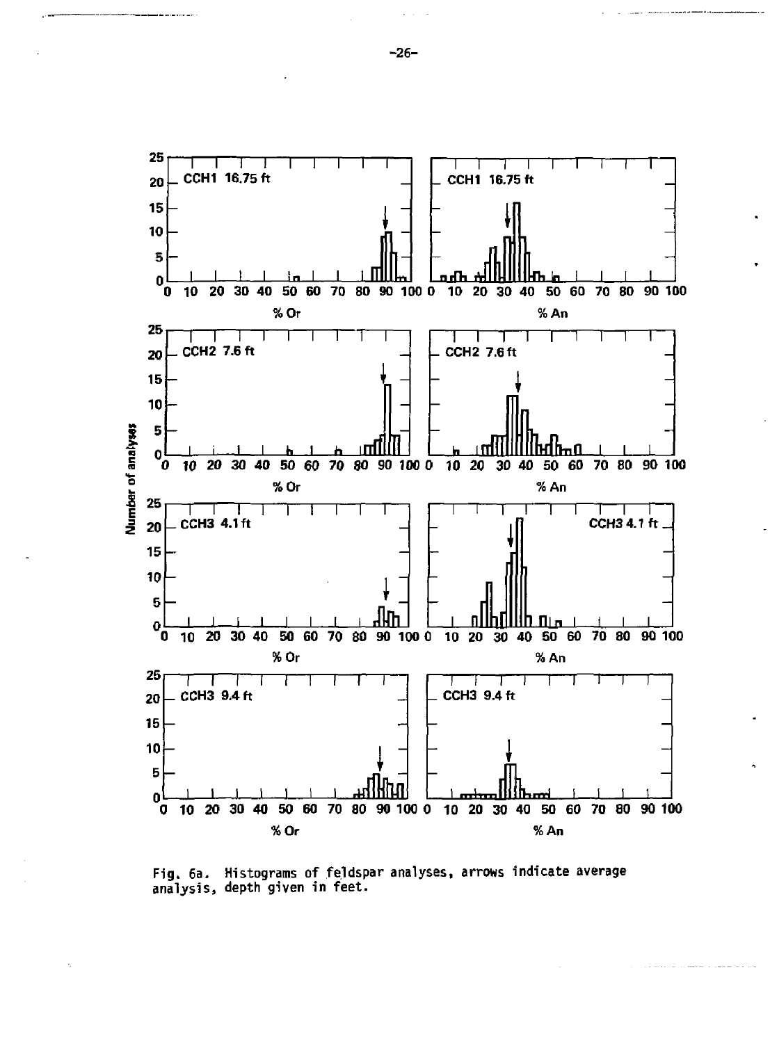Fig. 6a. Histograms of feldspar analyses, arrows indicate average analysis, depth given in feet.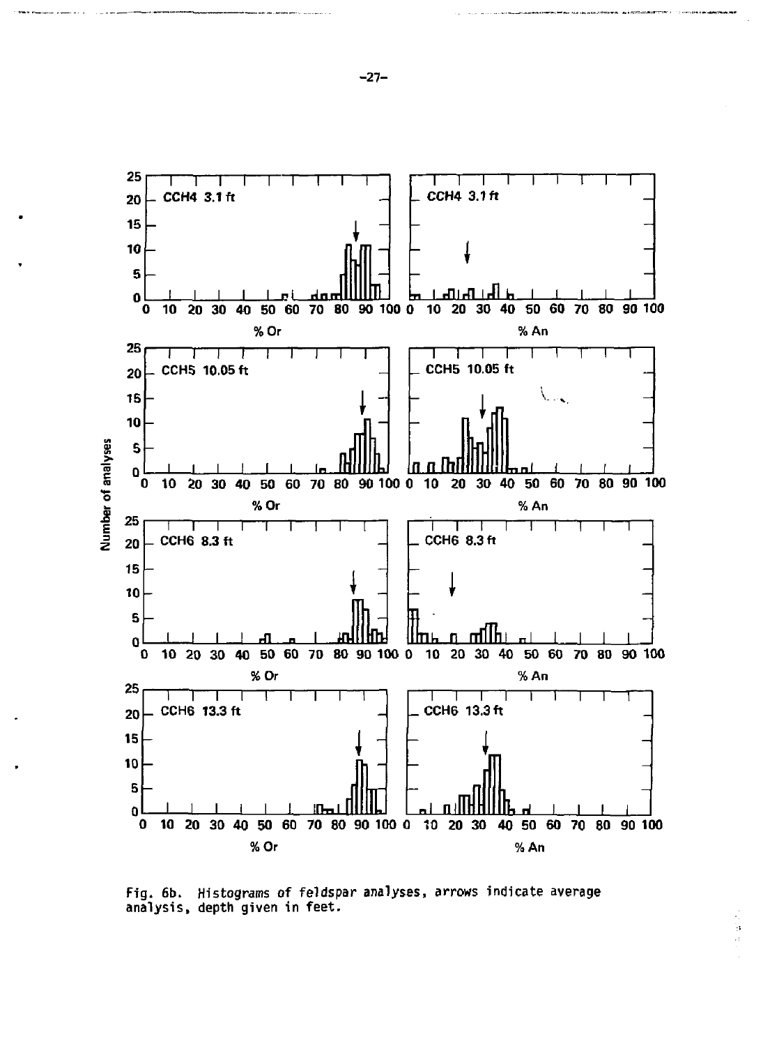Fig. 6b. Histograms of feldspar analyses, arrows indicate average analysis, depth given in feet.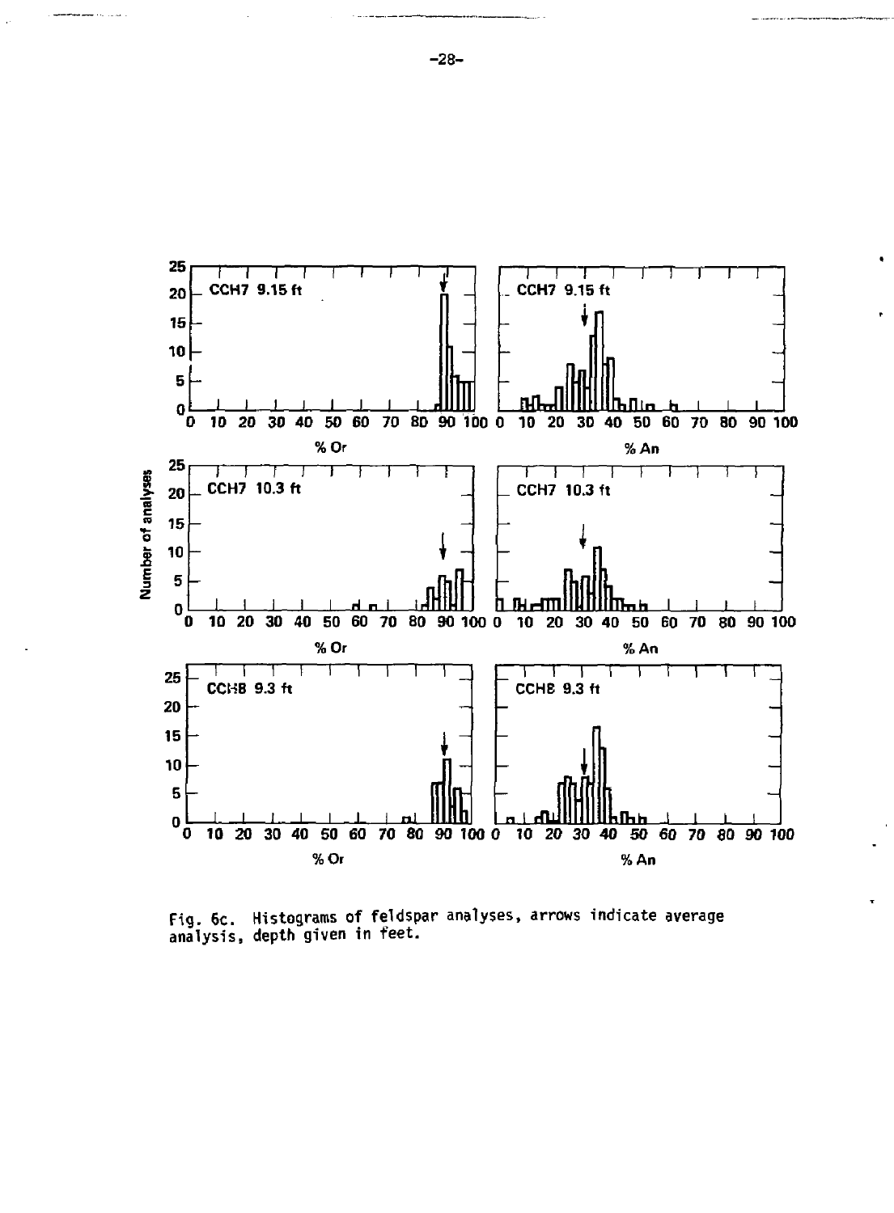Fig. 6c. Histograms of feldspar analyses, arrows indicate average analysis, depth given in feet.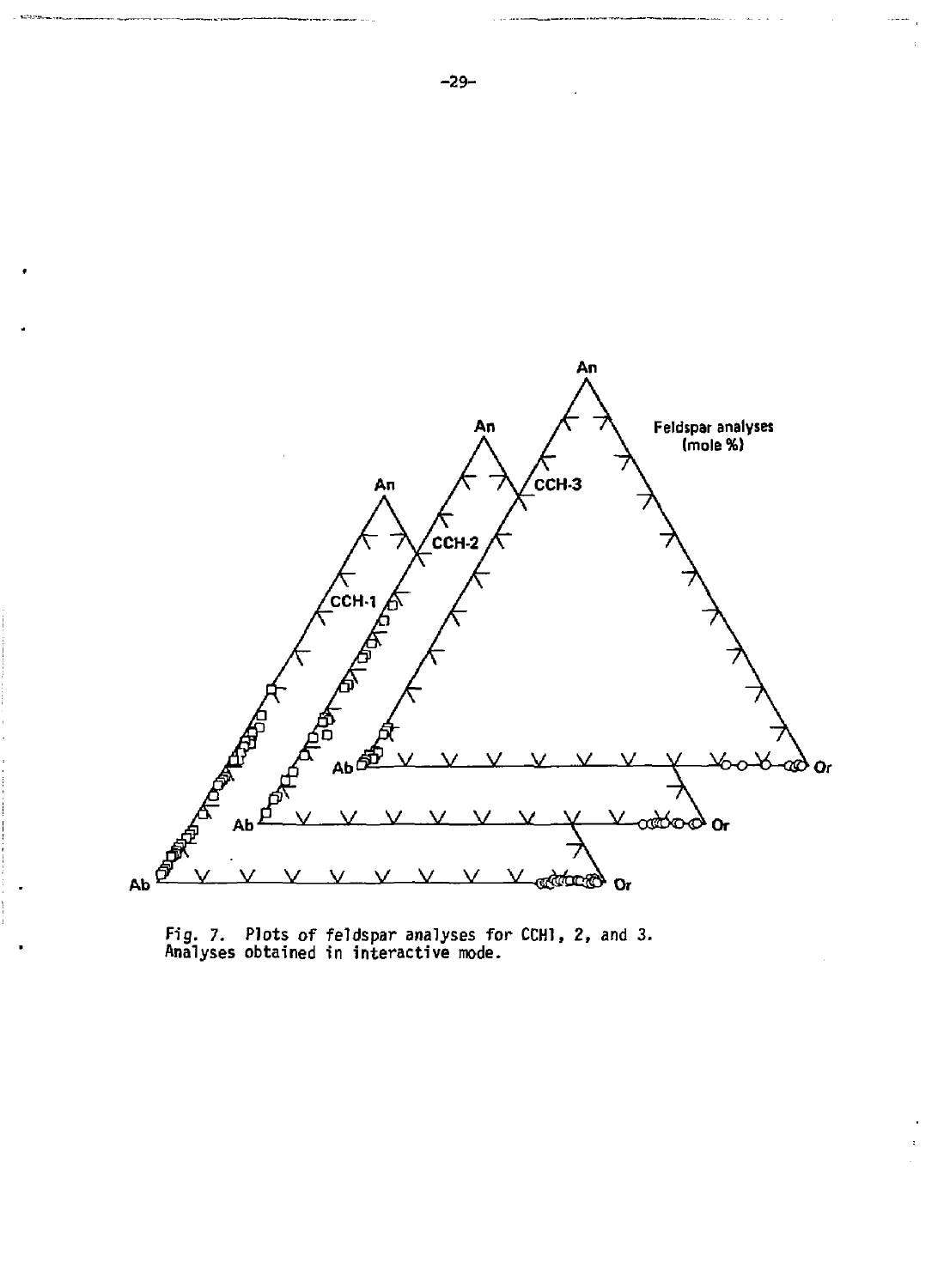Fig. 7. Plots of feldspar analyses for CCH1, 2, and 3. Analyses obtained in interactive mode.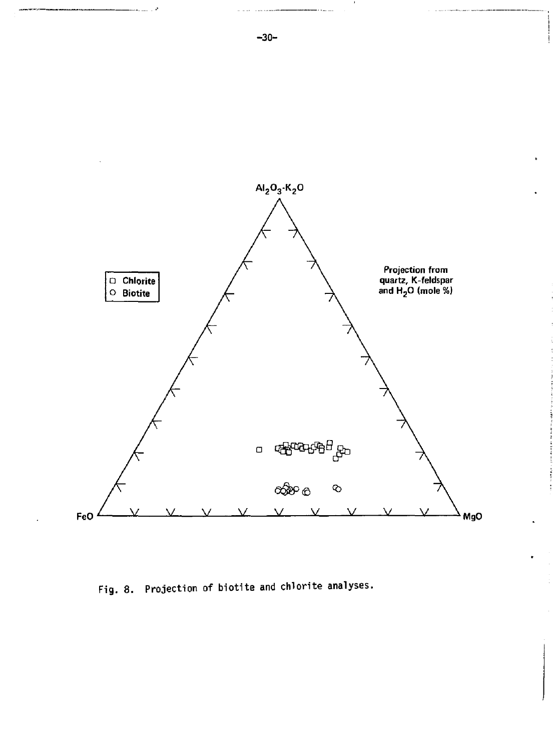Fig. 8. Projection of biotite and chlorite analyses.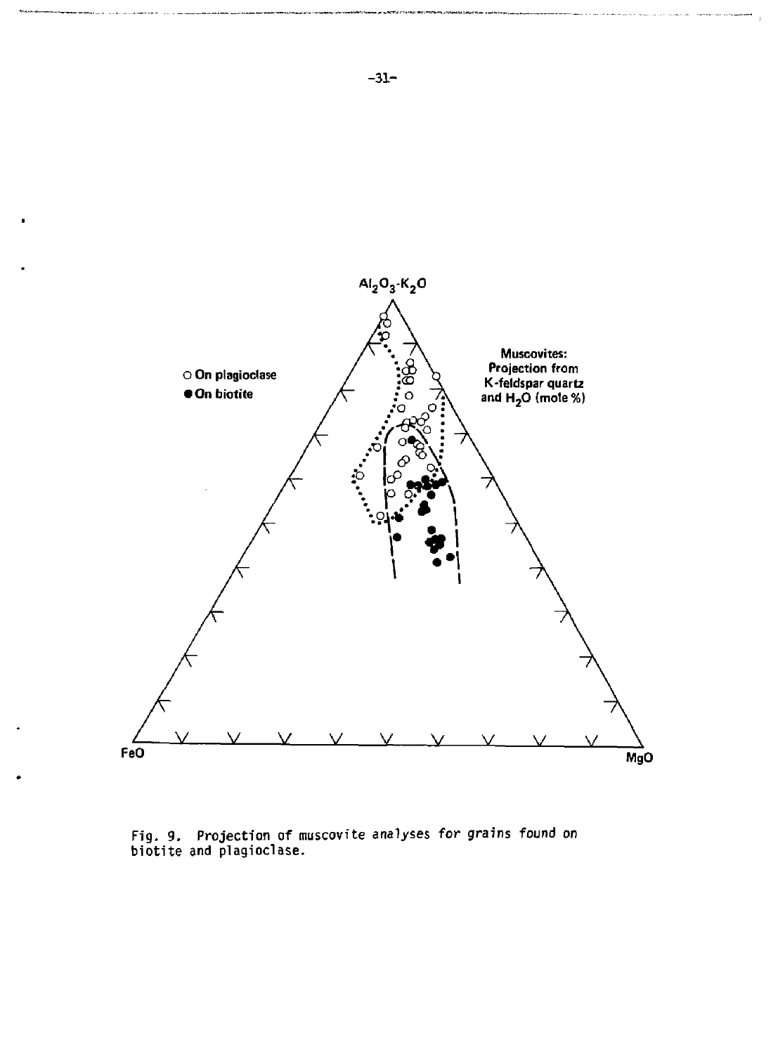$Al_2O_3$-$K_2O$

○ On plagioclase

● On biotite

Muscovites: Projection from K-feldspar quartz and $H_2O$ (mole %)

FeO

MgO

Fig. 9. Projection of muscovite analyses for grains found on biotite and plagioclase.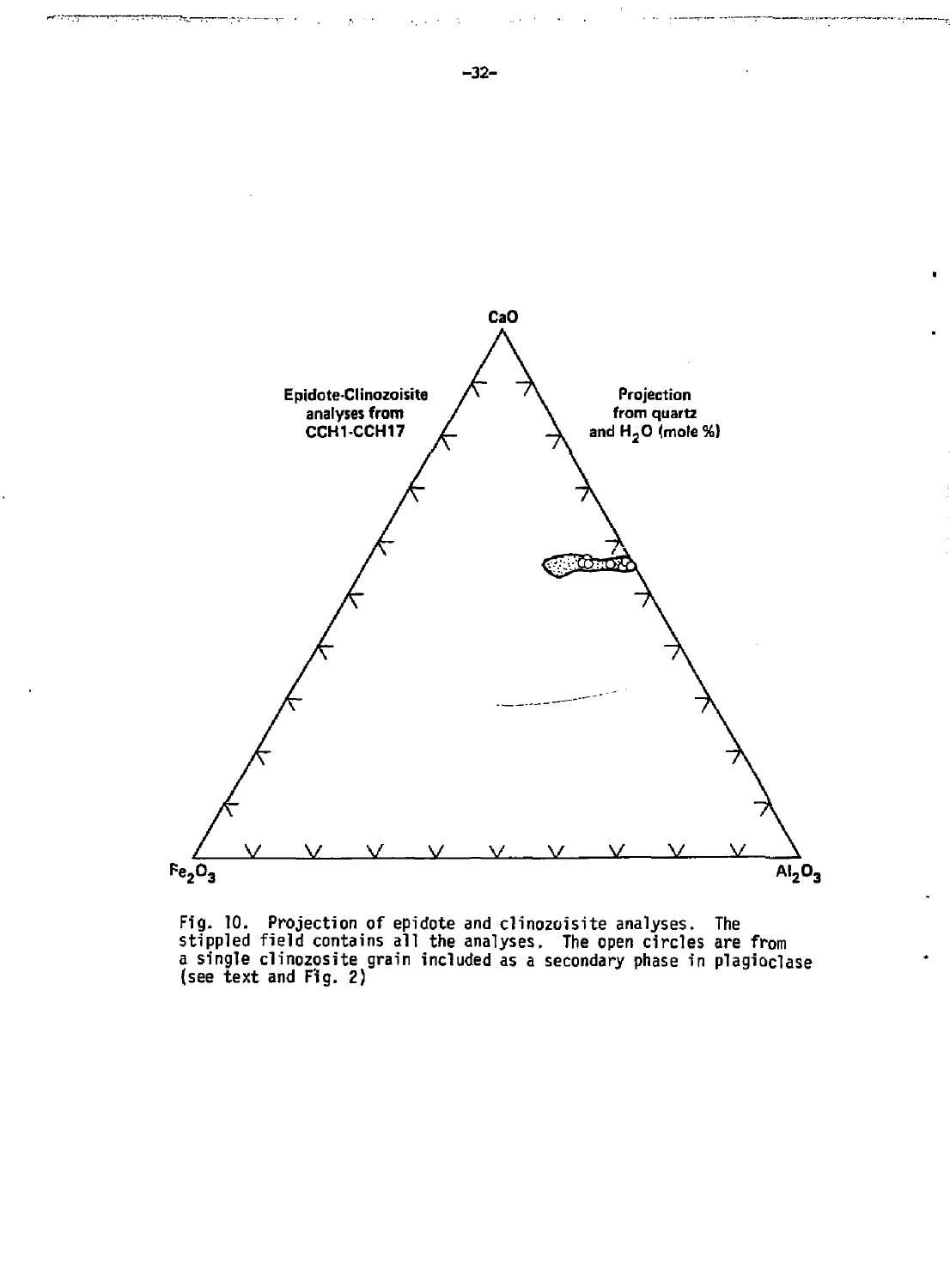CaO

Epidote-Clinozoisite analyses from CCH1-CCH17

Projection from quartz and $H_2O$ (mole %)

$Fe_2O_3$

$Al_2O_3$

Fig. 10. Projection of epidote and clinozoisite analyses. The stippled field contains all the analyses. The open circles are from a single clinozosite grain included as a secondary phase in plagioclase (see text and Fig. 2)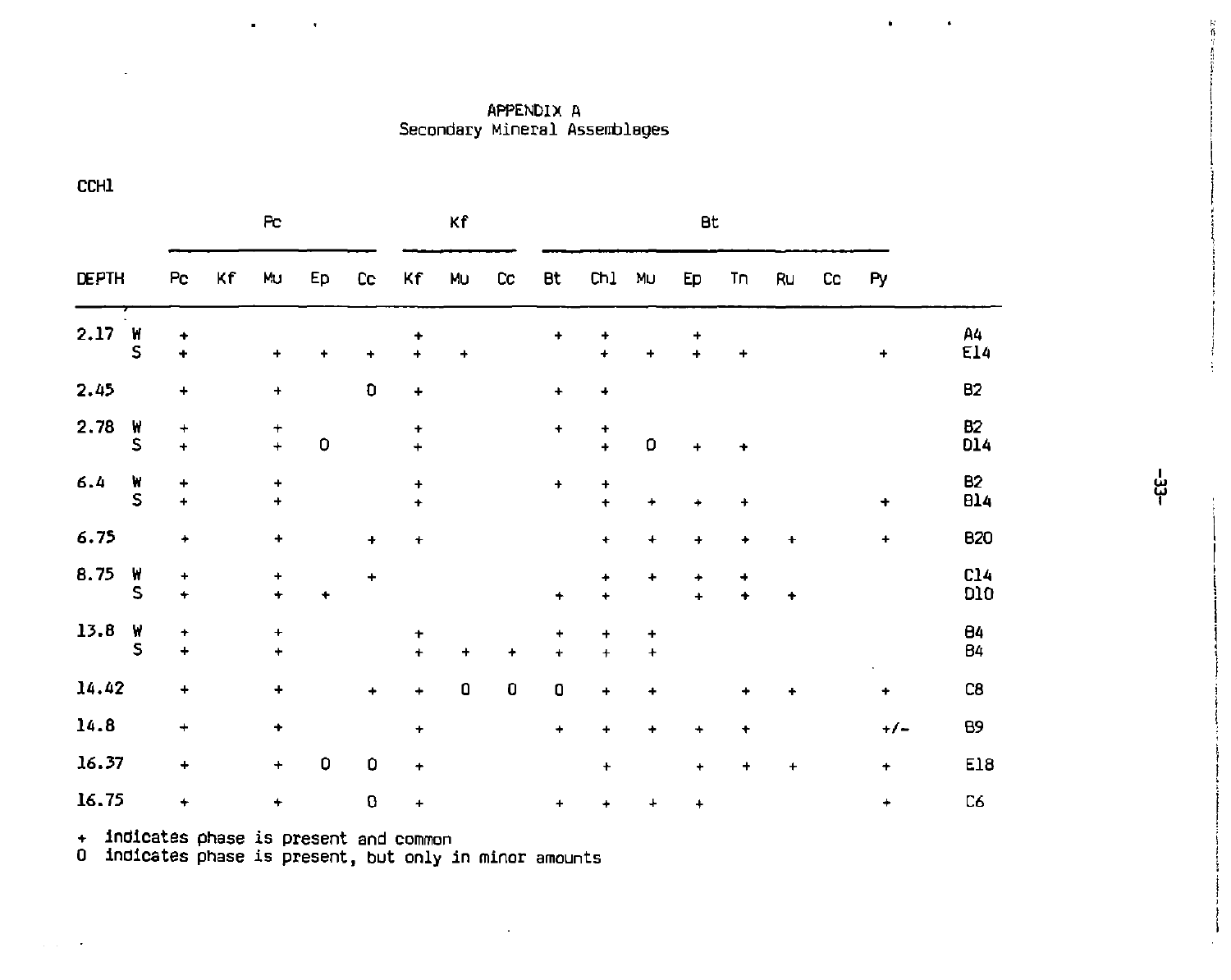# APPENDIX A
## Secondary Mineral Assemblages

CCH1

| | | Pc | | | | | Kf | | | Bt | | | | | | | | |
|---|---|---|---|---|---|---|---|---|---|---|---|---|---|---|---|---|---|---|
| DEPTH | | Pc | Kf | Mu | Ep | Cc | Kf | Mu | Cc | Bt | Chl | Mu | Ep | Tn | Ru | Cc | Py | |
| 2.17 | W | + | | | | | + | | | + | + | | + | | | | | A4 |
| | S | + | | + | + | + | + | + | | | + | + | + | + | | | + | E14 |
| 2.45 | | + | | + | | 0 | + | | | + | + | | | | | | | B2 |
| 2.78 | W | + | | + | | | + | | | + | + | | | | | | | B2 |
| | S | + | | + | 0 | | + | | | | + | 0 | + | + | | | | D14 |
| 6.4 | W | + | | + | | | + | | | + | + | | | | | | | B2 |
| | S | + | | + | | | + | | | | + | + | + | + | | | + | B14 |
| 6.75 | | + | | + | | + | + | | | | + | + | + | + | + | | + | B20 |
| 8.75 | W | + | | + | | + | | | | | + | + | + | + | | | | C14 |
| | S | + | | + | + | | | | | + | + | | + | + | + | | | D10 |
| 13.8 | W | + | | + | | | + | | | + | + | + | | | | | | B4 |
| | S | + | | + | | | + | + | + | + | + | + | | | | | | B4 |
| 14.42 | | + | | + | | + | + | 0 | 0 | 0 | + | + | | + | + | | + | C8 |
| 14.8 | | + | | + | | | + | | | + | + | + | + | + | | | +/- | B9 |
| 16.37 | | + | | + | 0 | 0 | + | | | | + | | + | + | + | | + | E18 |
| 16.75 | | + | | + | | 0 | + | | | + | + | + | + | | | | + | C6 |

\+ indicates phase is present and common
0 indicates phase is present, but only in minor amounts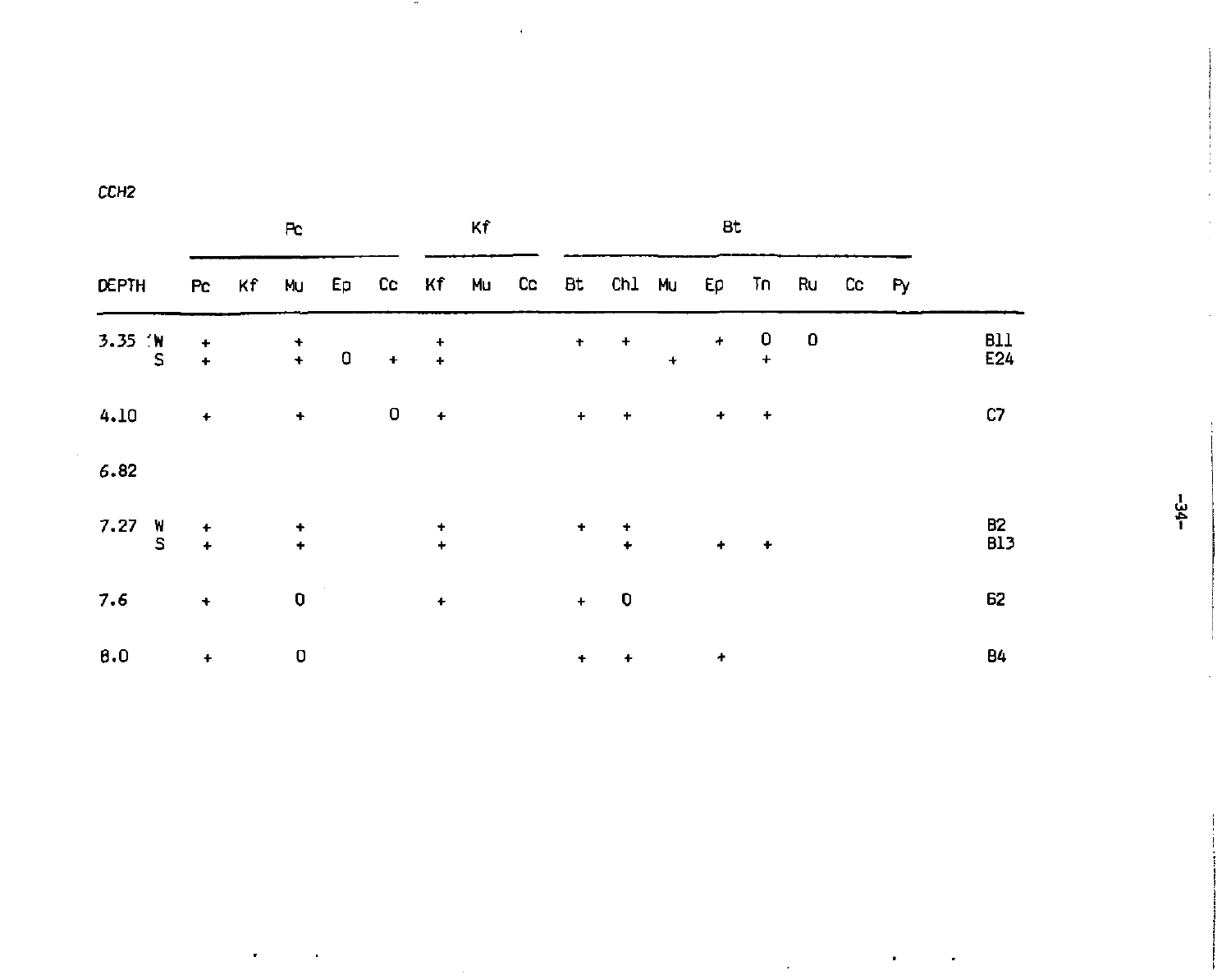CCH2

| DEPTH | Pc | | | | | Kf | | | Bt | | | | | | | | |
|---|---|---|---|---|---|---|---|---|---|---|---|---|---|---|---|---|---|
| | Pc | Kf | Mu | Ep | Cc | Kf | Mu | Cc | Bt | Chl | Mu | Ep | Tn | Ru | Cc | Py | |
| 3.35 W | + | | + | | | + | | | + | + | | + | 0 | 0 | | | B11 |
| S | + | | + | 0 | + | + | | | | | + | | + | | | | E24 |
| 4.10 | + | | + | | 0 | + | | | + | + | | + | + | | | | C7 |
| 6.82 | | | | | | | | | | | | | | | | | |
| 7.27 W | + | | + | | | + | | | + | + | | | | | | | B2 |
| S | + | | + | | | + | | | | + | | + | + | | | | B13 |
| 7.6 | + | | 0 | | | + | | | + | 0 | | | | | | | 62 |
| 8.0 | + | | 0 | | | | | | + | + | | + | | | | | B4 |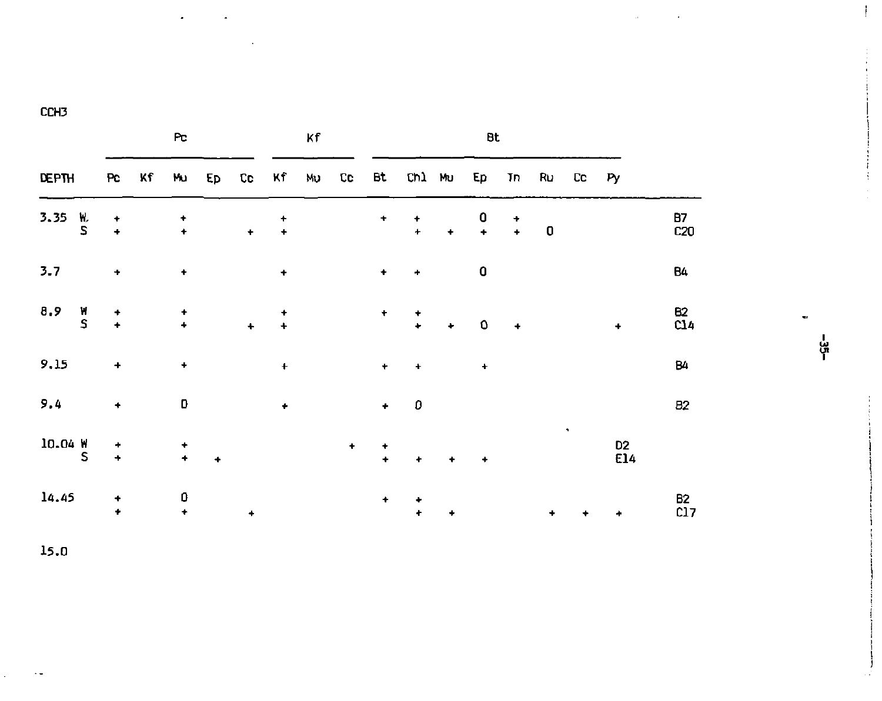CCH3

| DEPTH | | Pc | | | | | Kf | | | Bt | | | | | | | | |
|---|---|---|---|---|---|---|---|---|---|---|---|---|---|---|---|---|---|---|
| | | Pc | Kf | Mu | Ep | Cc | Kf | Mu | Cc | Bt | Chl | Mu | Ep | Tn | Ru | Cc | Py | |
| 3.35 | W. | + | | + | | | + | | | + | + | | 0 | + | | | | B7 |
| | S | + | | + | | + | + | | | | + | + | + | + | 0 | | | C20 |
| 3.7 | | + | | + | | | + | | | + | + | | 0 | | | | | B4 |
| 8.9 | W | + | | + | | | + | | | + | + | | | | | | | B2 |
| | S | + | | + | | + | + | | | | + | + | 0 | + | | | + | C14 |
| 9.15 | | + | | + | | | + | | | + | + | | + | | | | | B4 |
| 9.4 | | + | | 0 | | | + | | | + | 0 | | | | | | | B2 |
| 10.04 | W | + | | + | | | | | + | + | | | | | | | | D2 |
| | S | + | | + | + | | | | | + | + | + | + | | | | | E14 |
| 14.45 | | + | | 0 | | | | | | + | + | | | | | | | B2 |
| | | + | | + | | + | | | | | + | + | | | + | + | + | C17 |
| 15.0 | | | | | | | | | | | | | | | | | | |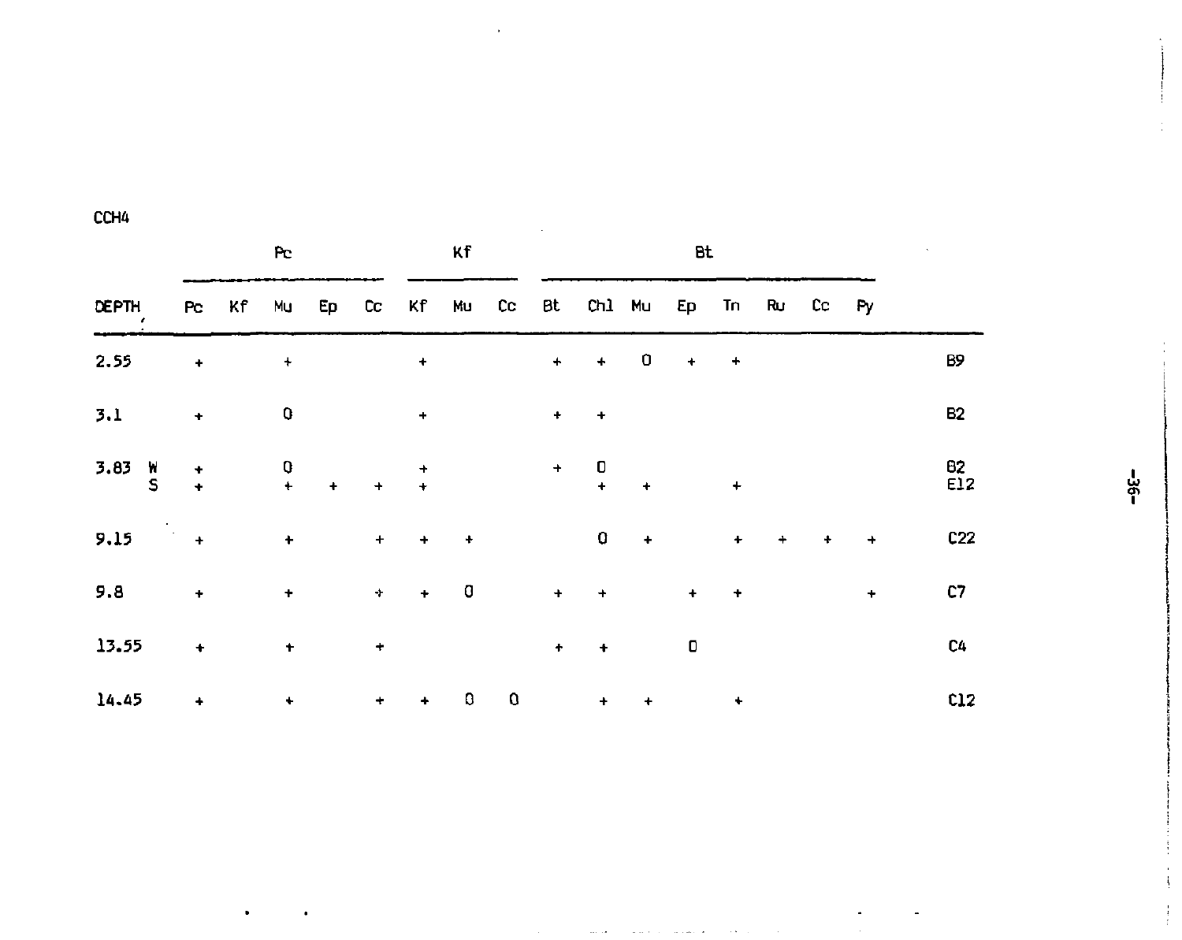CCH4

| DEPTH | | Pc | | | | | Kf | | | Bt | | | | | | | | |
|---|---|---|---|---|---|---|---|---|---|---|---|---|---|---|---|---|---|---|
| | | Pc | Kf | Mu | Ep | Cc | Kf | Mu | Cc | Bt | Chl | Mu | Ep | Tn | Ru | Cc | Py | |
| 2.55 | | + | | + | | | + | | | + | + | 0 | + | + | | | | B9 |
| 3.1 | | + | | 0 | | | + | | | + | + | | | | | | | B2 |
| 3.83 | W | + | | 0 | | | + | | | + | 0 | | | | | | | B2 |
| | S | + | | + | + | + | + | | | | + | + | | + | | | | E12 |
| 9.15 | | + | | + | | + | + | + | | | 0 | + | | + | + | + | + | C22 |
| 9.8 | | + | | + | | + | + | 0 | | + | + | | + | + | | | + | C7 |
| 13.55 | | + | | + | | + | | | | + | + | | 0 | | | | | C4 |
| 14.45 | | + | | + | | + | + | 0 | 0 | | + | + | | + | | | | C12 |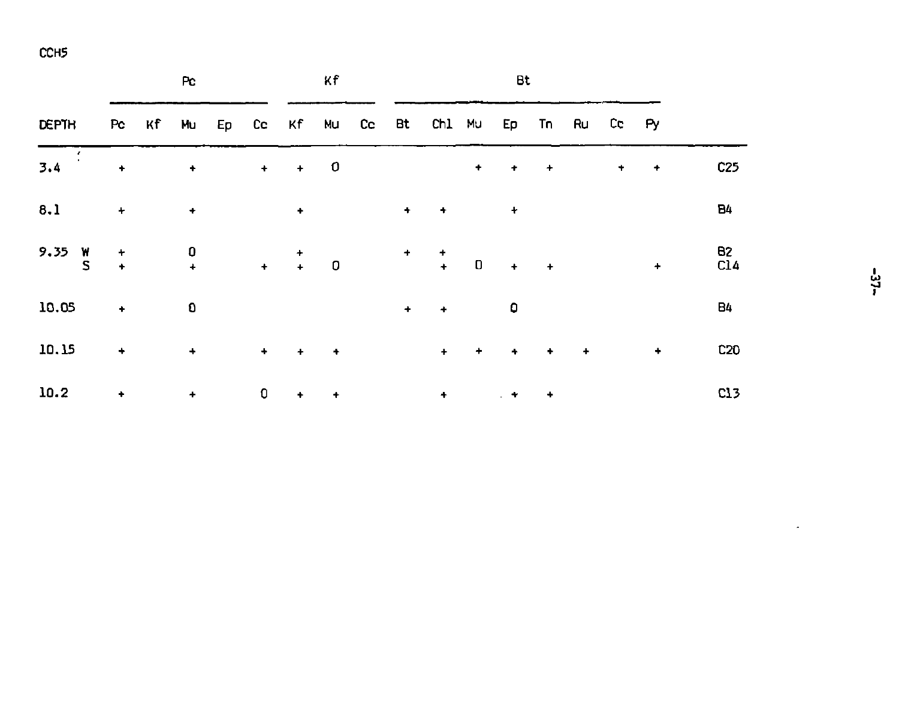CCH5

| DEPTH | Pc | | | | | Kf | | | Bt | | | | | | | | |
|---|---|---|---|---|---|---|---|---|---|---|---|---|---|---|---|---|---|
| | Pc | Kf | Mu | Ep | Cc | Kf | Mu | Cc | Bt | Chl | Mu | Ep | Tn | Ru | Cc | Py | |
| 3.4 | + | | + | | + | + | 0 | | | | + | + | + | | + | + | C25 |
| 8.1 | + | | + | | | + | | | + | + | | + | | | | | B4 |
| 9.35 W | + | | 0 | | | + | | | + | + | | | | | | | B2 |
| S | + | | + | | + | + | 0 | | | + | 0 | + | + | | | + | C14 |
| 10.05 | + | | 0 | | | | | | + | + | | 0 | | | | | B4 |
| 10.15 | + | | + | | + | + | + | | | + | + | + | + | + | | + | C20 |
| 10.2 | + | | + | | 0 | + | + | | | + | | + | + | | | | C13 |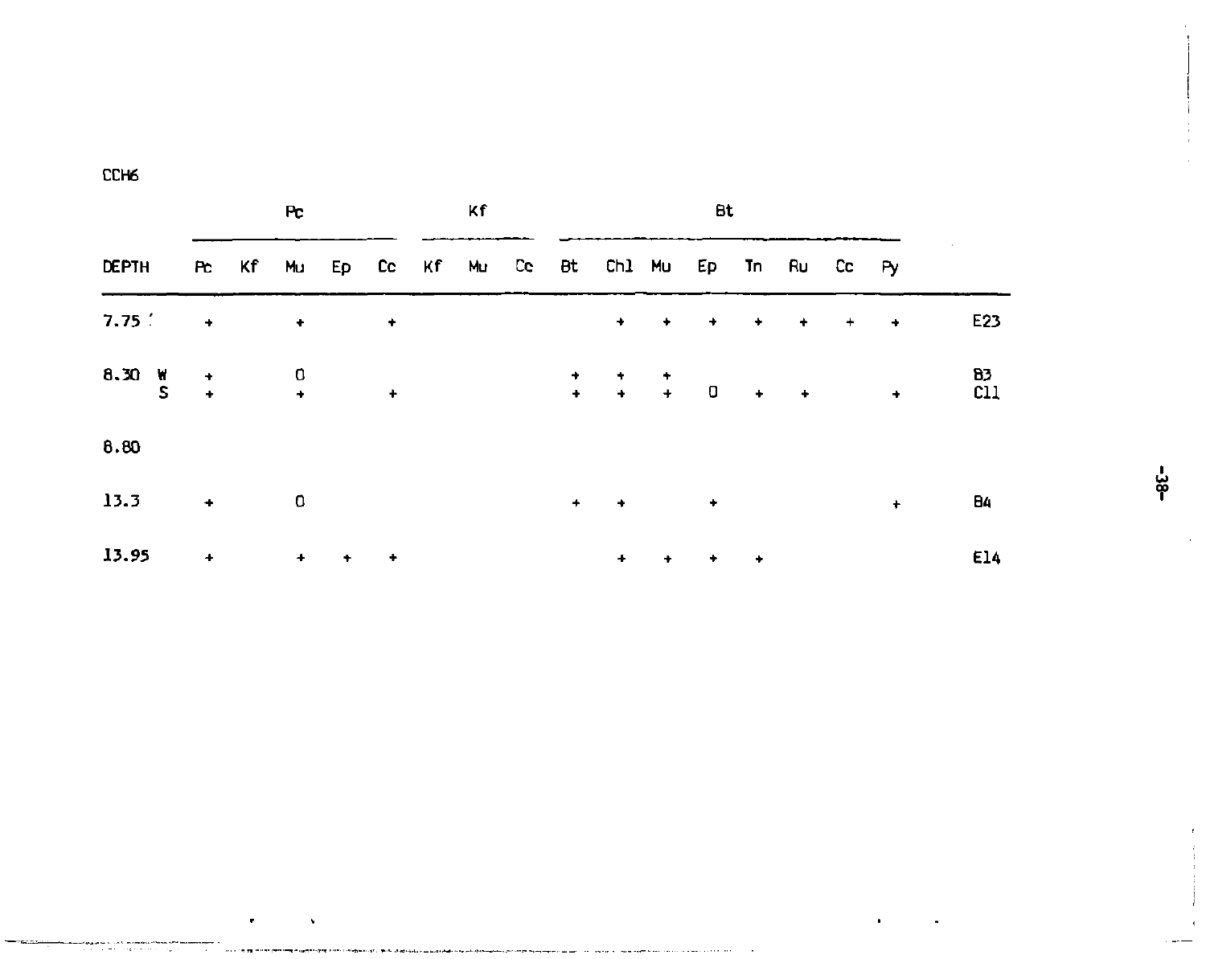CCH6

| DEPTH | | Pc | | | | | Kf | | | Bt | | | | | | | | |
|---|---|---|---|---|---|---|---|---|---|---|---|---|---|---|---|---|---|---|
| | | Pc | Kf | Mu | Ep | Cc | Kf | Mu | Cc | Bt | Chl | Mu | Ep | Tn | Ru | Cc | Py | |
| 7.75 | | + | | + | | + | | | | | + | + | + | + | + | + | + | E23 |
| 8.30 | W | + | | 0 | | | | | | + | + | + | | | | | | B3 |
| | S | + | | + | | + | | | | + | + | + | 0 | + | + | | + | C11 |
| 8.80 | | | | | | | | | | | | | | | | | | |
| 13.3 | | + | | 0 | | | | | | + | + | | + | | | | + | B4 |
| 13.95 | | + | | + | + | + | | | | | + | + | + | + | | | | E14 |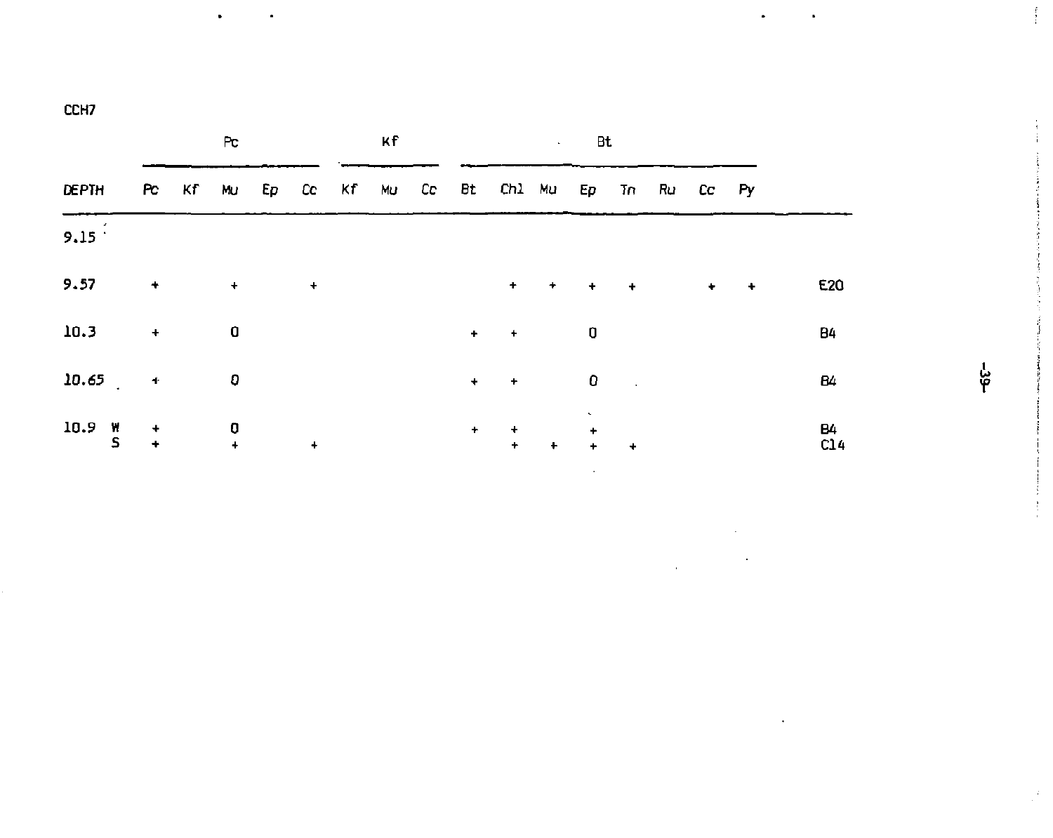CCH7

| DEPTH | | Pc | | | | | Kf | | | Bt | | | | | | | | |
|---|---|---|---|---|---|---|---|---|---|---|---|---|---|---|---|---|---|---|
| | | Pc | Kf | Mu | Ep | Cc | Kf | Mu | Cc | Bt | Chl | Mu | Ep | Tn | Ru | Cc | Py | |
| 9.15 | | | | | | | | | | | | | | | | | | |
| 9.57 | | + | | + | | + | | | | | + | + | + | + | | + | + | E20 |
| 10.3 | | + | | 0 | | | | | | + | + | | 0 | | | | | B4 |
| 10.65 | | + | | 0 | | | | | | + | + | | 0 | | | | | B4 |
| 10.9 | W | + | | 0 | | | | | | + | + | | + | | | | | B4 |
| | S | + | | + | | + | | | | | + | + | + | + | | | | C14 |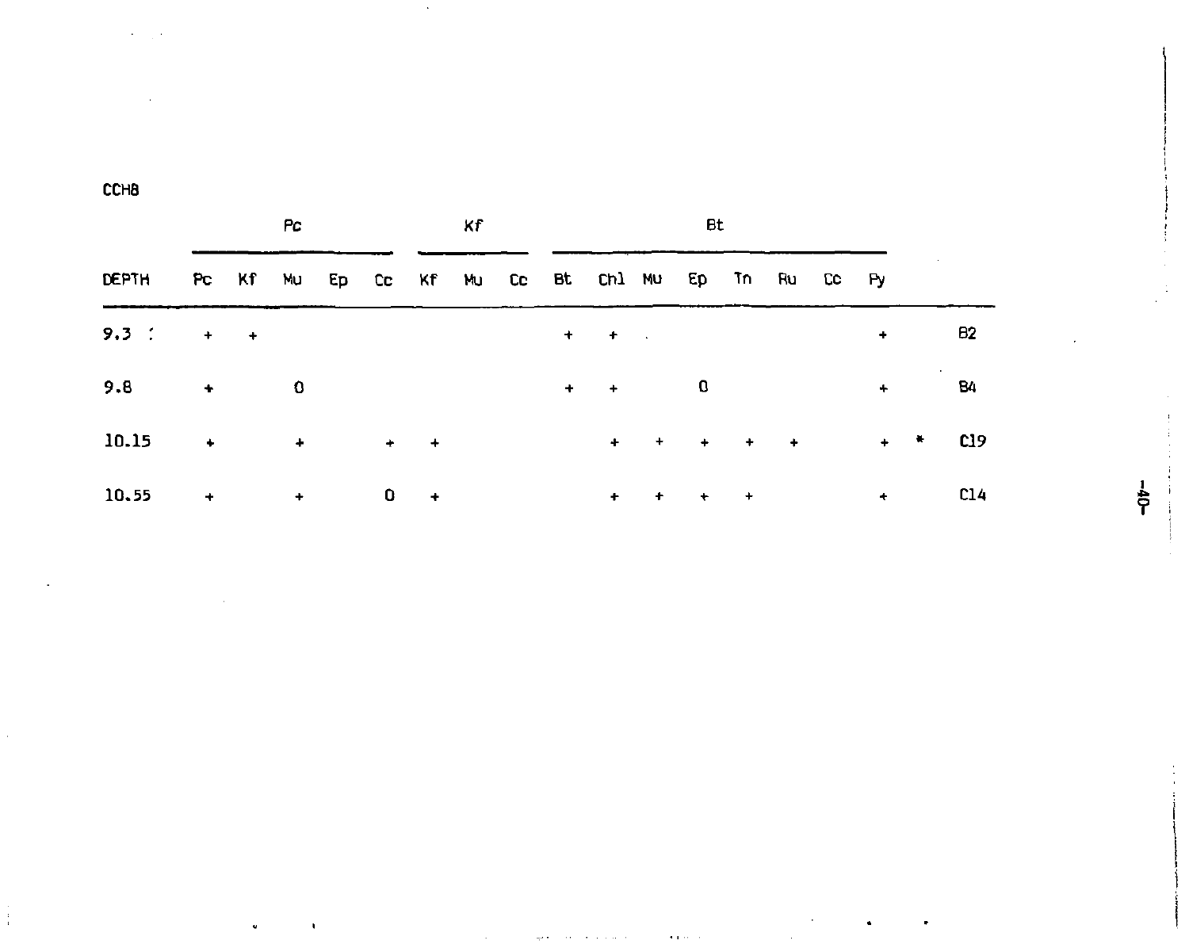CCH8

| DEPTH | Pc | | | | | Kf | | | Bt | | | | | | | | | |
|---|---|---|---|---|---|---|---|---|---|---|---|---|---|---|---|---|---|---|
| | Pc | Kf | Mu | Ep | Cc | Kf | Mu | Cc | Bt | Chl | Mu | Ep | Tn | Ru | Cc | Py | | |
| 9.3 | + | + | | | | | | | + | + | | | | | | + | | B2 |
| 9.8 | + | | 0 | | | | | | + | + | | 0 | | | | + | | B4 |
| 10.15 | + | | + | | + | + | | | | + | + | + | + | + | | + | * | C19 |
| 10.55 | + | | + | | 0 | + | | | | + | + | + | + | | | + | | C14 |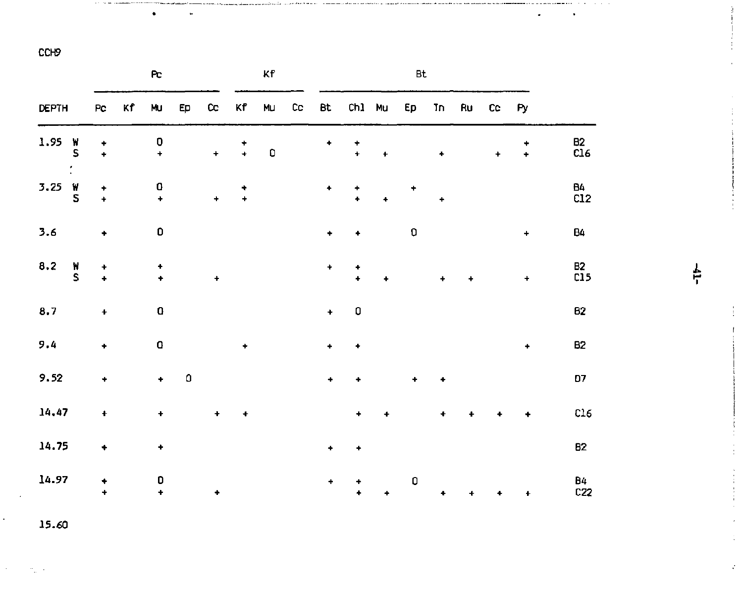CCH9

| DEPTH | | Pc | | | | | Kf | | | Bt | | | | | | | | |
|---|---|---|---|---|---|---|---|---|---|---|---|---|---|---|---|---|---|---|
| | | Pc | Kf | Mu | Ep | Cc | Kf | Mu | Cc | Bt | Chl | Mu | Ep | Tn | Ru | Cc | Py | |
| 1.95 | W | + | | 0 | | | + | | | + | + | | | | | | + | B2 |
| | S | + | | + | | + | + | 0 | | | + | + | | + | | + | + | C16 |
| 3.25 | W | + | | 0 | | | + | | | + | + | | + | | | | | B4 |
| | S | + | | + | | + | + | | | | + | + | | + | | | | C12 |
| 3.6 | | + | | 0 | | | | | | + | + | | 0 | | | | + | B4 |
| 8.2 | W | + | | + | | | | | | + | + | | | | | | | B2 |
| | S | + | | + | | + | | | | | + | + | | + | + | | + | C15 |
| 8.7 | | + | | 0 | | | | | | + | 0 | | | | | | | B2 |
| 9.4 | | + | | 0 | | | + | | | + | + | | | | | | + | B2 |
| 9.52 | | + | | + | 0 | | | | | + | + | | + | + | | | | D7 |
| 14.47 | | + | | + | | + | + | | | | + | + | | + | + | + | + | C16 |
| 14.75 | | + | | + | | | | | | + | + | | | | | | | B2 |
| 14.97 | | + | | 0 | | | | | | + | + | | 0 | | | | | B4 |
| | | + | | + | | + | | | | | + | + | | + | + | + | + | C22 |
| 15.60 | | | | | | | | | | | | | | | | | | |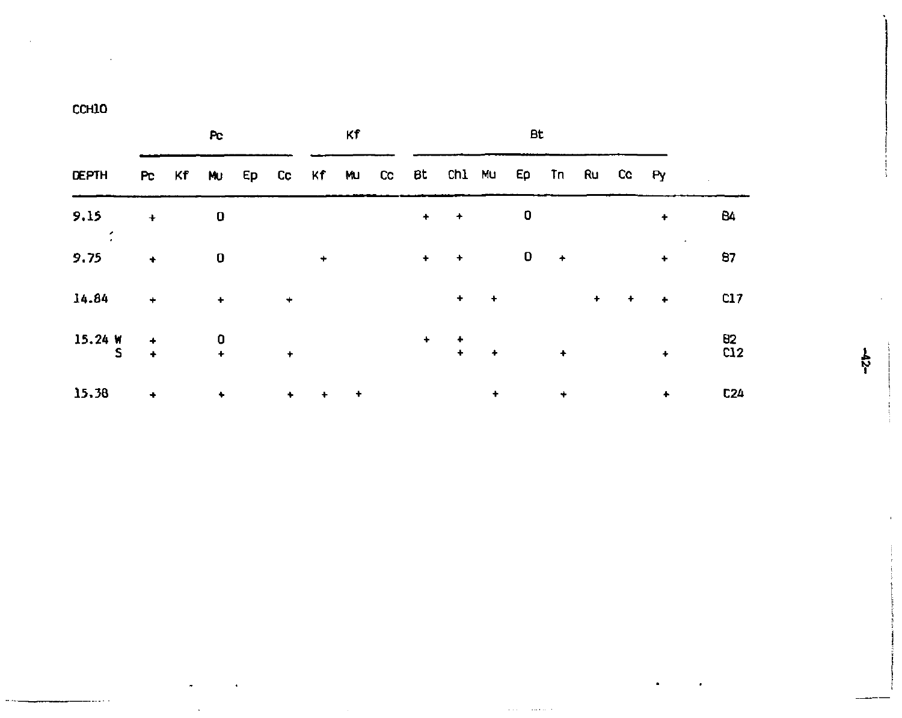CCH10

| DEPTH | Pc | | | | | Kf | | | Bt | | | | | | | | |
|---|---|---|---|---|---|---|---|---|---|---|---|---|---|---|---|---|---|
| | Pc | Kf | Mu | Ep | Cc | Kf | Mu | Cc | Bt | Chl | Mu | Ep | Tn | Ru | Cc | Py | |
| 9.15 | + | | 0 | | | | | | + | + | | 0 | | | | + | B4 |
| 9.75 | + | | 0 | | | + | | | + | + | | 0 | + | | | + | B7 |
| 14.84 | + | | + | | + | | | | | + | + | | | + | + | + | C17 |
| 15.24 W | + | | 0 | | | | | | + | + | | | | | | | B2 |
| S | + | | + | | + | | | | | + | + | | + | | | + | C12 |
| 15.38 | + | | + | | + | + | + | | | | + | | + | | | + | C24 |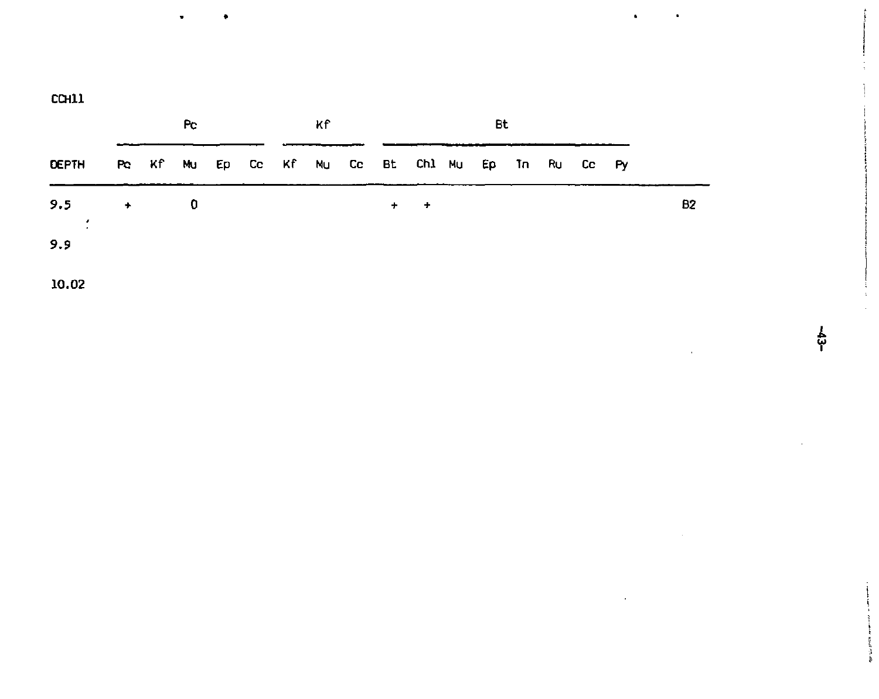CCH11

| DEPTH | Pc | | | | | Kf | | | Bt | | | | | | | | |
|---|---|---|---|---|---|---|---|---|---|---|---|---|---|---|---|---|---|
| | Pc | Kf | Mu | Ep | Cc | Kf | Mu | Cc | Bt | Chl | Mu | Ep | Tn | Ru | Cc | Py | |
| 9.5 | + | | 0 | | | | | | + | + | | | | | | | B2 |
| 9.9 | | | | | | | | | | | | | | | | | |
| 10.02 | | | | | | | | | | | | | | | | | |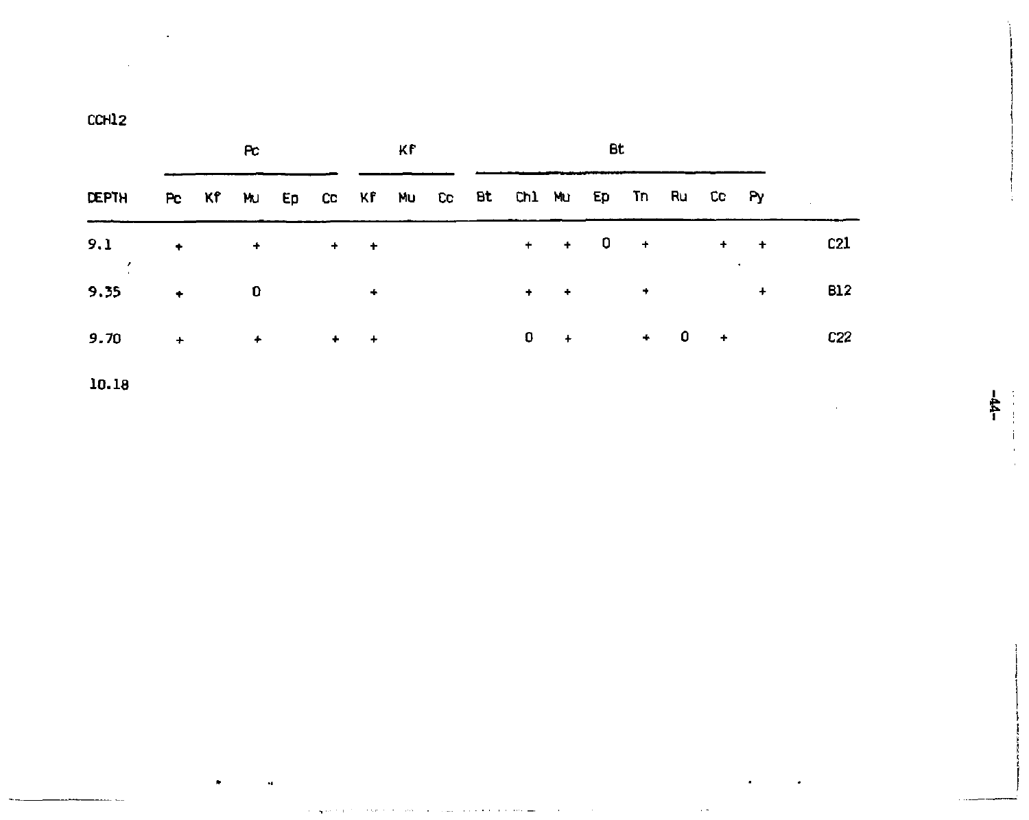CCH12

| DEPTH | Pc | | | | | Kf | | | Bt | | | | | | | | |
|---|---|---|---|---|---|---|---|---|---|---|---|---|---|---|---|---|---|
| | Pc | Kf | Mu | Ep | Cc | Kf | Mu | Cc | Bt | Chl | Mu | Ep | Tn | Ru | Cc | Py | |
| 9.1 | + | | + | | + | + | | | | + | + | 0 | + | | + | + | C21 |
| 9.35 | + | | 0 | | | + | | | | + | + | | + | | | + | B12 |
| 9.70 | + | | + | | + | + | | | | 0 | + | | + | 0 | + | | C22 |
| 10.18 | | | | | | | | | | | | | | | | | |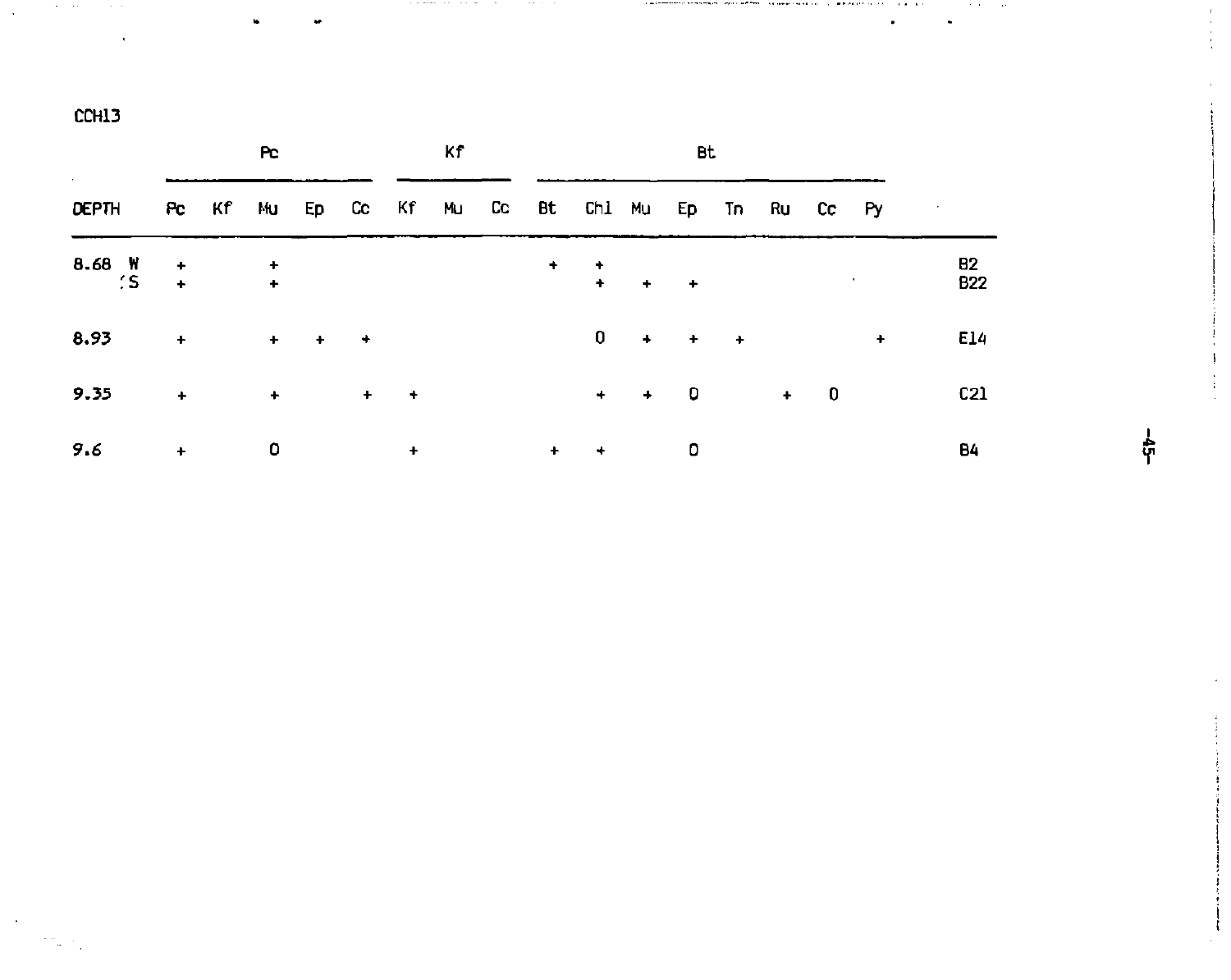CCH13

| DEPTH | Pc | | | | | Kf | | | Bt | | | | | | | | |
|---|---|---|---|---|---|---|---|---|---|---|---|---|---|---|---|---|---|
| | Pc | Kf | Mu | Ep | Cc | Kf | Mu | Cc | Bt | Chl | Mu | Ep | Tn | Ru | Cc | Py | |
| 8.68 W | + | | + | | | | | | + | + | | | | | | | B2 |
| S | + | | + | | | | | | | + | + | + | | | | | B22 |
| 8.93 | + | | + | + | + | | | | | 0 | + | + | + | | | + | E14 |
| 9.35 | + | | + | | + | + | | | | + | + | 0 | | + | 0 | | C21 |
| 9.6 | + | | 0 | | | + | | | + | + | | 0 | | | | | B4 |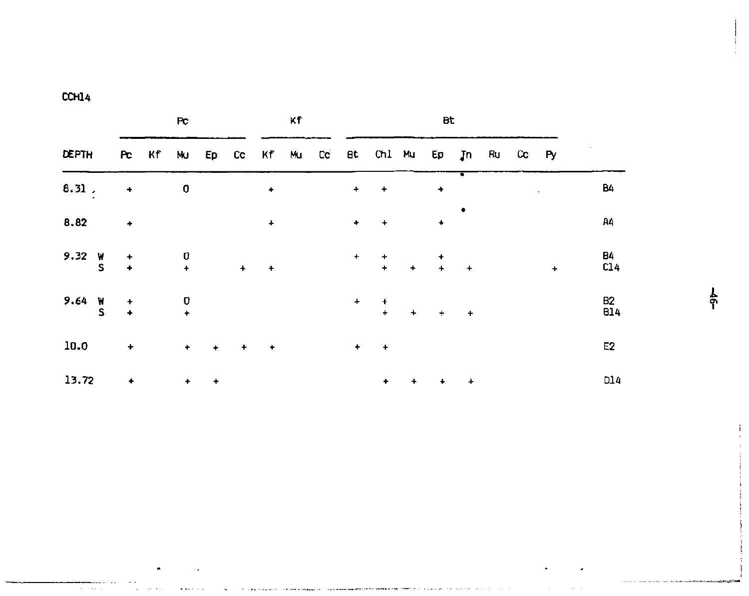CCH14

| DEPTH | | Pc | | | | | Kf | | | Bt | | | | | | | | |
|---|---|---|---|---|---|---|---|---|---|---|---|---|---|---|---|---|---|---|
| | | Pc | Kf | Mu | Ep | Cc | Kf | Mu | Cc | Bt | Chl | Mu | Ep | Tn | Ru | Cc | Py | |
| 8.31 | | + | | 0 | | | + | | | + | + | | + | | | | | B4 |
| 8.82 | | + | | | | | + | | | + | + | | + | | | | | A4 |
| 9.32 | W | + | | 0 | | | | | | + | + | | + | | | | | B4 |
| | S | + | | + | | + | + | | | | + | + | + | + | | | + | C14 |
| 9.64 | W | + | | 0 | | | | | | + | + | | | | | | | B2 |
| | S | + | | + | | | | | | | + | + | + | + | | | | B14 |
| 10.0 | | + | | + | + | + | + | | | + | + | | | | | | | E2 |
| 13.72 | | + | | + | + | | | | | | + | + | + | + | | | | D14 |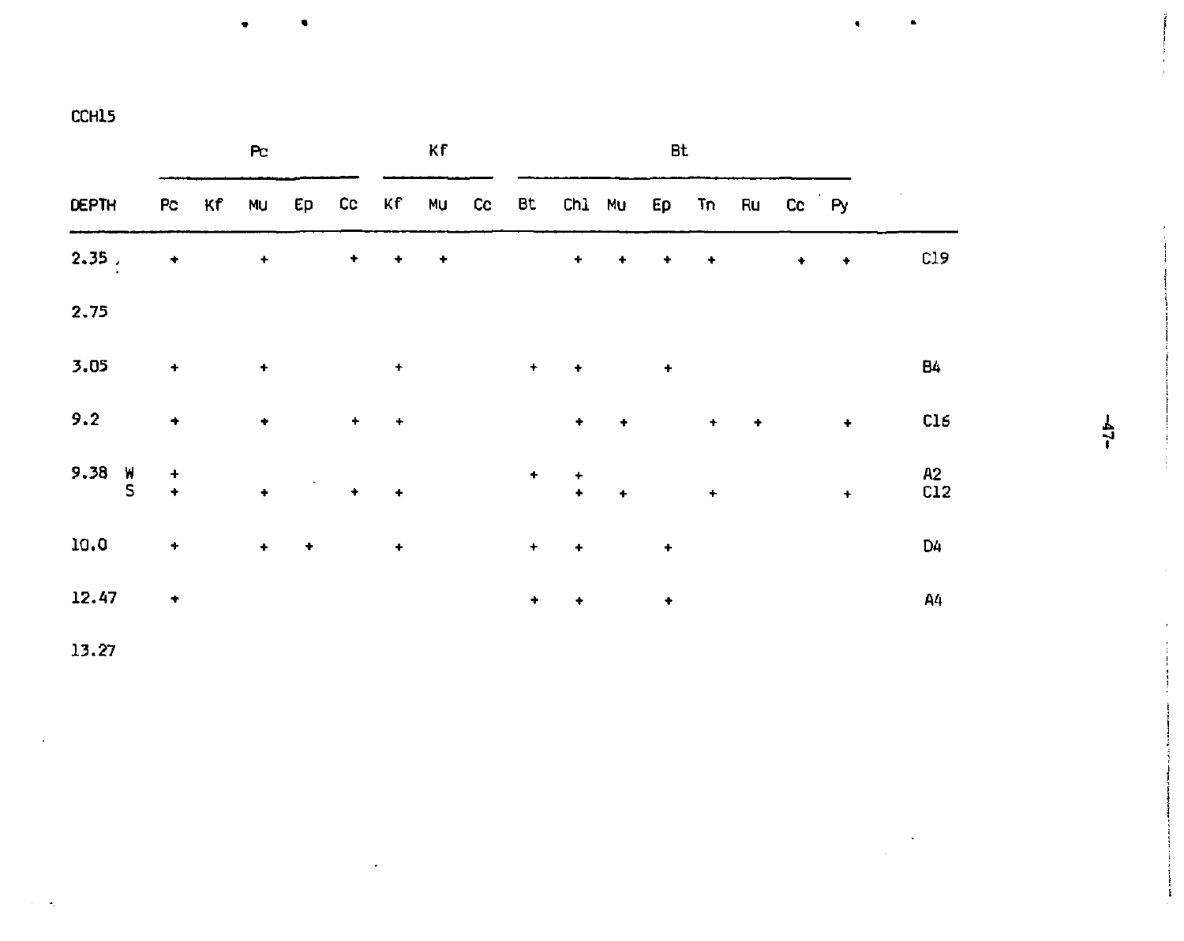CCH15

| DEPTH | Pc | | | | | Kf | | | Bt | | | | | | | | |
|---|---|---|---|---|---|---|---|---|---|---|---|---|---|---|---|---|---|
| | Pc | Kf | Mu | Ep | Cc | Kf | Mu | Cc | Bt | Chl | Mu | Ep | Tn | Ru | Cc | Py | |
| 2.35 | + | | + | | + | + | + | | | + | + | + | + | | + | + | C19 |
| 2.75 | | | | | | | | | | | | | | | | | |
| 3.05 | + | | + | | | + | | | + | + | | + | | | | | B4 |
| 9.2 | + | | + | | + | + | | | | + | + | | + | + | | + | C16 |
| 9.38 W | + | | | | | | | | + | + | | | | | | | A2 |
| S | + | | + | | + | + | | | | + | + | | + | | | + | C12 |
| 10.0 | + | | + | + | | + | | | + | + | | + | | | | | D4 |
| 12.47 | + | | | | | | | | + | + | | + | | | | | A4 |
| 13.27 | | | | | | | | | | | | | | | | | |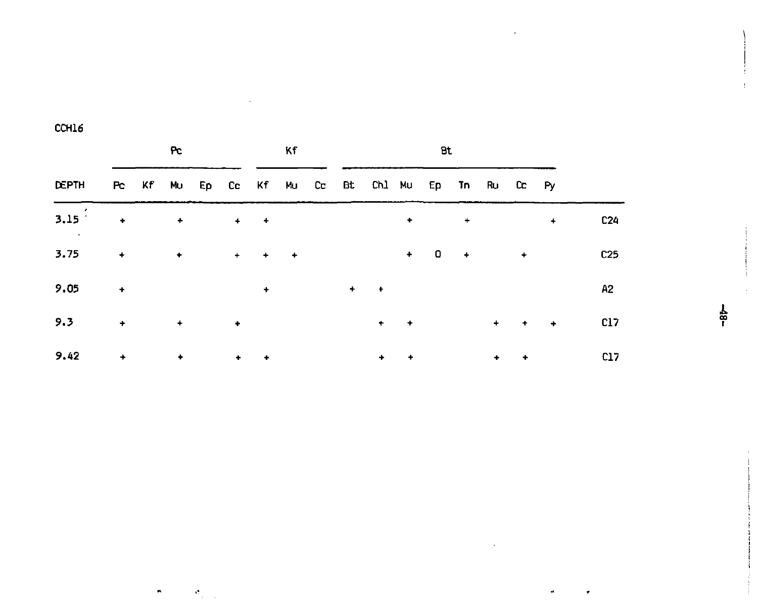CCH16

| DEPTH | Pc | | | | | Kf | | | Bt | | | | | | | | |
|---|---|---|---|---|---|---|---|---|---|---|---|---|---|---|---|---|---|
| | Pc | Kf | Mu | Ep | Cc | Kf | Mu | Cc | Bt | Chl | Mu | Ep | Tn | Ru | Cc | Py | |
| 3.15 | + | | + | | + | + | | | | | + | | + | | | + | C24 |
| 3.75 | + | | + | | + | + | + | | | | + | O | + | | + | | C25 |
| 9.05 | + | | | | | + | | | + | + | | | | | | | A2 |
| 9.3 | + | | + | | + | | | | | + | + | | | + | + | + | C17 |
| 9.42 | + | | + | | + | + | | | | + | + | | | + | + | | C17 |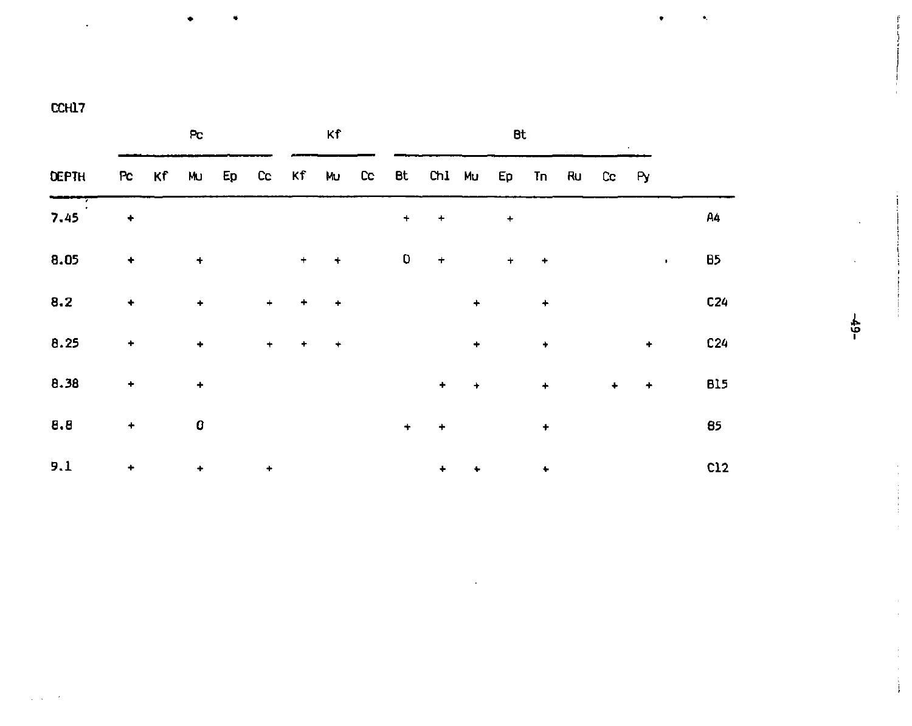CCH17

| | Pc | | | | | Kf | | | Bt | | | | | | | | |
|---|---|---|---|---|---|---|---|---|---|---|---|---|---|---|---|---|---|
| DEPTH | Pc | Kf | Mu | Ep | Cc | Kf | Mu | Cc | Bt | Chl | Mu | Ep | Tn | Ru | Cc | Py | |
| 7.45 | + | | | | | | | | + | + | | + | | | | | A4 |
| 8.05 | + | | + | | | + | + | | O | + | | + | + | | | | B5 |
| 8.2 | + | | + | | + | + | + | | | | + | | + | | | | C24 |
| 8.25 | + | | + | | + | + | + | | | | + | | + | | | + | C24 |
| 8.38 | + | | + | | | | | | | + | + | | + | | + | + | B15 |
| 8.8 | + | | O | | | | | | + | + | | | + | | | | B5 |
| 9.1 | + | | + | | + | | | | | + | + | | + | | | | C12 |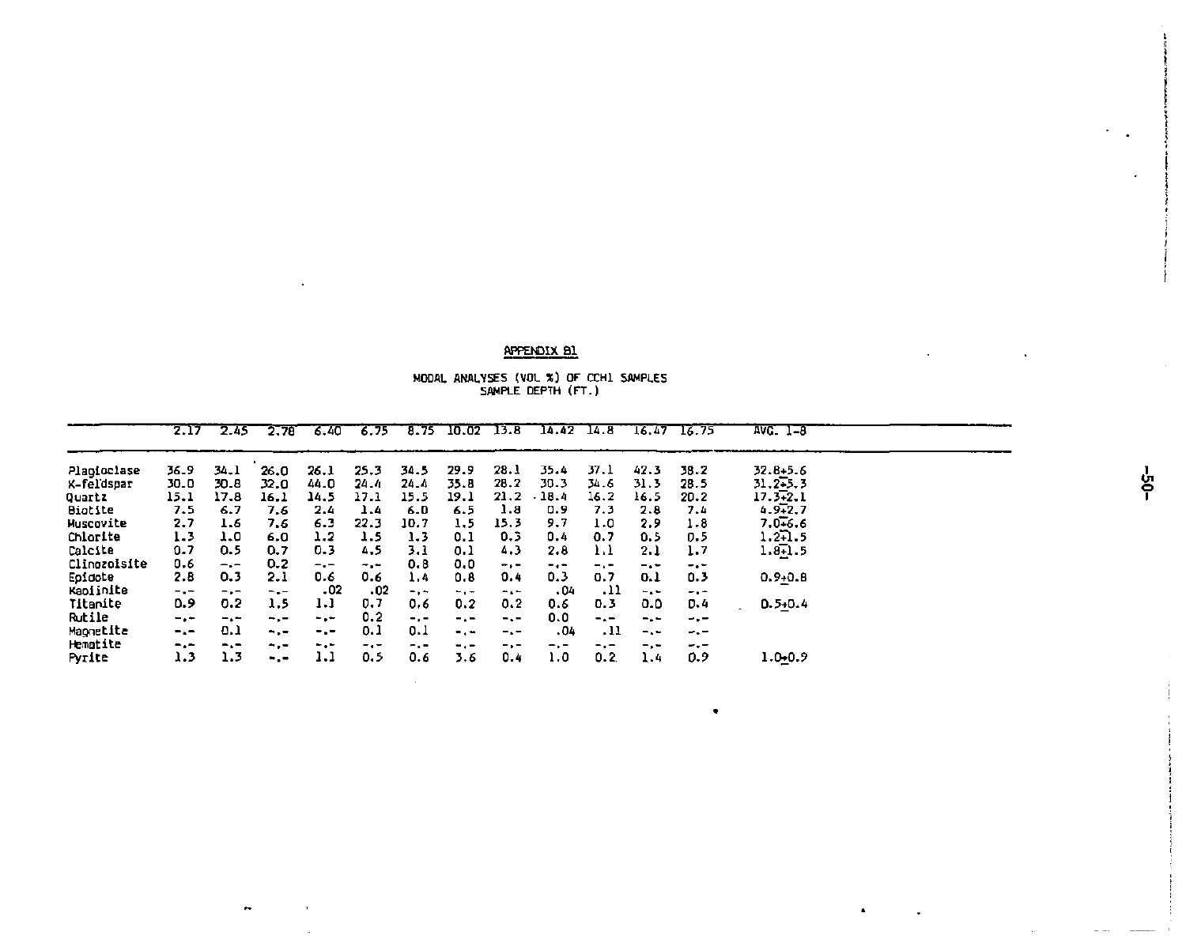## APPENDIX B1

MODAL ANALYSES (VOL %) OF CCH1 SAMPLES
SAMPLE DEPTH (FT.)

| | 2.17 | 2.45 | 2.78 | 6.40 | 6.75 | 8.75 | 10.02 | 13.8 | 14.42 | 14.8 | 16.47 | 16.75 | AVG. 1-8 |
|---|---|---|---|---|---|---|---|---|---|---|---|---|---|
| Plagioclase | 36.9 | 34.1 | 26.0 | 26.1 | 25.3 | 34.5 | 29.9 | 28.1 | 35.4 | 37.1 | 42.3 | 38.2 | 32.8±5.6 |
| K-feldspar | 30.0 | 30.8 | 32.0 | 44.0 | 24.4 | 24.4 | 35.8 | 28.2 | 30.3 | 34.6 | 31.3 | 28.5 | 31.2±5.3 |
| Quartz | 15.1 | 17.8 | 16.1 | 14.5 | 17.1 | 15.5 | 19.1 | 21.2 | 18.4 | 16.2 | 16.5 | 20.2 | 17.3±2.1 |
| Biotite | 7.5 | 6.7 | 7.6 | 2.4 | 1.4 | 6.0 | 6.5 | 1.8 | 0.9 | 7.3 | 2.8 | 7.4 | 4.9±2.7 |
| Muscovite | 2.7 | 1.6 | 7.6 | 6.3 | 22.3 | 10.7 | 1.5 | 15.3 | 9.7 | 1.0 | 2.9 | 1.8 | 7.0±6.6 |
| Chlorite | 1.3 | 1.0 | 6.0 | 1.2 | 1.5 | 1.3 | 0.1 | 0.3 | 0.4 | 0.7 | 0.5 | 0.5 | 1.2±1.5 |
| Calcite | 0.7 | 0.5 | 0.7 | 0.3 | 4.5 | 3.1 | 0.1 | 4.3 | 2.8 | 1.1 | 2.1 | 1.7 | 1.8±1.5 |
| Clinozoisite | 0.6 | -.- | 0.2 | -.- | -.- | 0.8 | 0.0 | -.- | -.- | -.- | -.- | -.- | |
| Epidote | 2.8 | 0.3 | 2.1 | 0.6 | 0.6 | 1.4 | 0.8 | 0.4 | 0.3 | 0.7 | 0.1 | 0.3 | 0.9±0.8 |
| Kaolinite | -.- | -.- | -.- | .02 | .02 | -.- | -.- | -.- | .04 | .11 | -.- | -.- | |
| Titanite | 0.9 | 0.2 | 1.5 | 1.1 | 0.7 | 0.6 | 0.2 | 0.2 | 0.6 | 0.3 | 0.0 | 0.4 | 0.5±0.4 |
| Rutile | -.- | -.- | -.- | -.- | 0.2 | -.- | -.- | -.- | 0.0 | -.- | -.- | -.- | |
| Magnetite | -.- | 0.1 | -.- | -.- | 0.1 | 0.1 | -.- | -.- | .04 | .11 | -.- | -.- | |
| Hematite | -.- | -.- | -.- | -.- | -.- | -.- | -.- | -.- | -.- | -.- | -.- | -.- | |
| Pyrite | 1.3 | 1.3 | -.- | 1.1 | 0.5 | 0.6 | 3.6 | 0.4 | 1.0 | 0.2 | 1.4 | 0.9 | 1.0±0.9 |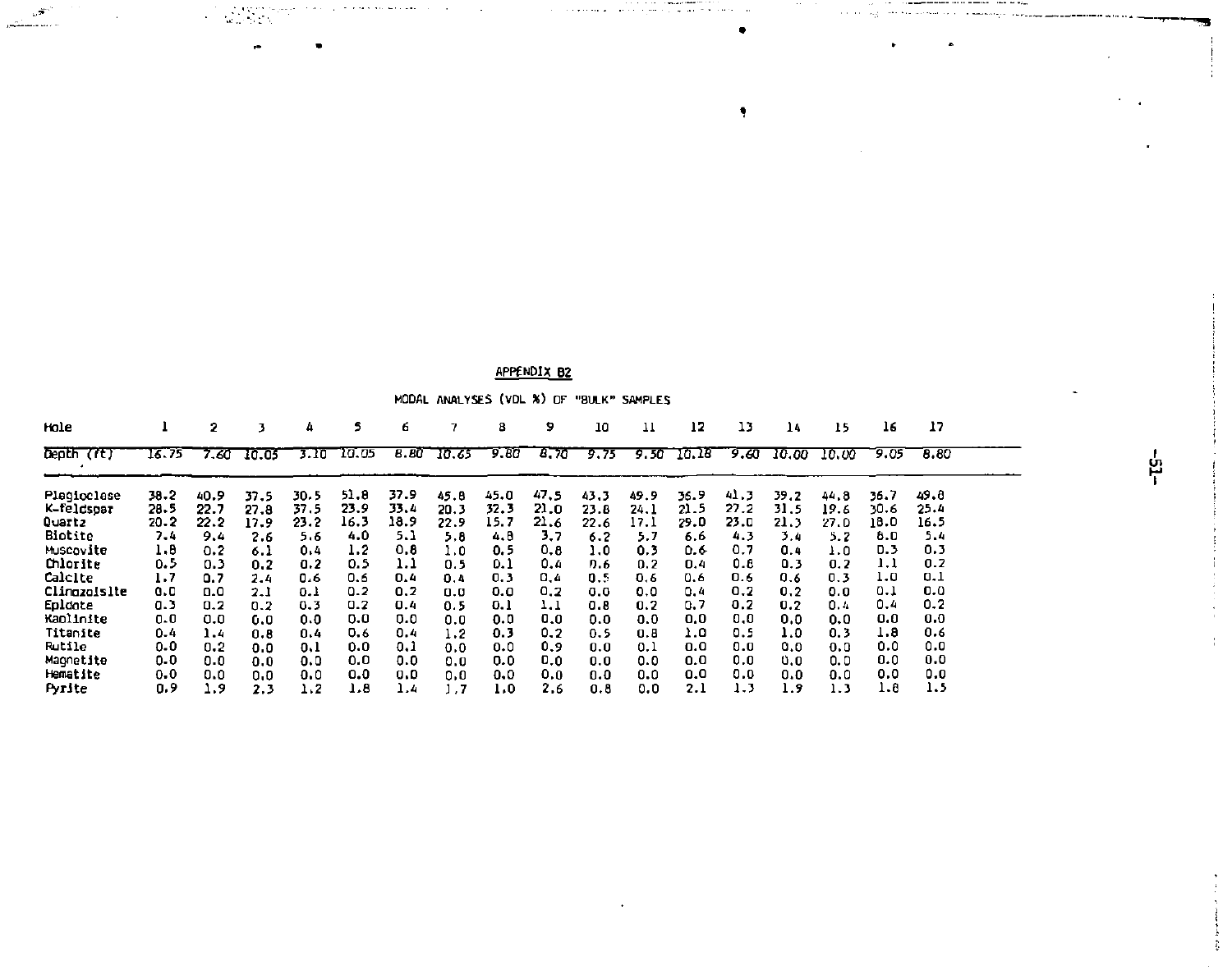## APPENDIX B2

### MODAL ANALYSES (VOL %) OF "BULK" SAMPLES

| Hole | 1 | 2 | 3 | 4 | 5 | 6 | 7 | 8 | 9 | 10 | 11 | 12 | 13 | 14 | 15 | 16 | 17 |
|---|---|---|---|---|---|---|---|---|---|---|---|---|---|---|---|---|---|
| Depth (ft) | 16.75 | 7.60 | 10.05 | 3.10 | 10.05 | 8.80 | 10.65 | 9.80 | 8.70 | 9.75 | 9.50 | 10.18 | 9.60 | 10.00 | 10.00 | 9.05 | 8.80 |
| Plagioclase | 38.2 | 40.9 | 37.5 | 30.5 | 51.8 | 37.9 | 45.8 | 45.0 | 47.5 | 43.3 | 49.9 | 36.9 | 41.3 | 39.2 | 44.8 | 36.7 | 49.8 |
| K-feldspar | 28.5 | 22.7 | 27.8 | 37.5 | 23.9 | 33.4 | 20.3 | 32.3 | 21.0 | 23.8 | 24.1 | 21.5 | 27.2 | 31.5 | 19.6 | 30.6 | 25.4 |
| Quartz | 20.2 | 22.2 | 17.9 | 23.2 | 16.3 | 18.9 | 22.9 | 15.7 | 21.6 | 22.6 | 17.1 | 29.0 | 23.0 | 21.3 | 27.0 | 18.0 | 16.5 |
| Biotite | 7.4 | 9.4 | 2.6 | 5.6 | 4.0 | 5.1 | 5.8 | 4.8 | 3.7 | 6.2 | 5.7 | 6.6 | 4.3 | 3.4 | 5.2 | 6.0 | 5.4 |
| Muscovite | 1.8 | 0.2 | 6.1 | 0.4 | 1.2 | 0.8 | 1.0 | 0.5 | 0.8 | 1.0 | 0.3 | 0.6 | 0.7 | 0.4 | 1.0 | 0.3 | 0.3 |
| Chlorite | 0.5 | 0.3 | 0.2 | 0.2 | 0.5 | 1.1 | 0.5 | 0.1 | 0.4 | 0.6 | 0.2 | 0.4 | 0.8 | 0.3 | 0.2 | 1.1 | 0.2 |
| Calcite | 1.7 | 0.7 | 2.4 | 0.6 | 0.6 | 0.4 | 0.4 | 0.3 | 0.4 | 0.5 | 0.6 | 0.6 | 0.6 | 0.6 | 0.3 | 1.0 | 0.1 |
| Clinozoisite | 0.0 | 0.0 | 2.1 | 0.1 | 0.2 | 0.2 | 0.0 | 0.0 | 0.2 | 0.0 | 0.0 | 0.4 | 0.2 | 0.2 | 0.0 | 0.1 | 0.0 |
| Epidote | 0.3 | 0.2 | 0.2 | 0.3 | 0.2 | 0.4 | 0.5 | 0.1 | 1.1 | 0.8 | 0.2 | 0.7 | 0.2 | 0.2 | 0.4 | 0.4 | 0.2 |
| Kaolinite | 0.0 | 0.0 | 0.0 | 0.0 | 0.0 | 0.0 | 0.0 | 0.0 | 0.0 | 0.0 | 0.0 | 0.0 | 0.0 | 0.0 | 0.0 | 0.0 | 0.0 |
| Titanite | 0.4 | 1.4 | 0.8 | 0.4 | 0.6 | 0.4 | 1.2 | 0.3 | 0.2 | 0.5 | 0.8 | 1.0 | 0.5 | 1.0 | 0.3 | 1.8 | 0.6 |
| Rutile | 0.0 | 0.2 | 0.0 | 0.1 | 0.0 | 0.1 | 0.0 | 0.0 | 0.9 | 0.0 | 0.1 | 0.0 | 0.0 | 0.0 | 0.0 | 0.0 | 0.0 |
| Magnetite | 0.0 | 0.0 | 0.0 | 0.0 | 0.0 | 0.0 | 0.0 | 0.0 | 0.0 | 0.0 | 0.0 | 0.0 | 0.0 | 0.0 | 0.0 | 0.0 | 0.0 |
| Hematite | 0.0 | 0.0 | 0.0 | 0.0 | 0.0 | 0.0 | 0.0 | 0.0 | 0.0 | 0.0 | 0.0 | 0.0 | 0.0 | 0.0 | 0.0 | 0.0 | 0.0 |
| Pyrite | 0.9 | 1.9 | 2.3 | 1.2 | 1.8 | 1.4 | 1.7 | 1.0 | 2.6 | 0.8 | 0.0 | 2.1 | 1.3 | 1.9 | 1.3 | 1.8 | 1.5 |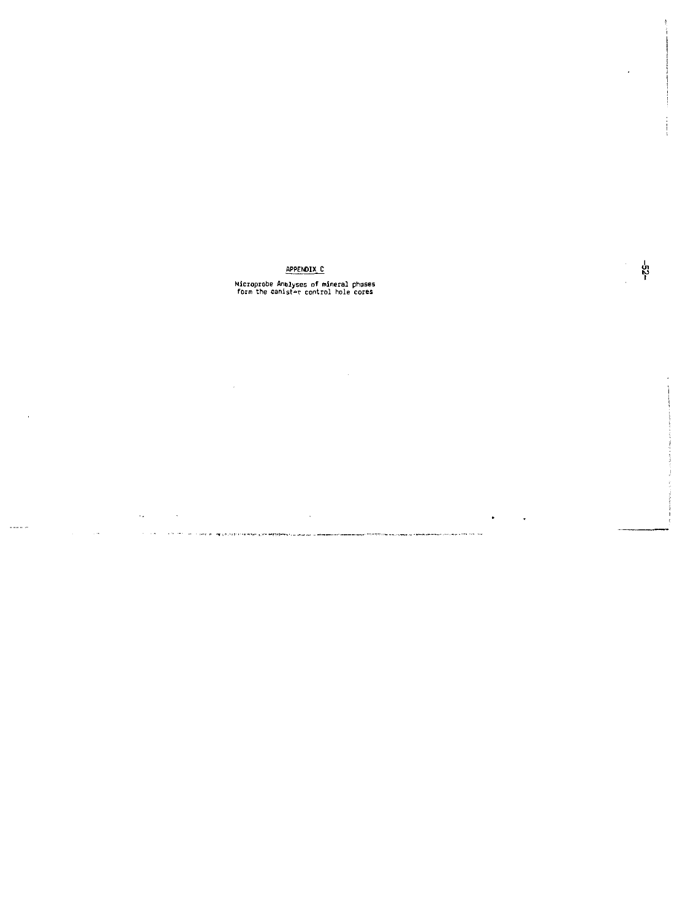## APPENDIX C

Microprobe Analyses of mineral phases form the canister control hole cores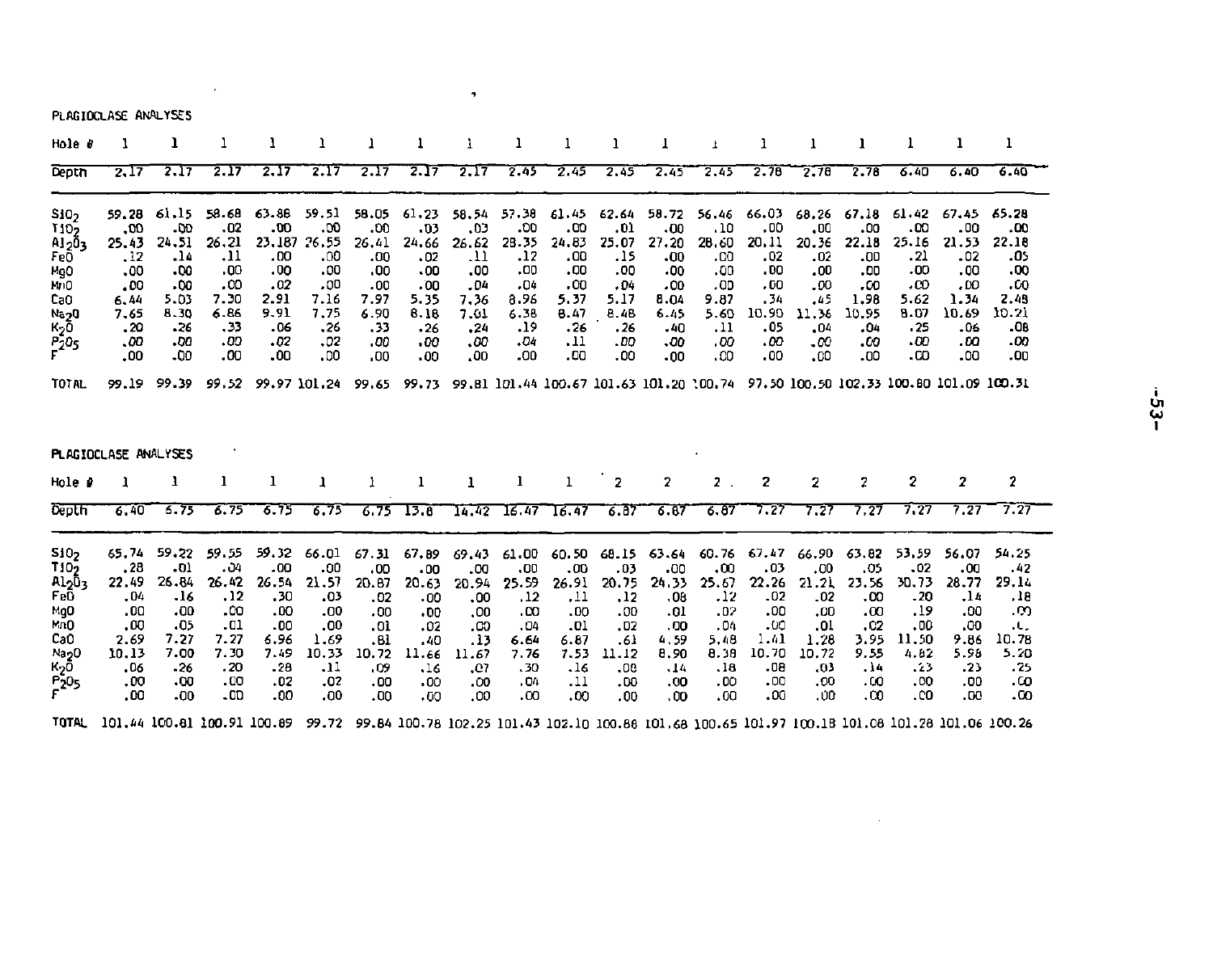PLAGIOCLASE ANALYSES

| Hole # | 1 | 1 | 1 | 1 | 1 | 1 | 1 | 1 | 1 | 1 | 1 | 1 | 1 | 1 | 1 | 1 | 1 | 1 | 1 |
|---|---|---|---|---|---|---|---|---|---|---|---|---|---|---|---|---|---|---|---|
| Depth | 2.17 | 2.17 | 2.17 | 2.17 | 2.17 | 2.17 | 2.17 | 2.17 | 2.45 | 2.45 | 2.45 | 2.45 | 2.45 | 2.78 | 2.78 | 2.78 | 6.40 | 6.40 | 6.40 |
| $SiO_2$ | 59.28 | 61.15 | 58.68 | 63.88 | 59.51 | 58.05 | 61.23 | 58.54 | 57.38 | 61.45 | 62.64 | 58.72 | 56.46 | 66.03 | 68.26 | 67.18 | 61.42 | 67.45 | 65.28 |
| $TiO_2$ | .00 | .00 | .02 | .00 | .00 | .00 | .03 | .03 | .00 | .00 | .01 | .00 | .10 | .00 | .00 | .00 | .00 | .00 | .00 |
| $Al_2O_3$ | 25.43 | 24.51 | 26.21 | 23.187 | 26.55 | 26.41 | 24.66 | 26.62 | 28.35 | 24.83 | 25.07 | 27.20 | 28.60 | 20.11 | 20.36 | 22.18 | 25.16 | 21.53 | 22.18 |
| FeO | .12 | .14 | .11 | .00 | .00 | .00 | .02 | .11 | .12 | .00 | .15 | .00 | .00 | .02 | .02 | .00 | .21 | .02 | .05 |
| MgO | .00 | .00 | .00 | .00 | .00 | .00 | .00 | .00 | .00 | .00 | .00 | .00 | .00 | .00 | .00 | .00 | .00 | .00 | .00 |
| MnO | .00 | .00 | .00 | .02 | .00 | .00 | .00 | .04 | .04 | .00 | .04 | .00 | .00 | .00 | .00 | .00 | .00 | .00 | .00 |
| CaO | 6.44 | 5.03 | 7.30 | 2.91 | 7.16 | 7.97 | 5.35 | 7.36 | 8.96 | 5.37 | 5.17 | 8.04 | 9.87 | .34 | .45 | 1.98 | 5.62 | 1.34 | 2.48 |
| $Na_2O$ | 7.65 | 8.30 | 6.86 | 9.91 | 7.75 | 6.90 | 8.18 | 7.01 | 6.38 | 8.47 | 8.48 | 6.45 | 5.60 | 10.90 | 11.36 | 10.95 | 8.07 | 10.69 | 10.21 |
| $K_2O$ | .20 | .26 | .33 | .06 | .26 | .33 | .26 | .24 | .19 | .26 | .26 | .40 | .11 | .05 | .04 | .04 | .25 | .06 | .08 |
| $P_2O_5$ | .00 | .00 | .00 | .02 | .02 | .00 | .00 | .00 | .04 | .11 | .00 | .00 | .00 | .00 | .00 | .00 | .00 | .00 | .00 |
| F | .00 | .00 | .00 | .00 | .00 | .00 | .00 | .00 | .00 | .00 | .00 | .00 | .00 | .00 | .00 | .00 | .00 | .00 | .00 |
| TOTAL | 99.19 | 99.39 | 99.52 | 99.97 | 101.24 | 99.65 | 99.73 | 99.81 | 101.44 | 100.67 | 101.63 | 101.20 | 100.74 | 97.50 | 100.50 | 102.33 | 100.80 | 101.09 | 100.31 |

PLAGIOCLASE ANALYSES

| Hole # | 1 | 1 | 1 | 1 | 1 | 1 | 1 | 1 | 1 | 1 | 2 | 2 | 2 | 2 | 2 | 2 | 2 | 2 | 2 |
|---|---|---|---|---|---|---|---|---|---|---|---|---|---|---|---|---|---|---|---|
| Depth | 6.40 | 6.75 | 6.75 | 6.75 | 6.75 | 6.75 | 13.8 | 14.42 | 16.47 | 16.47 | 6.87 | 6.87 | 6.87 | 7.27 | 7.27 | 7.27 | 7.27 | 7.27 | 7.27 |
| $SiO_2$ | 65.74 | 59.22 | 59.55 | 59.32 | 66.01 | 67.31 | 67.89 | 69.43 | 61.00 | 60.50 | 68.15 | 63.64 | 60.76 | 67.47 | 66.90 | 63.82 | 53.59 | 56.07 | 54.25 |
| $TiO_2$ | .28 | .01 | .04 | .00 | .00 | .00 | .00 | .00 | .00 | .00 | .03 | .00 | .00 | .03 | .00 | .05 | .02 | .00 | .42 |
| $Al_2O_3$ | 22.49 | 26.84 | 26.42 | 26.54 | 21.57 | 20.87 | 20.63 | 20.94 | 25.59 | 26.91 | 20.75 | 24.33 | 25.67 | 22.26 | 21.21 | 23.56 | 30.73 | 28.77 | 29.14 |
| FeO | .04 | .16 | .12 | .30 | .03 | .02 | .00 | .00 | .12 | .11 | .12 | .08 | .12 | .02 | .02 | .00 | .20 | .14 | .18 |
| MgO | .00 | .00 | .00 | .00 | .00 | .00 | .00 | .00 | .00 | .00 | .00 | .01 | .02 | .00 | .00 | .00 | .19 | .00 | .00 |
| MnO | .00 | .05 | .01 | .00 | .00 | .01 | .02 | .00 | .04 | .01 | .02 | .00 | .04 | .00 | .01 | .02 | .00 | .00 | .0 |
| CaO | 2.69 | 7.27 | 7.27 | 6.96 | 1.69 | .81 | .40 | .13 | 6.64 | 6.87 | .61 | 4.59 | 5.48 | 1.41 | 1.28 | 3.95 | 11.50 | 9.86 | 10.78 |
| $Na_2O$ | 10.13 | 7.00 | 7.30 | 7.49 | 10.33 | 10.72 | 11.66 | 11.67 | 7.76 | 7.53 | 11.12 | 8.90 | 8.38 | 10.70 | 10.72 | 9.55 | 4.82 | 5.98 | 5.20 |
| $K_2O$ | .06 | .26 | .20 | .28 | .11 | .09 | .16 | .07 | .30 | .16 | .08 | .14 | .18 | .08 | .03 | .14 | .23 | .23 | .25 |
| $P_2O_5$ | .00 | .00 | .00 | .02 | .02 | .00 | .00 | .00 | .04 | .11 | .00 | .00 | .00 | .00 | .00 | .00 | .00 | .00 | .00 |
| F | .00 | .00 | .00 | .00 | .00 | .00 | .00 | .00 | .00 | .00 | .00 | .00 | .00 | .00 | .00 | .00 | .00 | .00 | .00 |
| TOTAL | 101.44 | 100.81 | 100.91 | 100.89 | 99.72 | 99.84 | 100.78 | 102.25 | 101.43 | 102.10 | 100.86 | 101.68 | 100.65 | 101.97 | 100.18 | 101.08 | 101.28 | 101.06 | 100.26 |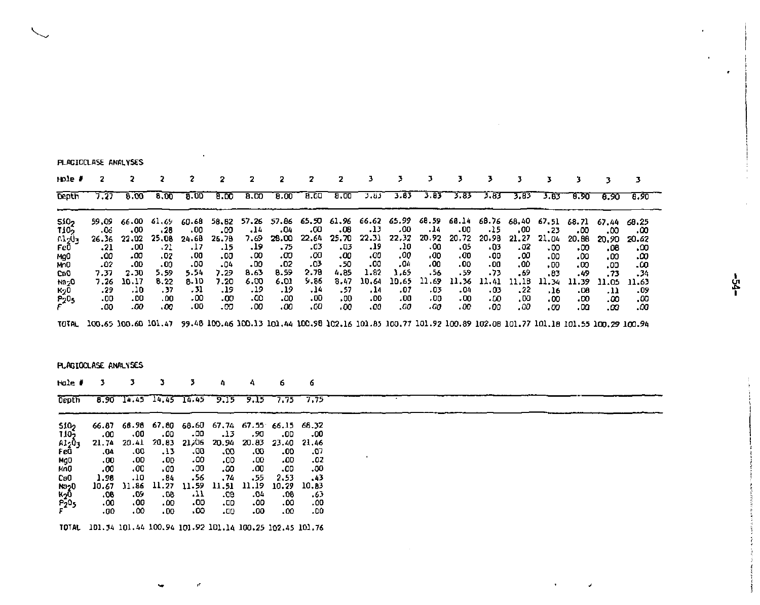PLAGIOCLASE ANALYSES

| Hole # | 2 | 2 | 2 | 2 | 2 | 2 | 2 | 2 | 2 | 3 | 3 | 3 | 3 | 3 | 3 | 3 | 3 | 3 | 3 |
|---|---|---|---|---|---|---|---|---|---|---|---|---|---|---|---|---|---|---|---|
| Depth | 7.27 | 8.00 | 8.00 | 8.00 | 8.00 | 8.00 | 8.00 | 8.00 | 8.00 | 3.83 | 3.83 | 3.83 | 3.83 | 3.83 | 3.83 | 3.83 | 8.90 | 8.90 | 8.90 |
| $SiO_2$ | 59.09 | 66.00 | 61.69 | 60.68 | 58.82 | 57.26 | 57.86 | 65.50 | 61.96 | 66.62 | 65.99 | 68.59 | 68.14 | 68.76 | 68.40 | 67.51 | 68.71 | 67.44 | 68.25 |
| $TiO_2$ | .06 | .00 | .28 | .00 | .00 | .14 | .04 | .00 | .08 | .13 | .00 | .14 | .00 | .15 | .00 | .23 | .00 | .00 | .00 |
| $Al_2O_3$ | 26.36 | 22.02 | 25.08 | 24.68 | 26.78 | 7.69 | 28.00 | 22.64 | 25.70 | 22.31 | 22.32 | 20.92 | 20.72 | 20.98 | 21.27 | 21.04 | 20.88 | 20.90 | 20.62 |
| FeO | .21 | .00 | .21 | .17 | .15 | .19 | .75 | .03 | .03 | .19 | .10 | .00 | .05 | .03 | .02 | .00 | .00 | .08 | .00 |
| MgO | .00 | .00 | .02 | .00 | .00 | .00 | .00 | .00 | .00 | .00 | .00 | .00 | .00 | .00 | .00 | .00 | .00 | .00 | .00 |
| MnO | .02 | .00 | .00 | .00 | .04 | .00 | .02 | .03 | .50 | .00 | .04 | .00 | .00 | .00 | .00 | .00 | .00 | .00 | .00 |
| CaO | 7.37 | 2.30 | 5.59 | 5.54 | 7.29 | 8.63 | 8.59 | 2.78 | 4.85 | 1.82 | 1.65 | .56 | .59 | .73 | .69 | .83 | .49 | .73 | .34 |
| $Na_2O$ | 7.26 | 10.17 | 8.22 | 8.10 | 7.20 | 6.00 | 6.01 | 9.86 | 8.47 | 10.64 | 10.65 | 11.69 | 11.36 | 11.41 | 11.18 | 11.34 | 11.39 | 11.05 | 11.63 |
| $K_2O$ | .29 | .10 | .37 | .31 | .19 | .19 | .19 | .14 | .57 | .14 | .07 | .03 | .04 | .03 | .22 | .16 | .08 | .11 | .09 |
| $P_2O_5$ | .00 | .00 | .00 | .00 | .00 | .00 | .00 | .00 | .00 | .00 | .00 | .00 | .00 | .00 | .00 | .00 | .00 | .00 | .00 |
| F | .00 | .00 | .00 | .00 | .00 | .00 | .00 | .00 | .00 | .00 | .00 | .00 | .00 | .00 | .00 | .00 | .00 | .00 | .00 |
| TOTAL | 100.65 | 100.60 | 101.47 | 99.48 | 100.46 | 100.13 | 101.44 | 100.98 | 102.16 | 101.85 | 100.77 | 101.92 | 100.89 | 102.08 | 101.77 | 101.18 | 101.55 | 100.29 | 100.94 |

PLAGIOCLASE ANALYSES

| Hole # | 3 | 3 | 3 | 3 | 4 | 4 | 6 | 6 |
|---|---|---|---|---|---|---|---|---|
| Depth | 8.90 | 14.45 | 14.45 | 14.45 | 9.15 | 9.15 | 7.75 | 7.75 |
| $SiO_2$ | 66.87 | 68.98 | 67.80 | 68.60 | 67.74 | 67.55 | 66.15 | 68.32 |
| $TiO_2$ | .00 | .00 | .00 | .00 | .13 | .90 | .00 | .00 |
| $Al_2O_3$ | 21.74 | 20.41 | 20.83 | 21.06 | 20.94 | 20.83 | 23.40 | 21.46 |
| FeO | .04 | .00 | .13 | .00 | .00 | .00 | .00 | .07 |
| MgO | .00 | .00 | .00 | .00 | .00 | .00 | .00 | .02 |
| MnO | .00 | .00 | .00 | .00 | .00 | .00 | .00 | .00 |
| CaO | 1.98 | .10 | .84 | .56 | .74 | .55 | 2.53 | .43 |
| $Na_2O$ | 10.67 | 11.86 | 11.27 | 11.59 | 11.51 | 11.19 | 10.29 | 10.83 |
| $K_2O$ | .08 | .09 | .08 | .11 | .08 | .04 | .08 | .63 |
| $P_2O_5$ | .00 | .00 | .00 | .00 | .00 | .00 | .00 | .00 |
| F | .00 | .00 | .00 | .00 | .00 | .00 | .00 | .00 |
| TOTAL | 101.34 | 101.44 | 100.94 | 101.92 | 101.14 | 100.25 | 102.45 | 101.76 |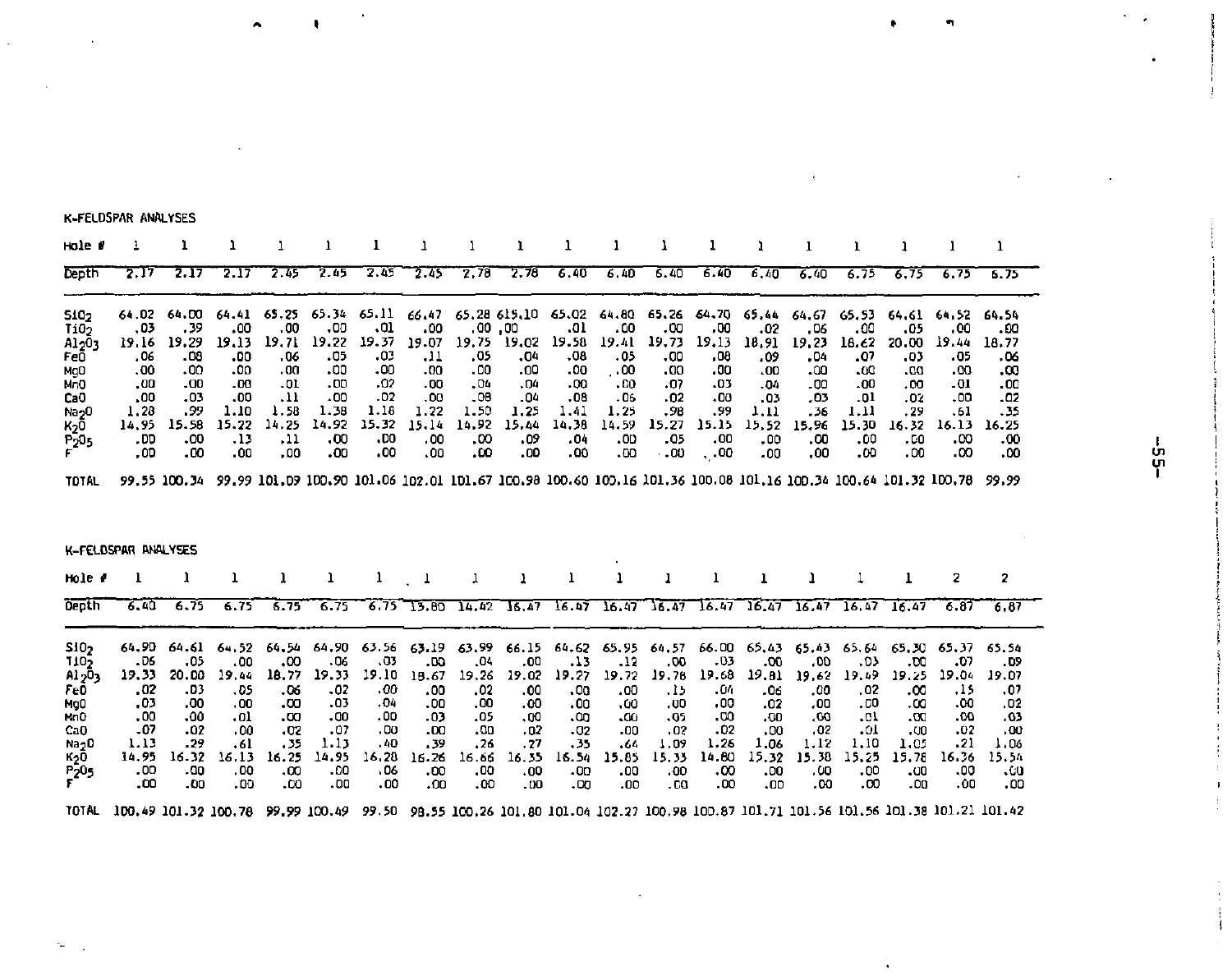K-FELDSPAR ANALYSES

| Hole # | 1 | 1 | 1 | 1 | 1 | 1 | 1 | 1 | 1 | 1 | 1 | 1 | 1 | 1 | 1 | 1 | 1 | 1 | 1 |
|---|---|---|---|---|---|---|---|---|---|---|---|---|---|---|---|---|---|---|---|
| Depth | 2.17 | 2.17 | 2.17 | 2.45 | 2.45 | 2.45 | 2.45 | 2.78 | 2.78 | 6.40 | 6.40 | 6.40 | 6.40 | 6.40 | 6.40 | 6.75 | 6.75 | 6.75 | 6.75 |
| $SiO_2$ | 64.02 | 64.00 | 64.41 | 65.25 | 65.34 | 65.11 | 66.47 | 65.28 | 615.10 | 65.02 | 64.80 | 65.26 | 64.70 | 65.44 | 64.67 | 65.53 | 64.61 | 64.52 | 64.54 |
| $TiO_2$ | .03 | .39 | .00 | .00 | .00 | .01 | .00 | .00 | .00 | .01 | .00 | .00 | .00 | .02 | .06 | .00 | .05 | .00 | .00 |
| $Al_2O_3$ | 19.16 | 19.29 | 19.13 | 19.71 | 19.22 | 19.37 | 19.07 | 19.75 | 19.02 | 19.58 | 19.41 | 19.73 | 19.13 | 18.91 | 19.23 | 18.62 | 20.00 | 19.44 | 18.77 |
| FeO | .06 | .08 | .00 | .06 | .05 | .03 | .11 | .05 | .04 | .08 | .05 | .00 | .08 | .09 | .04 | .07 | .03 | .05 | .06 |
| MgO | .00 | .00 | .00 | .00 | .00 | .00 | .00 | .00 | .00 | .00 | .00 | .00 | .00 | .00 | .00 | .00 | .00 | .00 | .00 |
| MnO | .00 | .00 | .00 | .01 | .00 | .02 | .00 | .04 | .04 | .00 | .00 | .07 | .03 | .04 | .00 | .00 | .00 | .01 | .00 |
| CaO | .00 | .03 | .00 | .11 | .00 | .02 | .00 | .08 | .04 | .08 | .06 | .02 | .00 | .03 | .03 | .01 | .02 | .00 | .02 |
| $Na_2O$ | 1.28 | .99 | 1.10 | 1.58 | 1.38 | 1.16 | 1.22 | 1.50 | 1.25 | 1.41 | 1.25 | .98 | .99 | 1.11 | .36 | 1.11 | .29 | .61 | .35 |
| $K_2O$ | 14.95 | 15.58 | 15.22 | 14.25 | 14.92 | 15.32 | 15.14 | 14.92 | 15.44 | 14.38 | 14.59 | 15.27 | 15.15 | 15.52 | 15.96 | 15.30 | 16.32 | 16.13 | 16.25 |
| $P_2O_5$ | .00 | .00 | .13 | .11 | .00 | .00 | .00 | .00 | .09 | .04 | .00 | .05 | .00 | .00 | .00 | .00 | .00 | .00 | .00 |
| F | .00 | .00 | .00 | .00 | .00 | .00 | .00 | .00 | .00 | .00 | .00 | .00 | .00 | .00 | .00 | .00 | .00 | .00 | .00 |
| TOTAL | 99.55 | 100.34 | 99.99 | 101.09 | 100.90 | 101.06 | 102.01 | 101.67 | 100.98 | 100.60 | 100.16 | 101.36 | 100.08 | 101.16 | 100.34 | 100.64 | 101.32 | 100.78 | 99.99 |

K-FELDSPAR ANALYSES

| Hole # | 1 | 1 | 1 | 1 | 1 | 1 | 1 | 1 | 1 | 1 | 1 | 1 | 1 | 1 | 1 | 1 | 1 | 2 | 2 |
|---|---|---|---|---|---|---|---|---|---|---|---|---|---|---|---|---|---|---|---|
| Depth | 6.40 | 6.75 | 6.75 | 6.75 | 6.75 | 6.75 | 13.80 | 14.42 | 16.47 | 16.47 | 16.47 | 16.47 | 16.47 | 16.47 | 16.47 | 16.47 | 16.47 | 6.87 | 6.87 |
| $SiO_2$ | 64.90 | 64.61 | 64.52 | 64.54 | 64.90 | 63.56 | 63.19 | 63.99 | 66.15 | 64.62 | 65.95 | 64.57 | 66.00 | 65.43 | 65.43 | 65.64 | 65.30 | 65.37 | 65.54 |
| $TiO_2$ | .06 | .05 | .00 | .00 | .06 | .03 | .00 | .04 | .00 | .13 | .12 | .00 | .03 | .00 | .00 | .03 | .00 | .07 | .09 |
| $Al_2O_3$ | 19.33 | 20.00 | 19.44 | 18.77 | 19.33 | 19.10 | 18.67 | 19.26 | 19.02 | 19.27 | 19.72 | 19.78 | 19.68 | 19.81 | 19.62 | 19.49 | 19.25 | 19.04 | 19.07 |
| FeO | .02 | .03 | .05 | .06 | .02 | .00 | .00 | .02 | .00 | .00 | .00 | .15 | .04 | .06 | .00 | .02 | .00 | .15 | .07 |
| MgO | .03 | .00 | .00 | .00 | .03 | .04 | .00 | .00 | .00 | .00 | .00 | .00 | .00 | .02 | .00 | .00 | .00 | .00 | .02 |
| MnO | .00 | .00 | .01 | .00 | .00 | .00 | .03 | .05 | .00 | .00 | .00 | .05 | .00 | .00 | .00 | .01 | .00 | .00 | .03 |
| CaO | .07 | .02 | .00 | .02 | .07 | .00 | .00 | .00 | .02 | .02 | .00 | .02 | .02 | .00 | .02 | .01 | .00 | .02 | .00 |
| $Na_2O$ | 1.13 | .29 | .61 | .35 | 1.13 | .40 | .39 | .26 | .27 | .35 | .64 | 1.09 | 1.26 | 1.06 | 1.12 | 1.10 | 1.05 | .21 | 1.06 |
| $K_2O$ | 14.95 | 16.32 | 16.13 | 16.25 | 14.95 | 16.28 | 16.26 | 16.66 | 16.35 | 16.54 | 15.85 | 15.33 | 14.80 | 15.32 | 15.38 | 15.25 | 15.78 | 16.36 | 15.54 |
| $P_2O_5$ | .00 | .00 | .00 | .00 | .00 | .06 | .00 | .00 | .00 | .00 | .00 | .00 | .00 | .00 | .00 | .00 | .00 | .00 | .00 |
| F | .00 | .00 | .00 | .00 | .00 | .00 | .00 | .00 | .00 | .00 | .00 | .00 | .00 | .00 | .00 | .00 | .00 | .00 | .00 |
| TOTAL | 100.49 | 101.32 | 100.78 | 99.99 | 100.49 | 99.50 | 98.55 | 100.26 | 101.80 | 101.04 | 102.27 | 100.98 | 100.87 | 101.71 | 101.56 | 101.56 | 101.38 | 101.21 | 101.42 |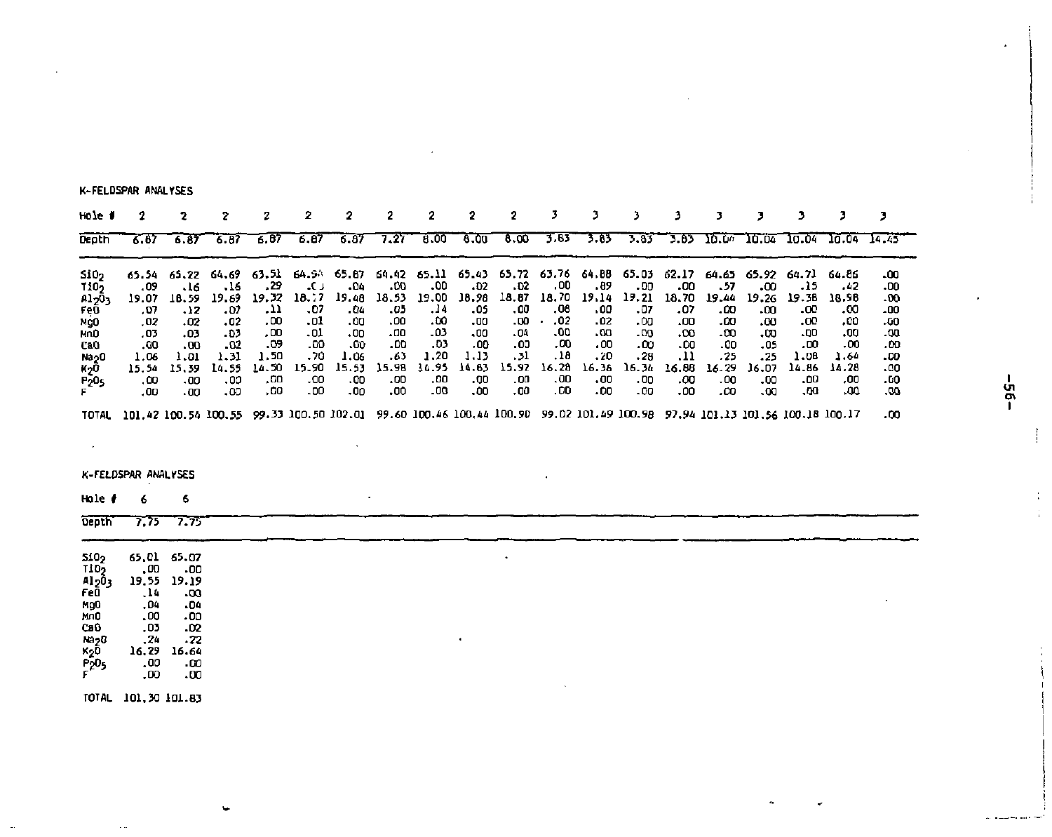K-FELDSPAR ANALYSES

| Hole # | 2 | 2 | 2 | 2 | 2 | 2 | 2 | 2 | 2 | 2 | 3 | 3 | 3 | 3 | 3 | 3 | 3 | 3 | 3 |
|---|---|---|---|---|---|---|---|---|---|---|---|---|---|---|---|---|---|---|---|
| Depth | 6.87 | 6.87 | 6.87 | 6.87 | 6.87 | 6.87 | 7.27 | 8.00 | 8.00 | 8.00 | 3.83 | 3.83 | 3.83 | 3.83 | 10.04 | 10.04 | 10.04 | 10.04 | 14.45 |
| $SiO_2$ | 65.54 | 65.22 | 64.69 | 63.51 | 64.94 | 65.87 | 64.42 | 65.11 | 65.43 | 65.72 | 63.76 | 64.88 | 65.03 | 62.17 | 64.65 | 65.92 | 64.71 | 64.86 | .00 |
| $TiO_2$ | .09 | .16 | .16 | .29 | .03 | .04 | .00 | .00 | .02 | .02 | .00 | .89 | .00 | .00 | .57 | .00 | .15 | .42 | .00 |
| $Al_2O_3$ | 19.07 | 18.59 | 19.69 | 19.32 | 18.77 | 19.48 | 18.53 | 19.00 | 18.98 | 18.87 | 18.70 | 19.14 | 19.21 | 18.70 | 19.44 | 19.26 | 19.38 | 18.98 | .00 |
| FeO | .07 | .12 | .07 | .11 | .07 | .04 | .05 | .14 | .05 | .00 | .08 | .00 | .07 | .07 | .00 | .00 | .00 | .00 | .00 |
| MgO | .02 | .02 | .02 | .00 | .01 | .00 | .00 | .00 | .00 | .00 | .02 | .02 | .00 | .00 | .00 | .00 | .00 | .00 | .00 |
| MnO | .03 | .03 | .03 | .00 | .01 | .00 | .00 | .03 | .00 | .04 | .00 | .00 | .00 | .00 | .00 | .00 | .00 | .00 | .00 |
| CaO | .00 | .00 | .02 | .09 | .00 | .00 | .00 | .03 | .00 | .00 | .00 | .00 | .00 | .00 | .00 | .05 | .00 | .00 | .00 |
| $Na_2O$ | 1.06 | 1.01 | 1.31 | 1.50 | .70 | 1.06 | .63 | 1.20 | 1.13 | .31 | .18 | .20 | .28 | .11 | .25 | .25 | 1.08 | 1.64 | .00 |
| $K_2O$ | 15.54 | 15.39 | 14.55 | 14.50 | 15.90 | 15.53 | 15.98 | 14.95 | 14.83 | 15.97 | 16.28 | 16.36 | 16.34 | 16.88 | 16.29 | 16.07 | 14.86 | 14.28 | .00 |
| $P_2O_5$ | .00 | .00 | .00 | .00 | .00 | .00 | .00 | .00 | .00 | .00 | .00 | .00 | .00 | .00 | .00 | .00 | .00 | .00 | .00 |
| F | .00 | .00 | .00 | .00 | .00 | .00 | .00 | .00 | .00 | .00 | .00 | .00 | .00 | .00 | .00 | .00 | .00 | .00 | .00 |
| TOTAL | 101.42 | 100.54 | 100.55 | 99.33 | 100.50 | 102.01 | 99.60 | 100.46 | 100.44 | 100.90 | 99.02 | 101.49 | 100.98 | 97.94 | 101.13 | 101.56 | 100.18 | 100.17 | .00 |

K-FELDSPAR ANALYSES

| Hole # | 6 | 6 |
|---|---|---|
| Depth | 7.75 | 7.75 |
| $SiO_2$ | 65.01 | 65.07 |
| $TiO_2$ | .00 | .00 |
| $Al_2O_3$ | 19.55 | 19.19 |
| FeO | .14 | .00 |
| MgO | .04 | .04 |
| MnO | .00 | .00 |
| CaO | .03 | .02 |
| $Na_2O$ | .24 | .22 |
| $K_2O$ | 16.29 | 16.64 |
| $P_2O_5$ | .00 | .00 |
| F | .00 | .00 |
| TOTAL | 101.30 | 101.83 |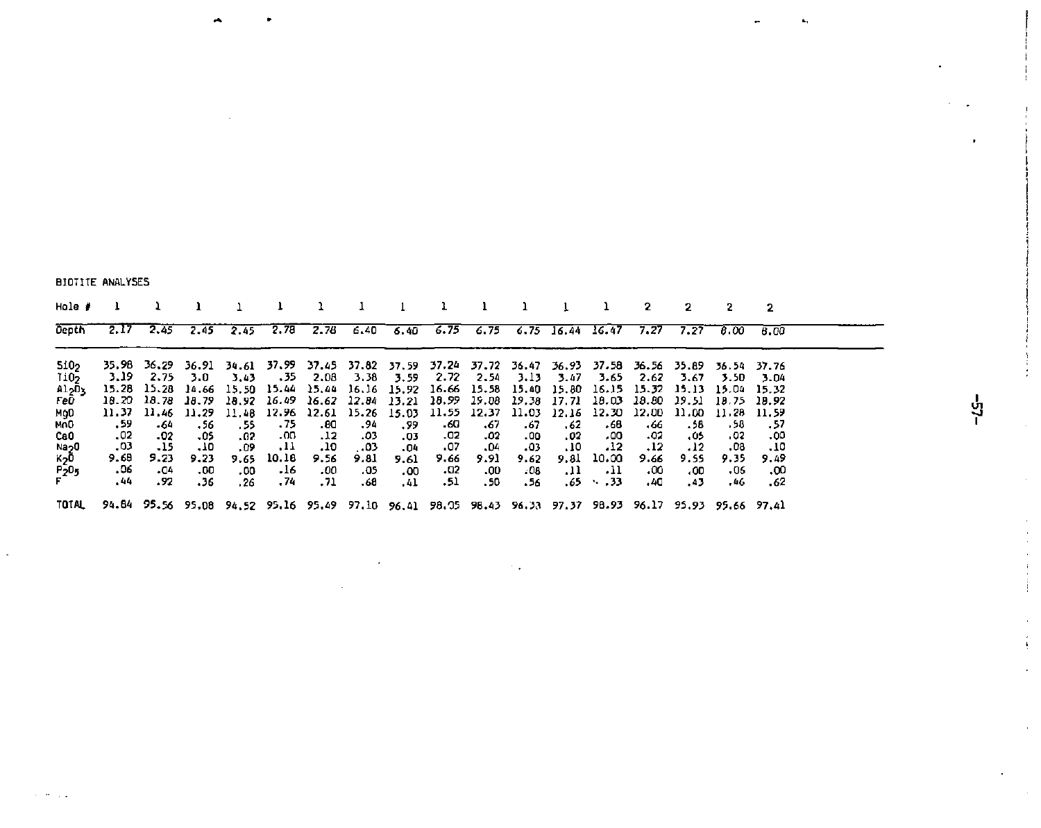BIOTITE ANALYSES

| Hole # | 1 | 1 | 1 | 1 | 1 | 1 | 1 | 1 | 1 | 1 | 1 | 1 | 1 | 2 | 2 | 2 | 2 |
|---|---|---|---|---|---|---|---|---|---|---|---|---|---|---|---|---|---|
| Depth | 2.17 | 2.45 | 2.45 | 2.45 | 2.78 | 2.78 | 6.40 | 6.40 | 6.75 | 6.75 | 6.75 | 16.44 | 16.47 | 7.27 | 7.27 | 8.00 | 8.00 |
| $SiO_2$ | 35.98 | 36.29 | 36.91 | 34.61 | 37.99 | 37.45 | 37.82 | 37.59 | 37.24 | 37.72 | 36.47 | 36.93 | 37.58 | 36.56 | 35.89 | 36.54 | 37.76 |
| $TiO_2$ | 3.19 | 2.75 | 3.0 | 3.43 | .35 | 2.08 | 3.38 | 3.59 | 2.72 | 2.54 | 3.13 | 3.47 | 3.65 | 2.62 | 3.67 | 3.50 | 3.04 |
| $Al_2O_3$ | 15.28 | 15.28 | 14.66 | 15.50 | 15.44 | 15.44 | 16.16 | 15.92 | 16.66 | 15.58 | 15.40 | 15.80 | 16.15 | 15.32 | 15.13 | 15.04 | 15.32 |
| FeO | 18.20 | 18.78 | 18.79 | 18.92 | 16.49 | 16.62 | 12.84 | 13.21 | 18.99 | 19.08 | 19.38 | 17.71 | 18.03 | 18.80 | 19.51 | 18.75 | 18.92 |
| MgO | 11.37 | 11.46 | 11.29 | 11.48 | 12.96 | 12.61 | 15.26 | 15.03 | 11.55 | 12.37 | 11.03 | 12.16 | 12.30 | 12.00 | 11.00 | 11.28 | 11.59 |
| MnO | .59 | .64 | .56 | .55 | .75 | .80 | .94 | .99 | .60 | .67 | .67 | .62 | .68 | .66 | .58 | .58 | .57 |
| CaO | .02 | .02 | .05 | .02 | .00 | .12 | .03 | .03 | .02 | .02 | .00 | .02 | .00 | .02 | .05 | .02 | .00 |
| $Na_2O$ | .03 | .15 | .10 | .09 | .11 | .10 | .03 | .04 | .07 | .04 | .03 | .10 | .12 | .12 | .12 | .08 | .10 |
| $K_2O$ | 9.68 | 9.23 | 9.23 | 9.65 | 10.18 | 9.56 | 9.81 | 9.61 | 9.66 | 9.91 | 9.62 | 9.81 | 10.00 | 9.66 | 9.55 | 9.35 | 9.49 |
| $P_2O_5$ | .06 | .04 | .00 | .00 | .16 | .00 | .05 | .00 | .02 | .00 | .08 | .11 | .11 | .00 | .00 | .06 | .00 |
| F | .44 | .92 | .36 | .26 | .74 | .71 | .68 | .41 | .51 | .50 | .56 | .65 | .33 | .40 | .43 | .46 | .62 |
| TOTAL | 94.84 | 95.56 | 95.08 | 94.52 | 95.16 | 95.49 | 97.10 | 96.41 | 98.05 | 98.43 | 96.33 | 97.37 | 98.93 | 96.17 | 95.93 | 95.66 | 97.41 |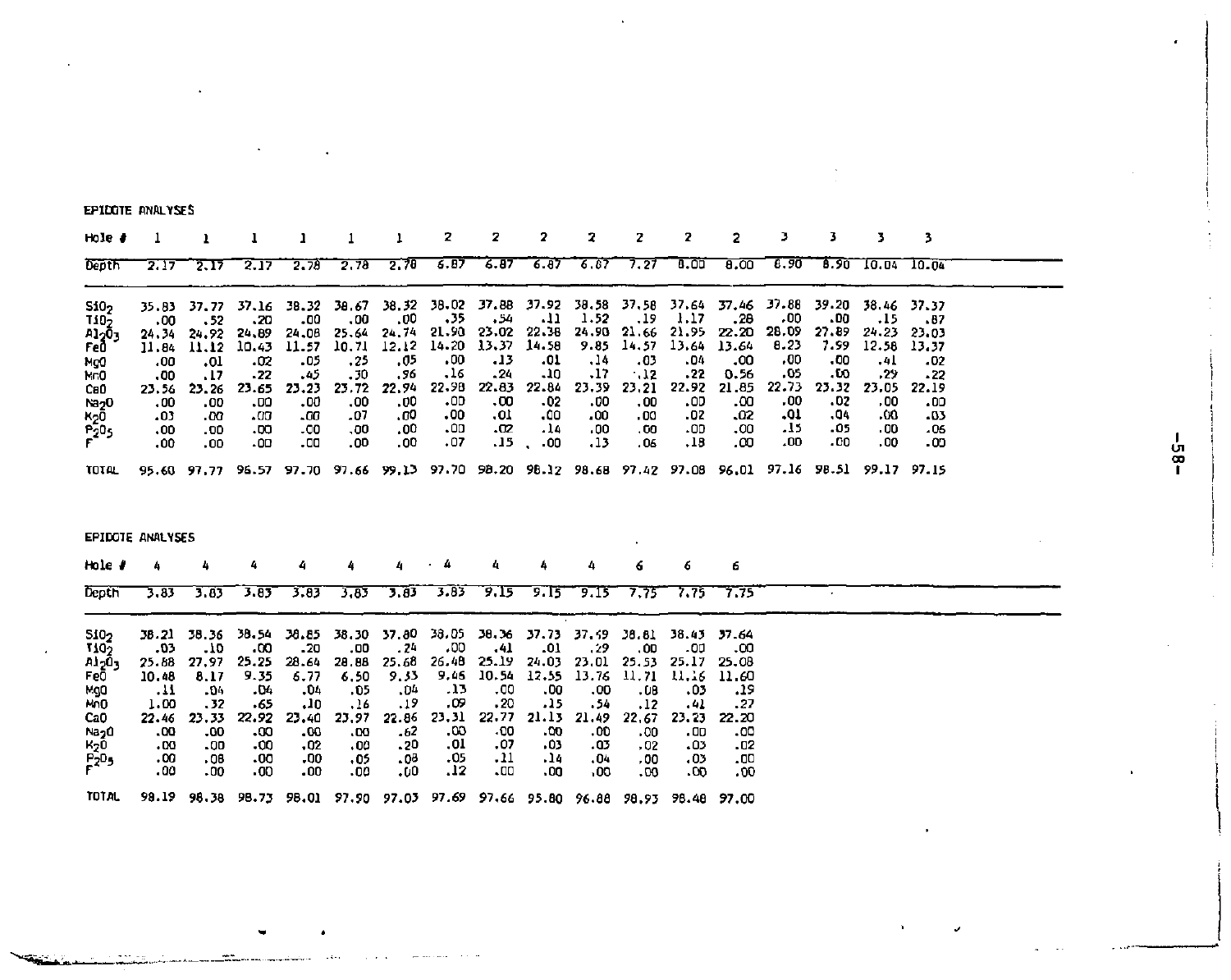EPIDOTE ANALYSES

| Hole # | 1 | 1 | 1 | 1 | 1 | 1 | 2 | 2 | 2 | 2 | 2 | 2 | 2 | 3 | 3 | 3 | 3 |
|---|---|---|---|---|---|---|---|---|---|---|---|---|---|---|---|---|---|
| Depth | 2.17 | 2.17 | 2.17 | 2.78 | 2.78 | 2.78 | 6.87 | 6.87 | 6.87 | 6.87 | 7.27 | 8.00 | 8.00 | 8.90 | 8.90 | 10.04 | 10.04 |
| $SiO_2$ | 35.83 | 37.77 | 37.16 | 38.32 | 38.67 | 38.32 | 38.02 | 37.88 | 37.92 | 38.58 | 37.58 | 37.64 | 37.46 | 37.88 | 39.20 | 38.46 | 37.37 |
| $TiO_2$ | .00 | .52 | .20 | .00 | .00 | .00 | .35 | .54 | .11 | 1.52 | .19 | 1.17 | .28 | .00 | .00 | .15 | .87 |
| $Al_2O_3$ | 24.34 | 24.92 | 24.89 | 24.08 | 25.64 | 24.74 | 21.90 | 23.02 | 22.38 | 24.90 | 21.66 | 21.95 | 22.20 | 28.09 | 27.89 | 24.23 | 23.03 |
| FeO | 11.84 | 11.12 | 10.43 | 11.57 | 10.71 | 12.12 | 14.20 | 13.37 | 14.58 | 9.85 | 14.57 | 13.64 | 13.64 | 8.23 | 7.99 | 12.58 | 13.37 |
| MgO | .00 | .01 | .02 | .05 | .25 | .05 | .00 | .13 | .01 | .14 | .03 | .04 | .00 | .00 | .00 | .41 | .02 |
| MnO | .00 | .17 | .22 | .45 | .30 | .96 | .16 | .24 | .10 | .17 | .12 | .22 | 0.56 | .05 | .00 | .29 | .22 |
| CaO | 23.56 | 23.26 | 23.65 | 23.23 | 23.72 | 22.94 | 22.98 | 22.83 | 22.84 | 23.39 | 23.21 | 22.92 | 21.85 | 22.73 | 23.32 | 23.05 | 22.19 |
| $Na_2O$ | .00 | .00 | .00 | .00 | .00 | .00 | .00 | .00 | .02 | .00 | .00 | .00 | .00 | .00 | .02 | .00 | .00 |
| $K_2O$ | .03 | .00 | .00 | .00 | .07 | .00 | .00 | .01 | .00 | .00 | .00 | .02 | .02 | .01 | .04 | .00 | .03 |
| $P_2O_5$ | .00 | .00 | .00 | .00 | .00 | .00 | .00 | .02 | .14 | .00 | .00 | .00 | .00 | .15 | .05 | .00 | .06 |
| F | .00 | .00 | .00 | .00 | .00 | .00 | .07 | .15 | .00 | .13 | .06 | .18 | .00 | .00 | .00 | .00 | .00 |
| TOTAL | 95.60 | 97.77 | 96.57 | 97.70 | 97.66 | 99.13 | 97.70 | 98.20 | 98.12 | 98.68 | 97.42 | 97.08 | 96.01 | 97.16 | 98.51 | 99.17 | 97.15 |

EPIDOTE ANALYSES

| Hole # | 4 | 4 | 4 | 4 | 4 | 4 | 4 | 4 | 4 | 4 | 6 | 6 | 6 |
|---|---|---|---|---|---|---|---|---|---|---|---|---|---|
| Depth | 3.83 | 3.83 | 3.83 | 3.83 | 3.83 | 3.83 | 3.83 | 9.15 | 9.15 | 9.15 | 7.75 | 7.75 | 7.75 |
| $SiO_2$ | 38.21 | 38.36 | 38.54 | 38.85 | 38.30 | 37.80 | 38.05 | 38.36 | 37.73 | 37.49 | 38.81 | 38.43 | 37.64 |
| $TiO_2$ | .03 | .10 | .00 | .20 | .00 | .24 | .00 | .41 | .01 | .29 | .00 | .00 | .00 |
| $Al_2O_3$ | 25.88 | 27.97 | 25.25 | 28.64 | 28.88 | 25.68 | 26.48 | 25.19 | 24.03 | 23.01 | 25.53 | 25.17 | 25.08 |
| FeO | 10.48 | 8.17 | 9.35 | 6.77 | 6.50 | 9.33 | 9.46 | 10.54 | 12.55 | 13.76 | 11.71 | 11.16 | 11.60 |
| MgO | .11 | .04 | .04 | .04 | .05 | .04 | .13 | .00 | .00 | .00 | .08 | .03 | .19 |
| MnO | 1.00 | .32 | .65 | .10 | .16 | .19 | .09 | .20 | .15 | .54 | .12 | .41 | .27 |
| CaO | 22.46 | 23.33 | 22.92 | 23.40 | 23.97 | 22.86 | 23.31 | 22.77 | 21.13 | 21.49 | 22.67 | 23.23 | 22.20 |
| $Na_2O$ | .00 | .00 | .00 | .00 | .00 | .62 | .00 | .00 | .00 | .00 | .00 | .00 | .00 |
| $K_2O$ | .00 | .00 | .00 | .02 | .00 | .20 | .01 | .07 | .03 | .03 | .02 | .03 | .02 |
| $P_2O_5$ | .00 | .08 | .00 | .00 | .05 | .08 | .05 | .11 | .14 | .04 | .00 | .03 | .00 |
| F | .00 | .00 | .00 | .00 | .00 | .00 | .12 | .00 | .00 | .00 | .00 | .00 | .00 |
| TOTAL | 98.19 | 98.38 | 98.73 | 98.01 | 97.90 | 97.03 | 97.69 | 97.66 | 95.80 | 96.88 | 98.93 | 98.48 | 97.00 |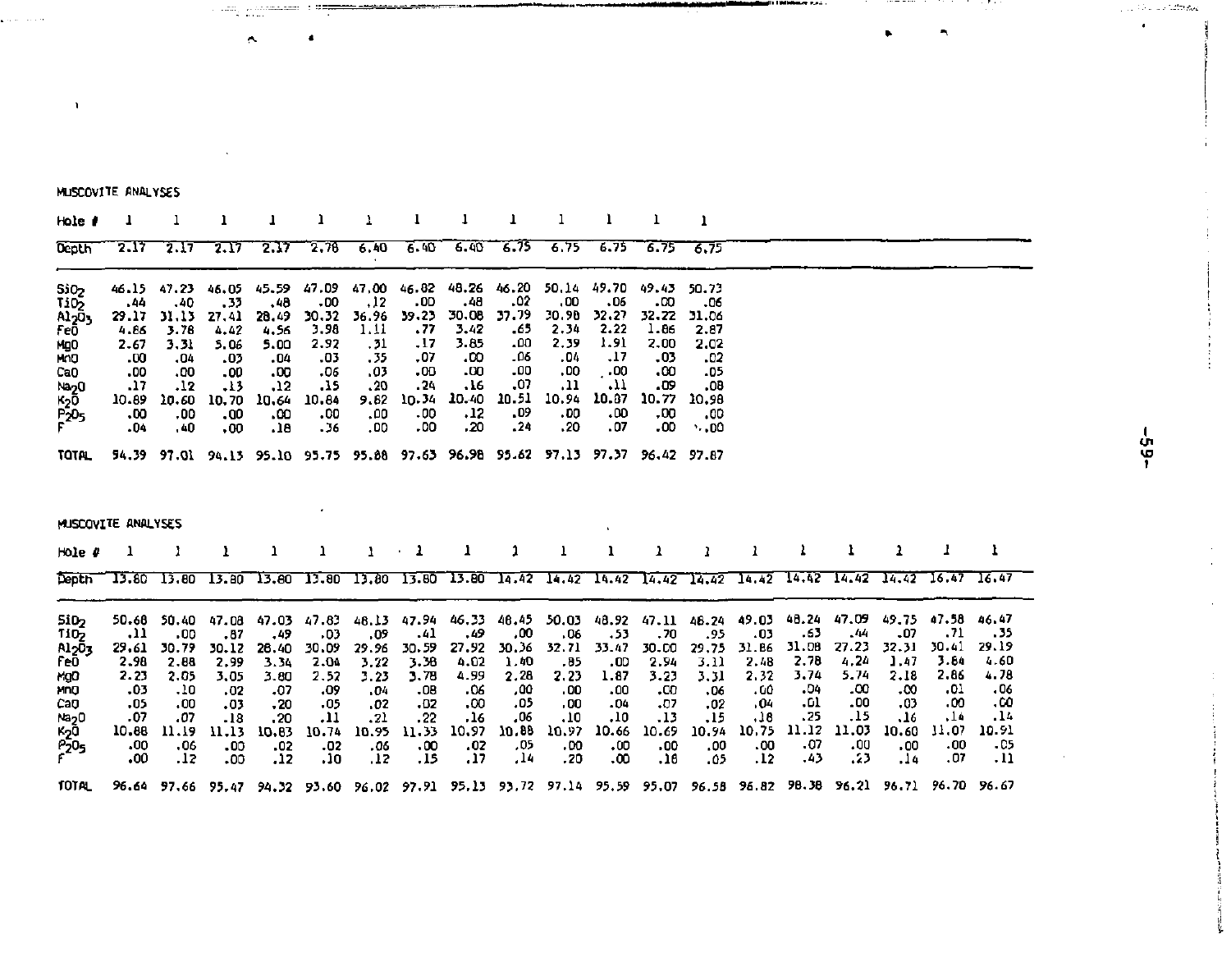MUSCOVITE ANALYSES

| Hole # | 1 | 1 | 1 | 1 | 1 | 1 | 1 | 1 | 1 | 1 | 1 | 1 | 1 |
|---|---|---|---|---|---|---|---|---|---|---|---|---|---|
| Depth | 2.17 | 2.17 | 2.17 | 2.17 | 2.78 | 6.40 | 6.40 | 6.40 | 6.75 | 6.75 | 6.75 | 6.75 | 6.75 |
| $SiO_2$ | 46.15 | 47.23 | 46.05 | 45.59 | 47.09 | 47.00 | 46.82 | 48.26 | 46.20 | 50.14 | 49.70 | 49.43 | 50.73 |
| $TiO_2$ | .44 | .40 | .33 | .48 | .00 | .12 | .00 | .48 | .02 | .00 | .06 | .00 | .06 |
| $Al_2O_3$ | 29.17 | 31.13 | 27.41 | 28.49 | 30.32 | 36.96 | 39.23 | 30.08 | 37.79 | 30.98 | 32.27 | 32.22 | 31.06 |
| FeO | 4.86 | 3.78 | 4.42 | 4.56 | 3.98 | 1.11 | .77 | 3.42 | .65 | 2.34 | 2.22 | 1.86 | 2.87 |
| MgO | 2.67 | 3.31 | 5.06 | 5.00 | 2.92 | .31 | .17 | 3.85 | .00 | 2.39 | 1.91 | 2.00 | 2.02 |
| MnO | .00 | .04 | .03 | .04 | .03 | .35 | .07 | .00 | .06 | .04 | .17 | .03 | .02 |
| CaO | .00 | .00 | .00 | .00 | .06 | .03 | .00 | .00 | .00 | .00 | .00 | .00 | .05 |
| $Na_2O$ | .17 | .12 | .13 | .12 | .15 | .20 | .24 | .16 | .07 | .11 | .11 | .09 | .08 |
| $K_2O$ | 10.89 | 10.60 | 10.70 | 10.64 | 10.84 | 9.82 | 10.34 | 10.40 | 10.51 | 10.94 | 10.87 | 10.77 | 10.98 |
| $P_2O_5$ | .00 | .00 | .00 | .00 | .00 | .00 | .00 | .12 | .09 | .00 | .00 | .00 | .00 |
| F | .04 | .40 | .00 | .18 | .36 | .00 | .00 | .20 | .24 | .20 | .07 | .00 | .00 |
| TOTAL | 94.39 | 97.01 | 94.15 | 95.10 | 95.75 | 95.88 | 97.63 | 96.98 | 95.62 | 97.13 | 97.37 | 96.42 | 97.87 |

MUSCOVITE ANALYSES

| Hole # | 1 | 1 | 1 | 1 | 1 | 1 | 1 | 1 | 1 | 1 | 1 | 1 | 1 | 1 | 1 | 1 | 1 | 1 | 1 |
|---|---|---|---|---|---|---|---|---|---|---|---|---|---|---|---|---|---|---|---|
| Depth | 13.80 | 13.80 | 13.80 | 13.80 | 13.80 | 13.80 | 13.80 | 13.80 | 14.42 | 14.42 | 14.42 | 14.42 | 14.42 | 14.42 | 14.42 | 14.42 | 14.42 | 16.47 | 16.47 |
| $SiO_2$ | 50.68 | 50.40 | 47.08 | 47.03 | 47.83 | 48.13 | 47.94 | 46.33 | 48.45 | 50.03 | 48.92 | 47.11 | 48.24 | 49.03 | 48.24 | 47.09 | 49.75 | 47.58 | 46.47 |
| $TiO_2$ | .11 | .00 | .87 | .49 | .03 | .09 | .41 | .49 | .00 | .06 | .53 | .70 | .95 | .03 | .63 | .44 | .07 | .71 | .35 |
| $Al_2O_3$ | 29.61 | 30.79 | 30.12 | 28.40 | 30.09 | 29.96 | 30.59 | 27.92 | 30.36 | 32.71 | 33.47 | 30.00 | 29.75 | 31.86 | 31.08 | 27.23 | 32.31 | 30.41 | 29.19 |
| FeO | 2.98 | 2.88 | 2.99 | 3.34 | 2.04 | 3.22 | 3.38 | 4.02 | 1.40 | .85 | .00 | 2.94 | 3.11 | 2.48 | 2.78 | 4.24 | 1.47 | 3.64 | 4.60 |
| MgO | 2.23 | 2.05 | 3.05 | 3.80 | 2.52 | 3.23 | 3.78 | 4.99 | 2.28 | 2.23 | 1.87 | 3.23 | 3.31 | 2.32 | 3.74 | 5.74 | 2.18 | 2.86 | 4.78 |
| MnO | .03 | .10 | .02 | .07 | .09 | .04 | .08 | .06 | .00 | .00 | .00 | .00 | .06 | .00 | .04 | .00 | .00 | .01 | .06 |
| CaO | .05 | .00 | .03 | .20 | .05 | .02 | .02 | .00 | .05 | .00 | .04 | .07 | .02 | .04 | .01 | .00 | .03 | .00 | .00 |
| $Na_2O$ | .07 | .07 | .18 | .20 | .11 | .21 | .22 | .16 | .06 | .10 | .10 | .13 | .15 | .18 | .25 | .15 | .16 | .14 | .14 |
| $K_2O$ | 10.88 | 11.19 | 11.13 | 10.83 | 10.74 | 10.95 | 11.33 | 10.97 | 10.88 | 10.97 | 10.66 | 10.69 | 10.94 | 10.75 | 11.12 | 11.03 | 10.60 | 11.07 | 10.91 |
| $P_2O_5$ | .00 | .06 | .00 | .02 | .02 | .06 | .00 | .02 | .05 | .00 | .00 | .00 | .00 | .00 | .07 | .00 | .00 | .00 | .05 |
| F | .00 | .12 | .00 | .12 | .10 | .12 | .15 | .17 | .14 | .20 | .00 | .18 | .05 | .12 | .43 | .23 | .14 | .07 | .11 |
| TOTAL | 96.64 | 97.66 | 95.47 | 94.32 | 93.60 | 96.02 | 97.91 | 95.13 | 93.72 | 97.14 | 95.59 | 95.07 | 96.58 | 96.82 | 98.38 | 96.21 | 96.71 | 96.70 | 96.67 |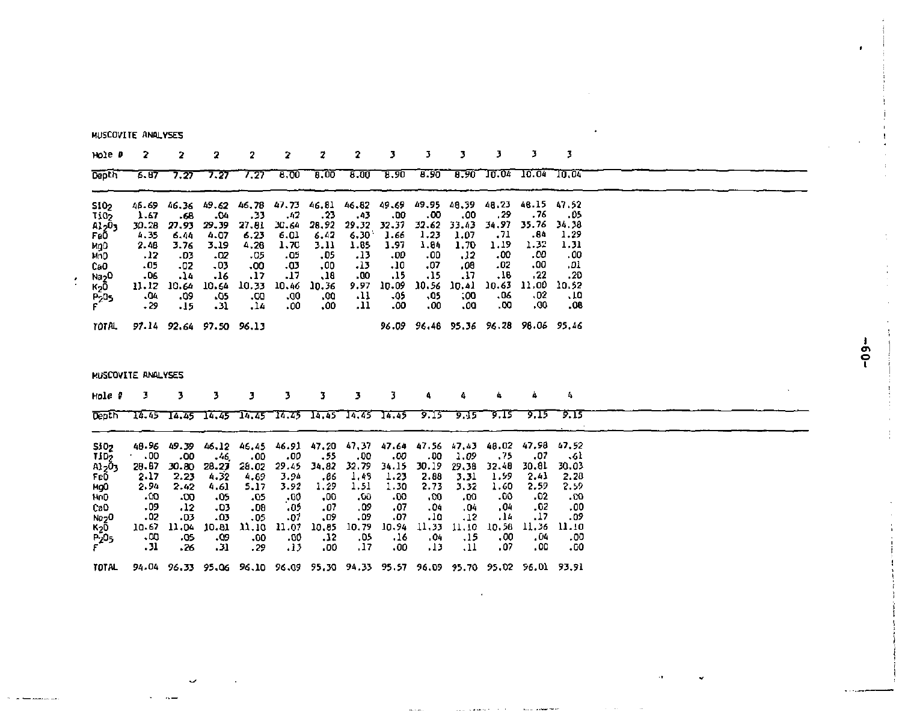MUSCOVITE ANALYSES

| Hole # | 2 | 2 | 2 | 2 | 2 | 2 | 2 | 3 | 3 | 3 | 3 | 3 | 3 |
|---|---|---|---|---|---|---|---|---|---|---|---|---|---|
| Depth | 6.87 | 7.27 | 7.27 | 7.27 | 8.00 | 8.00 | 8.00 | 8.90 | 8.90 | 8.90 | 10.04 | 10.04 | 10.04 |
| $SiO_2$ | 46.69 | 46.36 | 49.62 | 46.78 | 47.73 | 46.81 | 46.82 | 49.69 | 49.95 | 48.39 | 48.23 | 48.15 | 47.52 |
| $TiO_2$ | 1.67 | .68 | .04 | .33 | .42 | .23 | .43 | .00 | .00 | .00 | .29 | .76 | .05 |
| $Al_2O_3$ | 30.28 | 27.93 | 29.39 | 27.81 | 30.64 | 28.92 | 29.32 | 32.37 | 32.62 | 33.43 | 34.97 | 35.76 | 34.38 |
| FeO | 4.35 | 6.44 | 4.07 | 6.23 | 6.01 | 6.42 | 6.30 | 1.66 | 1.23 | 1.07 | .71 | .84 | 1.29 |
| MgO | 2.48 | 3.76 | 3.19 | 4.28 | 1.70 | 3.11 | 1.85 | 1.97 | 1.84 | 1.70 | 1.19 | 1.32 | 1.31 |
| MnO | .12 | .03 | .02 | .05 | .05 | .05 | .13 | .00 | .00 | .12 | .00 | .00 | .00 |
| CaO | .05 | .02 | .03 | .00 | .03 | .00 | .13 | .10 | .07 | .08 | .02 | .00 | .01 |
| $Na_2O$ | .06 | .14 | .16 | .17 | .17 | .18 | .00 | .15 | .15 | .17 | .18 | .22 | .20 |
| $K_2O$ | 11.12 | 10.64 | 10.64 | 10.33 | 10.46 | 10.36 | 9.97 | 10.09 | 10.56 | 10.41 | 10.63 | 11.00 | 10.52 |
| $P_2O_5$ | .04 | .09 | .05 | .00 | .00 | .00 | .11 | .05 | .05 | .00 | .06 | .02 | .10 |
| F | .29 | .15 | .31 | .14 | .00 | .00 | .11 | .00 | .00 | .00 | .00 | .00 | .08 |
| TOTAL | 97.14 | 92.64 | 97.50 | 96.13 | | | | 96.09 | 96.48 | 95.36 | 96.28 | 98.06 | 95.46 |

MUSCOVITE ANALYSES

| Hole # | 3 | 3 | 3 | 3 | 3 | 3 | 3 | 3 | 4 | 4 | 4 | 4 | 4 |
|---|---|---|---|---|---|---|---|---|---|---|---|---|---|
| Depth | 14.45 | 14.45 | 14.45 | 14.45 | 14.45 | 14.45 | 14.45 | 14.45 | 9.15 | 9.15 | 9.15 | 9.15 | 9.15 |
| $SiO_2$ | 48.96 | 49.39 | 46.12 | 46.45 | 46.91 | 47.20 | 47.37 | 47.64 | 47.56 | 47.43 | 48.02 | 47.98 | 47.52 |
| $TiO_2$ | .00 | .00 | .46 | .00 | .00 | .55 | .00 | .00 | .00 | 1.09 | .75 | .07 | .61 |
| $Al_2O_3$ | 28.87 | 30.80 | 28.27 | 28.02 | 29.45 | 34.82 | 32.79 | 34.15 | 30.19 | 29.38 | 32.48 | 30.81 | 30.03 |
| FeO | 2.17 | 2.23 | 4.32 | 4.69 | 3.94 | .86 | 1.49 | 1.23 | 2.88 | 3.31 | 1.99 | 2.43 | 2.28 |
| MgO | 2.94 | 2.42 | 4.61 | 5.17 | 3.92 | 1.29 | 1.51 | 1.30 | 2.73 | 3.32 | 1.60 | 2.59 | 2.59 |
| MnO | .00 | .00 | .05 | .05 | .00 | .00 | .00 | .00 | .00 | .00 | .00 | .02 | .00 |
| CaO | .09 | .12 | .03 | .08 | .05 | .07 | .09 | .07 | .04 | .04 | .04 | .02 | .00 |
| $Na_2O$ | .02 | .03 | .03 | .05 | .07 | .09 | .09 | .07 | .10 | .12 | .14 | .17 | .09 |
| $K_2O$ | 10.67 | 11.04 | 10.81 | 11.10 | 11.07 | 10.85 | 10.79 | 10.94 | 11.33 | 11.10 | 10.58 | 11.36 | 11.10 |
| $P_2O_5$ | .00 | .05 | .09 | .00 | .00 | .12 | .05 | .16 | .04 | .15 | .00 | .04 | .00 |
| F | .31 | .26 | .31 | .29 | .13 | .00 | .17 | .00 | .13 | .11 | .07 | .00 | .00 |
| TOTAL | 94.04 | 96.33 | 95.06 | 96.10 | 96.09 | 95.30 | 94.33 | 95.57 | 96.09 | 95.70 | 95.02 | 96.01 | 93.91 |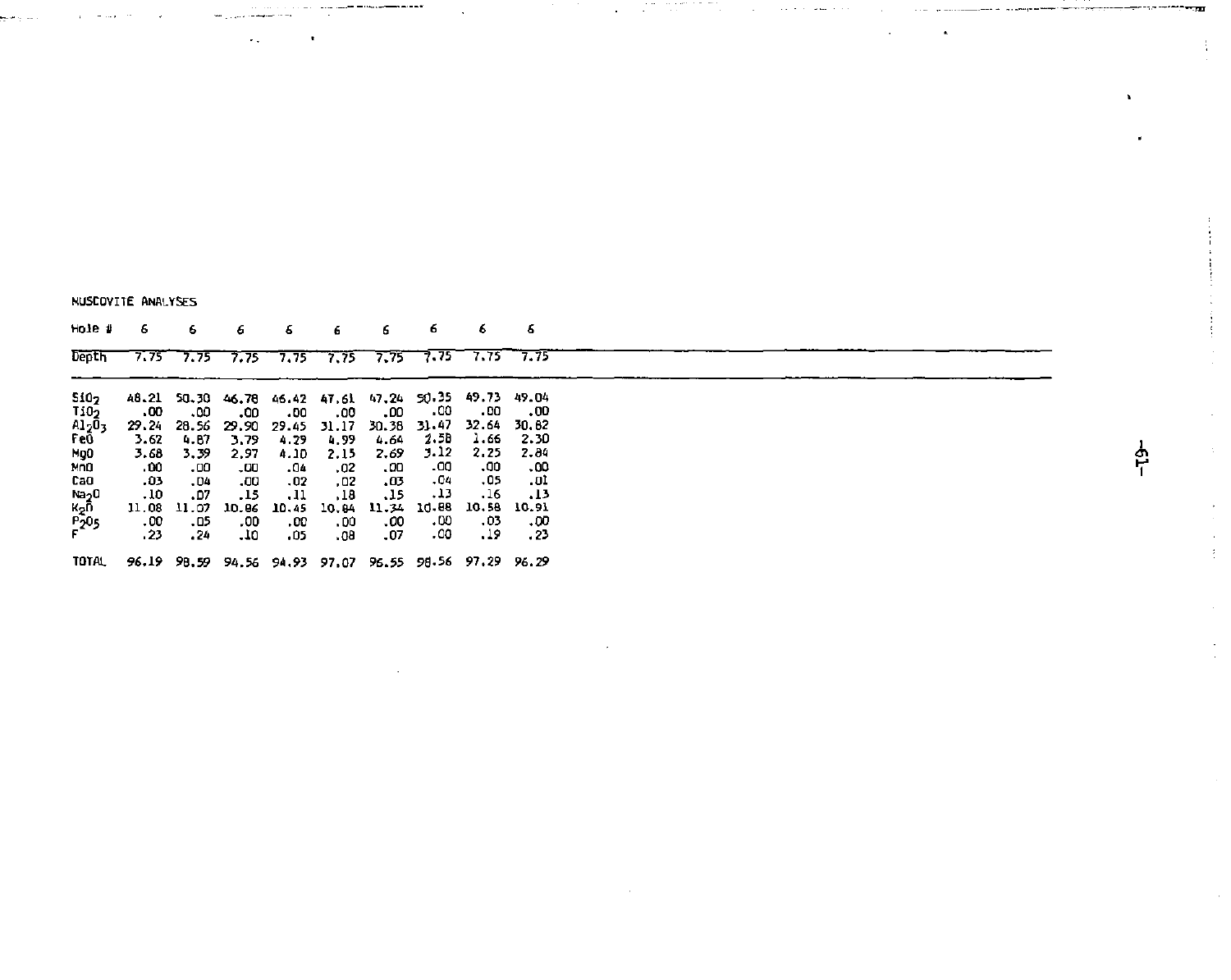MUSCOVITE ANALYSES

| Hole # | 6 | 6 | 6 | 6 | 6 | 6 | 6 | 6 | 6 |
|---|---|---|---|---|---|---|---|---|---|
| Depth | 7.75 | 7.75 | 7.75 | 7.75 | 7.75 | 7.75 | 7.75 | 7.75 | 7.75 |
| $SiO_2$ | 48.21 | 50.30 | 46.78 | 46.42 | 47.61 | 47.24 | 50.35 | 49.73 | 49.04 |
| $TiO_2$ | .00 | .00 | .00 | .00 | .00 | .00 | .00 | .00 | .00 |
| $Al_2O_3$ | 29.24 | 28.56 | 29.90 | 29.45 | 31.17 | 30.38 | 31.47 | 32.64 | 30.82 |
| FeO | 3.62 | 4.87 | 3.79 | 4.29 | 4.99 | 4.64 | 2.58 | 1.66 | 2.30 |
| MgO | 3.68 | 3.39 | 2.97 | 4.10 | 2.15 | 2.69 | 3.12 | 2.25 | 2.84 |
| MnO | .00 | .00 | .00 | .04 | .02 | .00 | .00 | .00 | .00 |
| CaO | .03 | .04 | .00 | .02 | .02 | .03 | .04 | .05 | .01 |
| $Na_2O$ | .10 | .07 | .15 | .11 | .18 | .15 | .13 | .16 | .13 |
| $K_2O$ | 11.08 | 11.07 | 10.86 | 10.45 | 10.84 | 11.34 | 10.88 | 10.58 | 10.91 |
| $P_2O_5$ | .00 | .05 | .00 | .00 | .00 | .00 | .00 | .03 | .00 |
| F | .23 | .24 | .10 | .05 | .08 | .07 | .00 | .19 | .23 |
| TOTAL | 96.19 | 98.59 | 94.56 | 94.93 | 97.07 | 96.55 | 98.56 | 97.29 | 96.29 |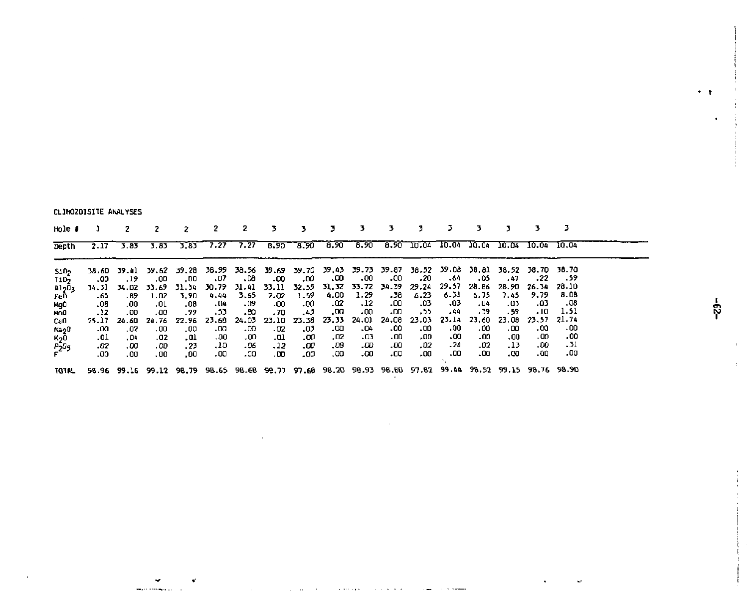CLINOZOISITE ANALYSES

| Hole # | 1 | 2 | 2 | 2 | 2 | 2 | 3 | 3 | 3 | 3 | 3 | 3 | 3 | 3 | 3 | 3 | 3 |
|---|---|---|---|---|---|---|---|---|---|---|---|---|---|---|---|---|---|
| Depth | 2.17 | 3.83 | 3.83 | 3.83 | 7.27 | 7.27 | 8.90 | 8.90 | 8.90 | 8.90 | 8.90 | 10.04 | 10.04 | 10.04 | 10.04 | 10.04 | 10.04 |
| $SiO_2$ | 38.60 | 39.41 | 39.62 | 39.28 | 38.99 | 38.56 | 39.69 | 39.70 | 39.43 | 39.73 | 39.87 | 38.52 | 39.08 | 38.81 | 38.52 | 38.70 | 38.70 |
| $TiO_2$ | .00 | .19 | .00 | .00 | .07 | .08 | .00 | .00 | .00 | .00 | .00 | .20 | .64 | .05 | .47 | .22 | .59 |
| $Al_2O_3$ | 34.31 | 34.02 | 33.69 | 31.34 | 30.79 | 31.41 | 33.11 | 32.55 | 31.32 | 33.72 | 34.39 | 29.24 | 29.57 | 28.86 | 28.90 | 26.34 | 28.10 |
| FeO | .65 | .89 | 1.02 | 3.90 | 4.44 | 3.65 | 2.02 | 1.59 | 4.00 | 1.29 | .38 | 6.23 | 6.31 | 6.75 | 7.45 | 9.79 | 8.08 |
| MgO | .08 | .00 | .01 | .08 | .04 | .09 | .00 | .00 | .02 | .12 | .00 | .03 | .03 | .04 | .03 | .03 | .08 |
| MnO | .12 | .00 | .00 | .99 | .53 | .80 | .70 | .43 | .00 | .00 | .00 | .55 | .44 | .39 | .59 | .10 | 1.51 |
| CaO | 25.17 | 24.60 | 24.76 | 22.96 | 23.68 | 24.03 | 23.10 | 23.38 | 23.33 | 24.01 | 24.08 | 23.03 | 23.14 | 23.60 | 23.08 | 23.57 | 21.74 |
| $Na_2O$ | .00 | .02 | .00 | .00 | .00 | .00 | .02 | .03 | .00 | .04 | .00 | .00 | .00 | .00 | .00 | .00 | .00 |
| $K_2O$ | .01 | .04 | .02 | .01 | .00 | .00 | .01 | .00 | .02 | .03 | .00 | .00 | .00 | .00 | .00 | .00 | .00 |
| $P_2O_5$ | .02 | .00 | .00 | .23 | .10 | .06 | .12 | .00 | .08 | .00 | .00 | .02 | .24 | .02 | .13 | .00 | .31 |
| F | .00 | .00 | .00 | .00 | .00 | .00 | .00 | .00 | .00 | .00 | .00 | .00 | .00 | .00 | .00 | .00 | .00 |
| TOTAL | 98.96 | 99.16 | 99.12 | 98.79 | 98.65 | 98.68 | 98.77 | 97.68 | 98.20 | 98.93 | 98.80 | 97.82 | 99.44 | 98.52 | 99.15 | 98.76 | 98.90 |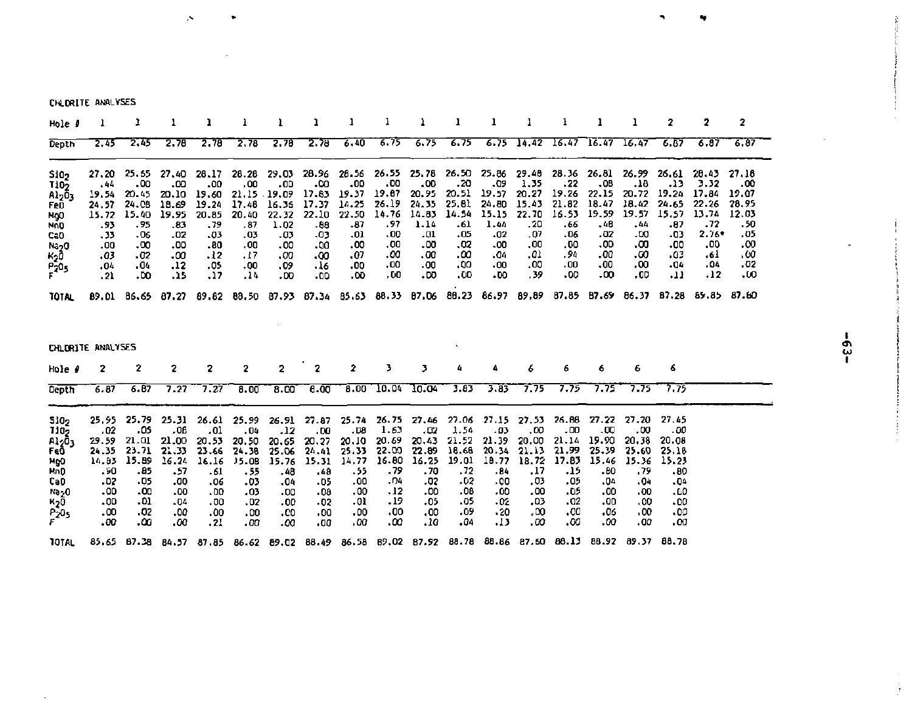CHLORITE ANALYSES

| Hole # | 1 | 1 | 1 | 1 | 1 | 1 | 1 | 1 | 1 | 1 | 1 | 1 | 1 | 1 | 1 | 1 | 2 | 2 | 2 |
|---|---|---|---|---|---|---|---|---|---|---|---|---|---|---|---|---|---|---|---|
| Depth | 2.45 | 2.45 | 2.78 | 2.78 | 2.78 | 2.78 | 2.78 | 6.40 | 6.75 | 6.75 | 6.75 | 6.75 | 14.42 | 16.47 | 16.47 | 16.47 | 6.87 | 6.87 | 6.87 |
| $SiO_2$ | 27.20 | 25.65 | 27.40 | 28.17 | 28.28 | 29.03 | 28.96 | 28.56 | 26.55 | 25.78 | 26.50 | 25.86 | 29.48 | 28.36 | 26.81 | 26.99 | 26.61 | 28.43 | 27.18 |
| $TiO_2$ | .44 | .00 | .00 | .00 | .00 | .00 | .00 | .00 | .00 | .00 | .20 | .09 | 1.35 | .22 | .08 | .18 | .13 | 3.32 | .00 |
| $Al_2O_3$ | 19.54 | 20.45 | 20.10 | 19.60 | 21.15 | 19.09 | 17.83 | 19.37 | 19.87 | 20.95 | 20.51 | 19.57 | 20.27 | 19.26 | 22.15 | 20.72 | 19.24 | 17.84 | 19.07 |
| FeO | 24.57 | 24.08 | 18.69 | 19.24 | 17.48 | 16.36 | 17.37 | 14.25 | 26.19 | 24.35 | 25.81 | 24.80 | 15.43 | 21.82 | 18.47 | 18.42 | 24.65 | 22.26 | 28.95 |
| MgO | 15.72 | 15.40 | 19.95 | 20.85 | 20.40 | 22.32 | 22.10 | 22.50 | 14.76 | 14.83 | 14.54 | 15.15 | 22.70 | 16.53 | 19.59 | 19.57 | 15.57 | 13.74 | 12.03 |
| MnO | .93 | .95 | .83 | .79 | .87 | 1.02 | .88 | .87 | .97 | 1.14 | .61 | 1.44 | .20 | .66 | .48 | .44 | .87 | .72 | .50 |
| CaO | .33 | .06 | .02 | .03 | .03 | .03 | .03 | .01 | .00 | .01 | .05 | .02 | .07 | .06 | .02 | .00 | .03 | 2.76* | .05 |
| $Na_2O$ | .00 | .00 | .00 | .80 | .00 | .00 | .00 | .00 | .00 | .00 | .02 | .00 | .00 | .00 | .00 | .00 | .00 | .00 | .00 |
| $K_2O$ | .03 | .02 | .00 | .12 | .17 | .00 | .00 | .07 | .00 | .00 | .00 | .04 | .01 | .94 | .00 | .00 | .03 | .61 | .00 |
| $P_2O_5$ | .04 | .04 | .12 | .05 | .00 | .09 | .16 | .00 | .00 | .00 | .00 | .00 | .00 | .00 | .00 | .00 | .04 | .04 | .02 |
| F | .21 | .00 | .15 | .17 | .14 | .00 | .00 | .00 | .00 | .00 | .00 | .00 | .39 | .00 | .00 | .00 | .11 | .12 | .00 |
| TOTAL | 89.01 | 86.65 | 87.27 | 89.62 | 88.50 | 87.93 | 87.34 | 85.63 | 88.33 | 87.06 | 88.23 | 86.97 | 89.89 | 87.85 | 87.69 | 86.37 | 87.28 | 89.85 | 87.60 |

CHLORITE ANALYSES

| Hole # | 2 | 2 | 2 | 2 | 2 | 2 | 2 | 2 | 3 | 3 | 4 | 4 | 6 | 6 | 6 | 6 | 6 |
|---|---|---|---|---|---|---|---|---|---|---|---|---|---|---|---|---|---|
| Depth | 6.87 | 6.87 | 7.27 | 7.27 | 8.00 | 8.00 | 8.00 | 8.00 | 10.04 | 10.04 | 3.83 | 3.83 | 7.75 | 7.75 | 7.75 | 7.75 | 7.75 |
| $SiO_2$ | 25.95 | 25.79 | 25.31 | 26.61 | 25.99 | 26.91 | 27.87 | 25.74 | 26.75 | 27.46 | 27.06 | 27.15 | 27.53 | 26.88 | 27.22 | 27.20 | 27.45 |
| $TiO_2$ | .02 | .05 | .08 | .01 | .04 | .12 | .00 | .08 | 1.63 | .02 | 1.54 | .03 | .00 | .00 | .00 | .00 | .00 |
| $Al_2O_3$ | 29.59 | 21.01 | 21.00 | 20.53 | 20.50 | 20.65 | 20.27 | 20.10 | 20.69 | 20.43 | 21.52 | 21.39 | 20.00 | 21.14 | 19.90 | 20.38 | 20.08 |
| FeO | 24.35 | 23.71 | 21.33 | 23.66 | 24.38 | 25.06 | 24.41 | 25.33 | 22.00 | 22.89 | 18.68 | 20.34 | 21.13 | 21.99 | 25.39 | 25.60 | 25.18 |
| MgO | 14.83 | 15.89 | 16.24 | 16.16 | 15.08 | 15.76 | 15.31 | 14.77 | 16.80 | 16.25 | 19.01 | 18.77 | 18.72 | 17.83 | 15.46 | 15.36 | 15.23 |
| MnO | .90 | .85 | .57 | .61 | .55 | .48 | .48 | .55 | .79 | .70 | .72 | .84 | .17 | .15 | .80 | .79 | .80 |
| CaO | .02 | .05 | .00 | .06 | .03 | .04 | .05 | .00 | .04 | .02 | .02 | .00 | .03 | .05 | .04 | .04 | .04 |
| $Na_2O$ | .00 | .00 | .00 | .00 | .03 | .00 | .08 | .00 | .12 | .00 | .08 | .00 | .00 | .05 | .00 | .00 | .00 |
| $K_2O$ | .00 | .01 | .04 | .00 | .02 | .00 | .02 | .01 | .19 | .05 | .05 | .02 | .03 | .02 | .00 | .00 | .00 |
| $P_2O_5$ | .00 | .02 | .00 | .00 | .00 | .00 | .00 | .00 | .00 | .00 | .09 | .20 | .00 | .00 | .06 | .00 | .00 |
| F | .00 | .00 | .00 | .21 | .00 | .00 | .00 | .00 | .00 | .10 | .04 | .13 | .00 | .00 | .00 | .00 | .00 |
| TOTAL | 85.65 | 87.38 | 84.57 | 87.85 | 86.62 | 89.02 | 88.49 | 86.58 | 89.02 | 87.92 | 88.78 | 88.86 | 87.60 | 88.13 | 88.92 | 89.37 | 88.78 |